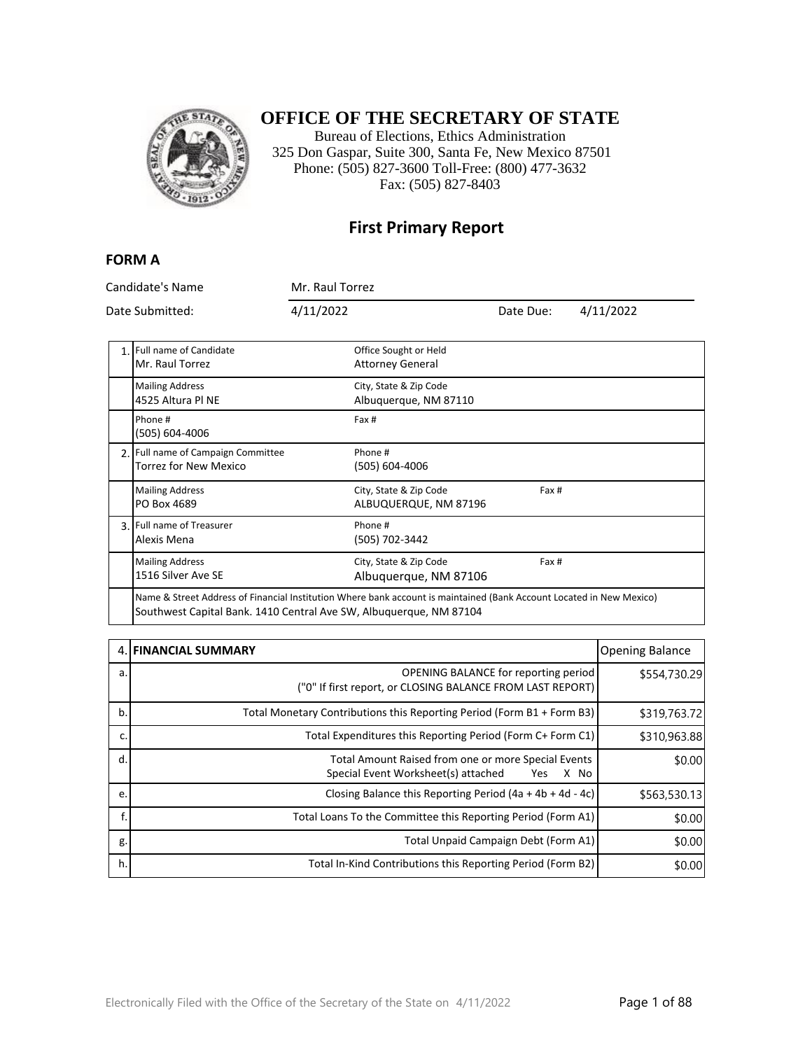# OFFICE OF THE SECRETARY OF STATE

Bureau of Elections, Ethics Administration
325 Don Gaspar, Suite 300, Santa Fe, New Mexico 87501
Phone: (505) 827-3600 Toll-Free: (800) 477-3632
Fax: (505) 827-8403

## First Primary Report

### FORM A

| | | | |
|---|---|---|---|
| Candidate's Name | Mr. Raul Torrez | | |
| Date Submitted: | 4/11/2022 | Date Due: | 4/11/2022 |

| | | | |
|---|---|---|---|
| 1. | Full name of Candidate<br>Mr. Raul Torrez | Office Sought or Held<br>Attorney General | |
| | Mailing Address<br>4525 Altura Pl NE | City, State & Zip Code<br>Albuquerque, NM 87110 | |
| | Phone #<br>(505) 604-4006 | Fax # | |
| 2. | Full name of Campaign Committee<br>Torrez for New Mexico | Phone #<br>(505) 604-4006 | |
| | Mailing Address<br>PO Box 4689 | City, State & Zip Code<br>ALBUQUERQUE, NM 87196 | Fax # |
| 3. | Full name of Treasurer<br>Alexis Mena | Phone #<br>(505) 702-3442 | |
| | Mailing Address<br>1516 Silver Ave SE | City, State & Zip Code<br>Albuquerque, NM 87106 | Fax # |
| | Name & Street Address of Financial Institution Where bank account is maintained (Bank Account Located in New Mexico)<br>Southwest Capital Bank. 1410 Central Ave SW, Albuquerque, NM 87104 | | |

| 4. | FINANCIAL SUMMARY | Opening Balance |
|---|---|---|
| a. | OPENING BALANCE for reporting period ("0" If first report, or CLOSING BALANCE FROM LAST REPORT) | $554,730.29 |
| b. | Total Monetary Contributions this Reporting Period (Form B1 + Form B3) | $319,763.72 |
| c. | Total Expenditures this Reporting Period (Form C+ Form C1) | $310,963.88 |
| d. | Total Amount Raised from one or more Special Events<br>Special Event Worksheet(s) attached Yes X No | $0.00 |
| e. | Closing Balance this Reporting Period (4a + 4b + 4d - 4c) | $563,530.13 |
| f. | Total Loans To the Committee this Reporting Period (Form A1) | $0.00 |
| g. | Total Unpaid Campaign Debt (Form A1) | $0.00 |
| h. | Total In-Kind Contributions this Reporting Period (Form B2) | $0.00 |

Electronically Filed with the Office of the Secretary of the State on 4/11/2022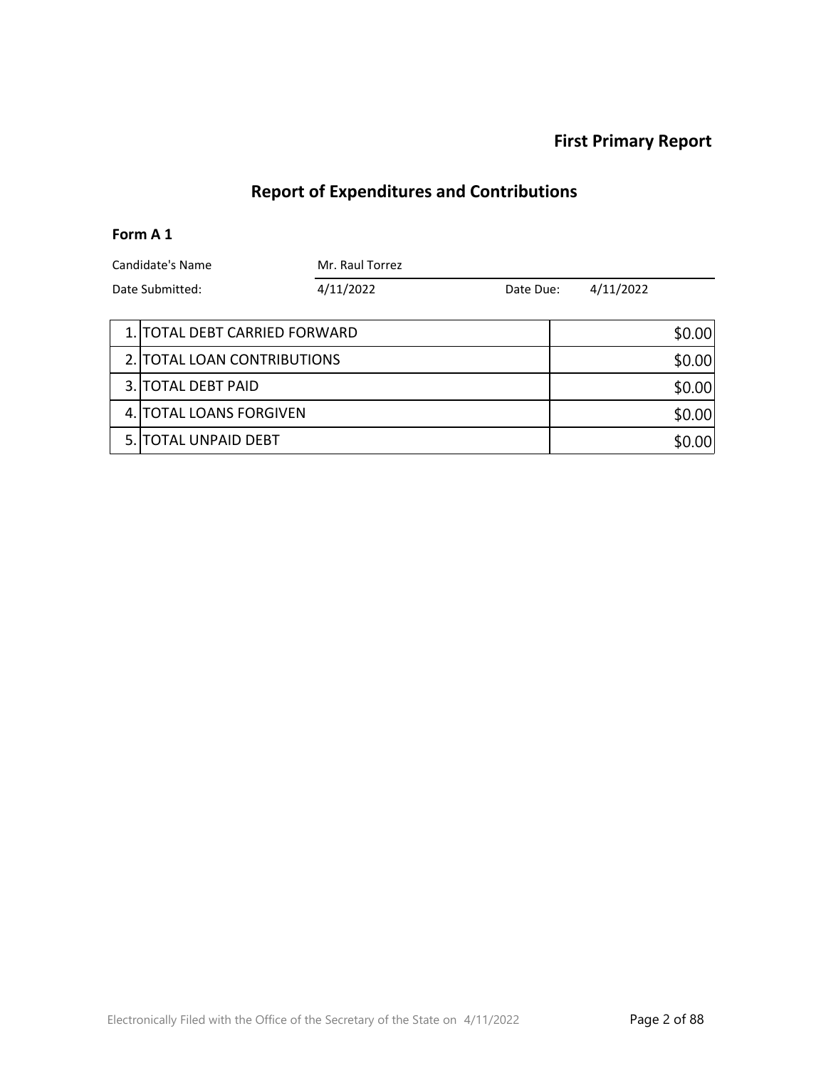**First Primary Report**

## Report of Expenditures and Contributions

### Form A 1

| Candidate's Name | Mr. Raul Torrez | | |
|---|---|---|---|
| Date Submitted: | 4/11/2022 | Date Due: | 4/11/2022 |

| | | |
|---|---|---|
| 1. | TOTAL DEBT CARRIED FORWARD | $0.00 |
| 2. | TOTAL LOAN CONTRIBUTIONS | $0.00 |
| 3. | TOTAL DEBT PAID | $0.00 |
| 4. | TOTAL LOANS FORGIVEN | $0.00 |
| 5. | TOTAL UNPAID DEBT | $0.00 |

Electronically Filed with the Office of the Secretary of the State on 4/11/2022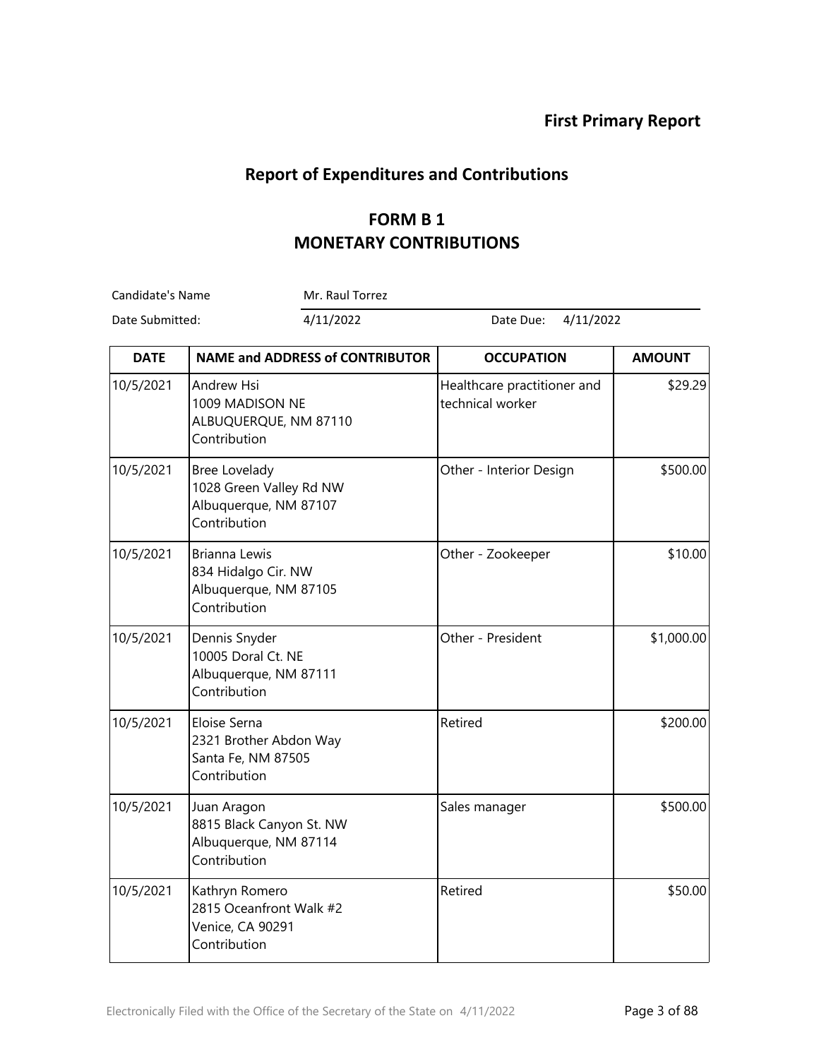**First Primary Report**

## Report of Expenditures and Contributions

### FORM B 1
### MONETARY CONTRIBUTIONS

Candidate's Name: Mr. Raul Torrez

Date Submitted: 4/11/2022 Date Due: 4/11/2022

| DATE | NAME and ADDRESS of CONTRIBUTOR | OCCUPATION | AMOUNT |
|---|---|---|---|
| 10/5/2021 | Andrew Hsi<br>1009 MADISON NE<br>ALBUQUERQUE, NM 87110<br>Contribution | Healthcare practitioner and technical worker | $29.29 |
| 10/5/2021 | Bree Lovelady<br>1028 Green Valley Rd NW<br>Albuquerque, NM 87107<br>Contribution | Other - Interior Design | $500.00 |
| 10/5/2021 | Brianna Lewis<br>834 Hidalgo Cir. NW<br>Albuquerque, NM 87105<br>Contribution | Other - Zookeeper | $10.00 |
| 10/5/2021 | Dennis Snyder<br>10005 Doral Ct. NE<br>Albuquerque, NM 87111<br>Contribution | Other - President | $1,000.00 |
| 10/5/2021 | Eloise Serna<br>2321 Brother Abdon Way<br>Santa Fe, NM 87505<br>Contribution | Retired | $200.00 |
| 10/5/2021 | Juan Aragon<br>8815 Black Canyon St. NW<br>Albuquerque, NM 87114<br>Contribution | Sales manager | $500.00 |
| 10/5/2021 | Kathryn Romero<br>2815 Oceanfront Walk #2<br>Venice, CA 90291<br>Contribution | Retired | $50.00 |

Electronically Filed with the Office of the Secretary of the State on 4/11/2022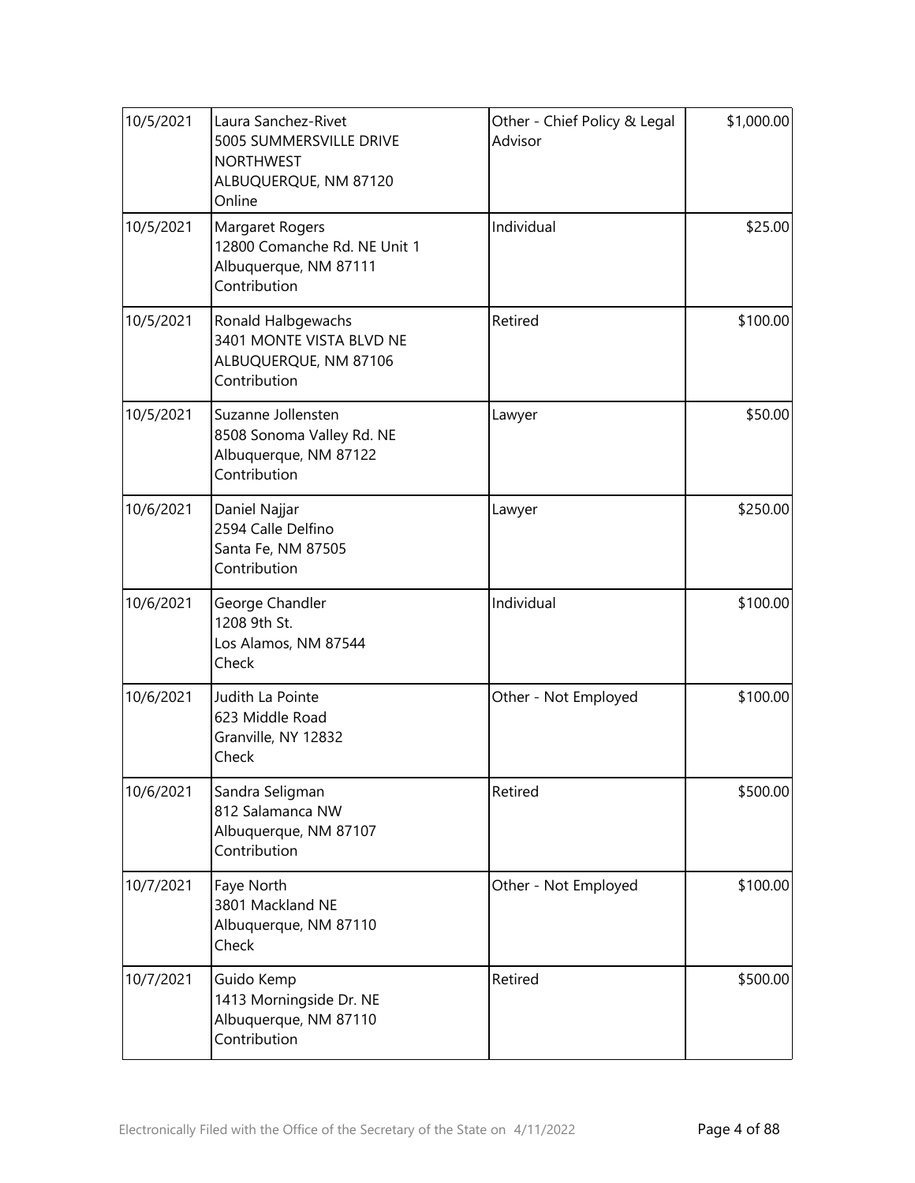| 10/5/2021 | Laura Sanchez-Rivet<br>5005 SUMMERSVILLE DRIVE NORTHWEST<br>ALBUQUERQUE, NM 87120<br>Online | Other - Chief Policy & Legal Advisor | $1,000.00 |
|---|---|---|---|
| 10/5/2021 | Margaret Rogers<br>12800 Comanche Rd. NE Unit 1<br>Albuquerque, NM 87111<br>Contribution | Individual | $25.00 |
| 10/5/2021 | Ronald Halbgewachs<br>3401 MONTE VISTA BLVD NE<br>ALBUQUERQUE, NM 87106<br>Contribution | Retired | $100.00 |
| 10/5/2021 | Suzanne Jollensten<br>8508 Sonoma Valley Rd. NE<br>Albuquerque, NM 87122<br>Contribution | Lawyer | $50.00 |
| 10/6/2021 | Daniel Najjar<br>2594 Calle Delfino<br>Santa Fe, NM 87505<br>Contribution | Lawyer | $250.00 |
| 10/6/2021 | George Chandler<br>1208 9th St.<br>Los Alamos, NM 87544<br>Check | Individual | $100.00 |
| 10/6/2021 | Judith La Pointe<br>623 Middle Road<br>Granville, NY 12832<br>Check | Other - Not Employed | $100.00 |
| 10/6/2021 | Sandra Seligman<br>812 Salamanca NW<br>Albuquerque, NM 87107<br>Contribution | Retired | $500.00 |
| 10/7/2021 | Faye North<br>3801 Mackland NE<br>Albuquerque, NM 87110<br>Check | Other - Not Employed | $100.00 |
| 10/7/2021 | Guido Kemp<br>1413 Morningside Dr. NE<br>Albuquerque, NM 87110<br>Contribution | Retired | $500.00 |

Electronically Filed with the Office of the Secretary of the State on 4/11/2022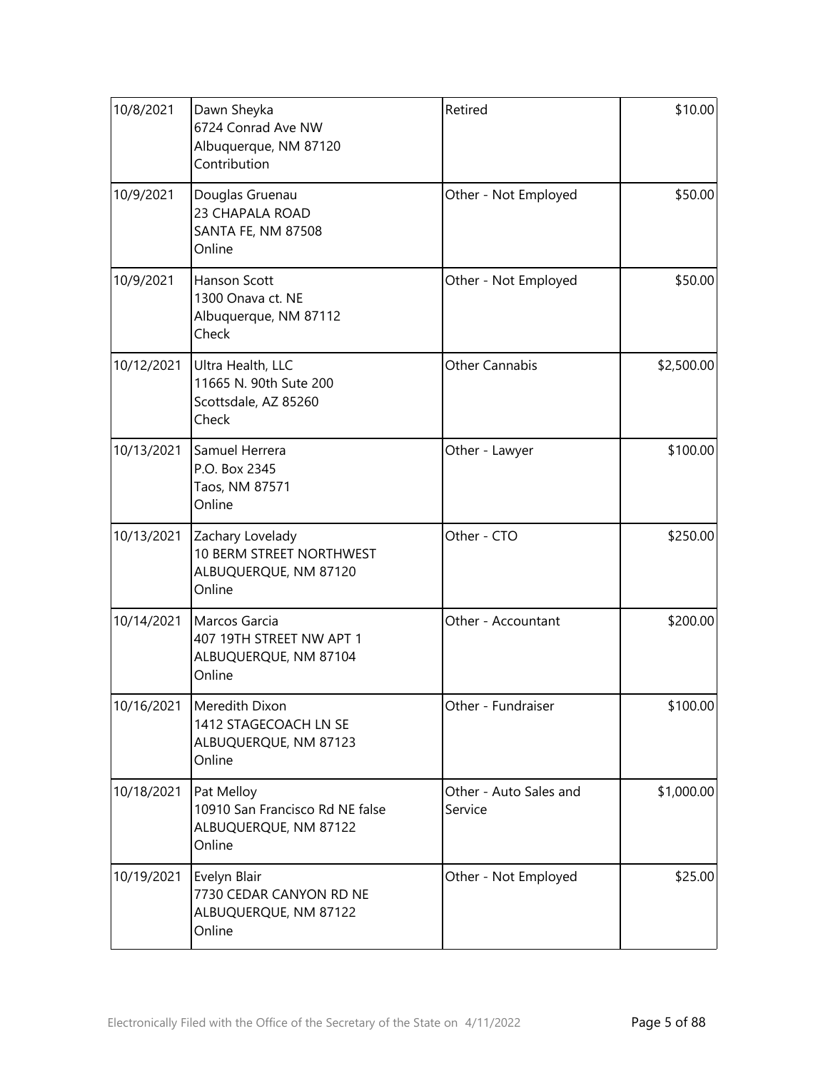| | | | |
|---|---|---|---|
| 10/8/2021 | Dawn Sheyka<br>6724 Conrad Ave NW<br>Albuquerque, NM 87120<br>Contribution | Retired | $10.00 |
| 10/9/2021 | Douglas Gruenau<br>23 CHAPALA ROAD<br>SANTA FE, NM 87508<br>Online | Other - Not Employed | $50.00 |
| 10/9/2021 | Hanson Scott<br>1300 Onava ct. NE<br>Albuquerque, NM 87112<br>Check | Other - Not Employed | $50.00 |
| 10/12/2021 | Ultra Health, LLC<br>11665 N. 90th Sute 200<br>Scottsdale, AZ 85260<br>Check | Other Cannabis | $2,500.00 |
| 10/13/2021 | Samuel Herrera<br>P.O. Box 2345<br>Taos, NM 87571<br>Online | Other - Lawyer | $100.00 |
| 10/13/2021 | Zachary Lovelady<br>10 BERM STREET NORTHWEST<br>ALBUQUERQUE, NM 87120<br>Online | Other - CTO | $250.00 |
| 10/14/2021 | Marcos Garcia<br>407 19TH STREET NW APT 1<br>ALBUQUERQUE, NM 87104<br>Online | Other - Accountant | $200.00 |
| 10/16/2021 | Meredith Dixon<br>1412 STAGECOACH LN SE<br>ALBUQUERQUE, NM 87123<br>Online | Other - Fundraiser | $100.00 |
| 10/18/2021 | Pat Melloy<br>10910 San Francisco Rd NE false<br>ALBUQUERQUE, NM 87122<br>Online | Other - Auto Sales and Service | $1,000.00 |
| 10/19/2021 | Evelyn Blair<br>7730 CEDAR CANYON RD NE<br>ALBUQUERQUE, NM 87122<br>Online | Other - Not Employed | $25.00 |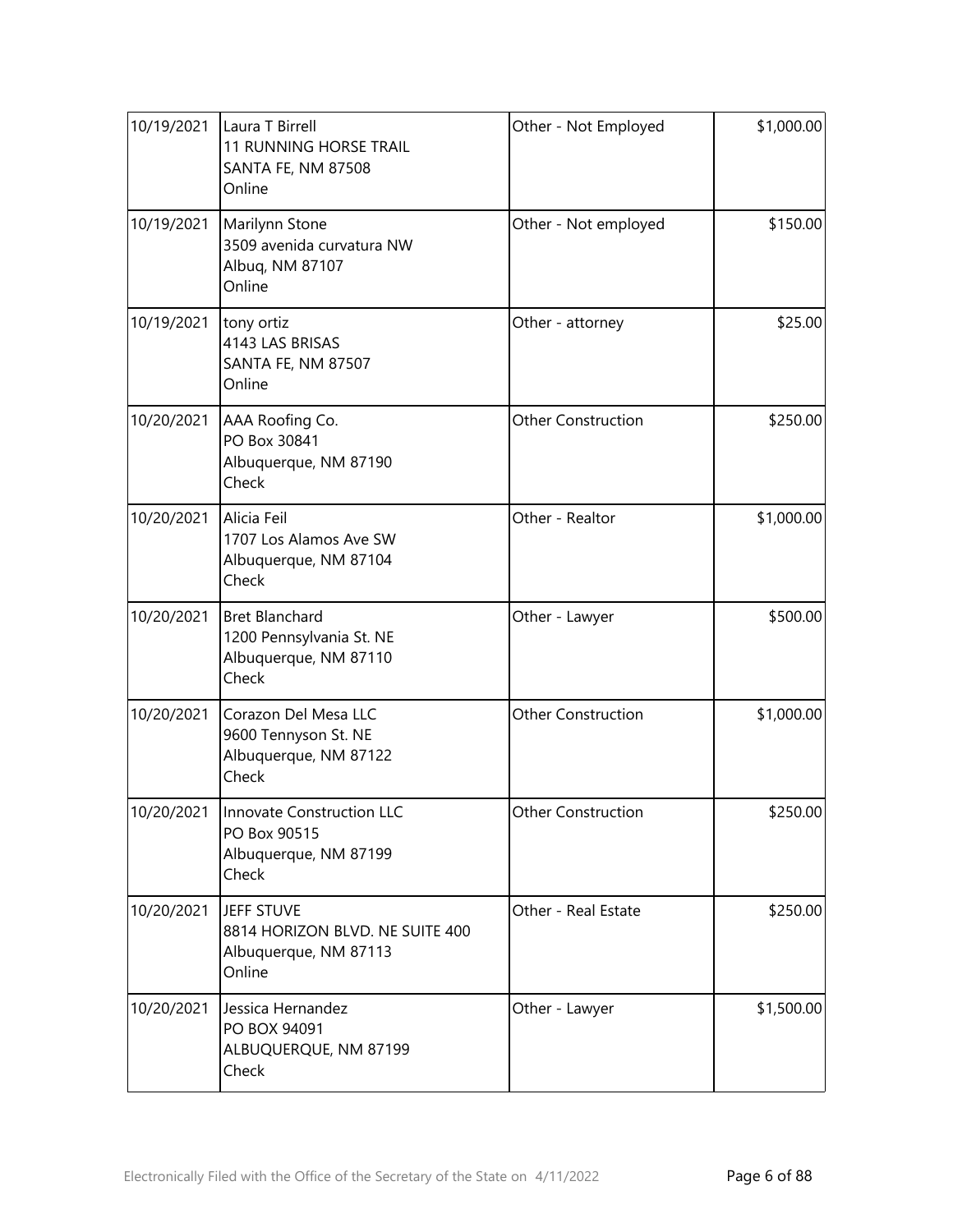| | | | |
|---|---|---|---|
| 10/19/2021 | Laura T Birrell<br>11 RUNNING HORSE TRAIL<br>SANTA FE, NM 87508<br>Online | Other - Not Employed | $1,000.00 |
| 10/19/2021 | Marilynn Stone<br>3509 avenida curvatura NW<br>Albuq, NM 87107<br>Online | Other - Not employed | $150.00 |
| 10/19/2021 | tony ortiz<br>4143 LAS BRISAS<br>SANTA FE, NM 87507<br>Online | Other - attorney | $25.00 |
| 10/20/2021 | AAA Roofing Co.<br>PO Box 30841<br>Albuquerque, NM 87190<br>Check | Other Construction | $250.00 |
| 10/20/2021 | Alicia Feil<br>1707 Los Alamos Ave SW<br>Albuquerque, NM 87104<br>Check | Other - Realtor | $1,000.00 |
| 10/20/2021 | Bret Blanchard<br>1200 Pennsylvania St. NE<br>Albuquerque, NM 87110<br>Check | Other - Lawyer | $500.00 |
| 10/20/2021 | Corazon Del Mesa LLC<br>9600 Tennyson St. NE<br>Albuquerque, NM 87122<br>Check | Other Construction | $1,000.00 |
| 10/20/2021 | Innovate Construction LLC<br>PO Box 90515<br>Albuquerque, NM 87199<br>Check | Other Construction | $250.00 |
| 10/20/2021 | JEFF STUVE<br>8814 HORIZON BLVD. NE SUITE 400<br>Albuquerque, NM 87113<br>Online | Other - Real Estate | $250.00 |
| 10/20/2021 | Jessica Hernandez<br>PO BOX 94091<br>ALBUQUERQUE, NM 87199<br>Check | Other - Lawyer | $1,500.00 |

Electronically Filed with the Office of the Secretary of the State on 4/11/2022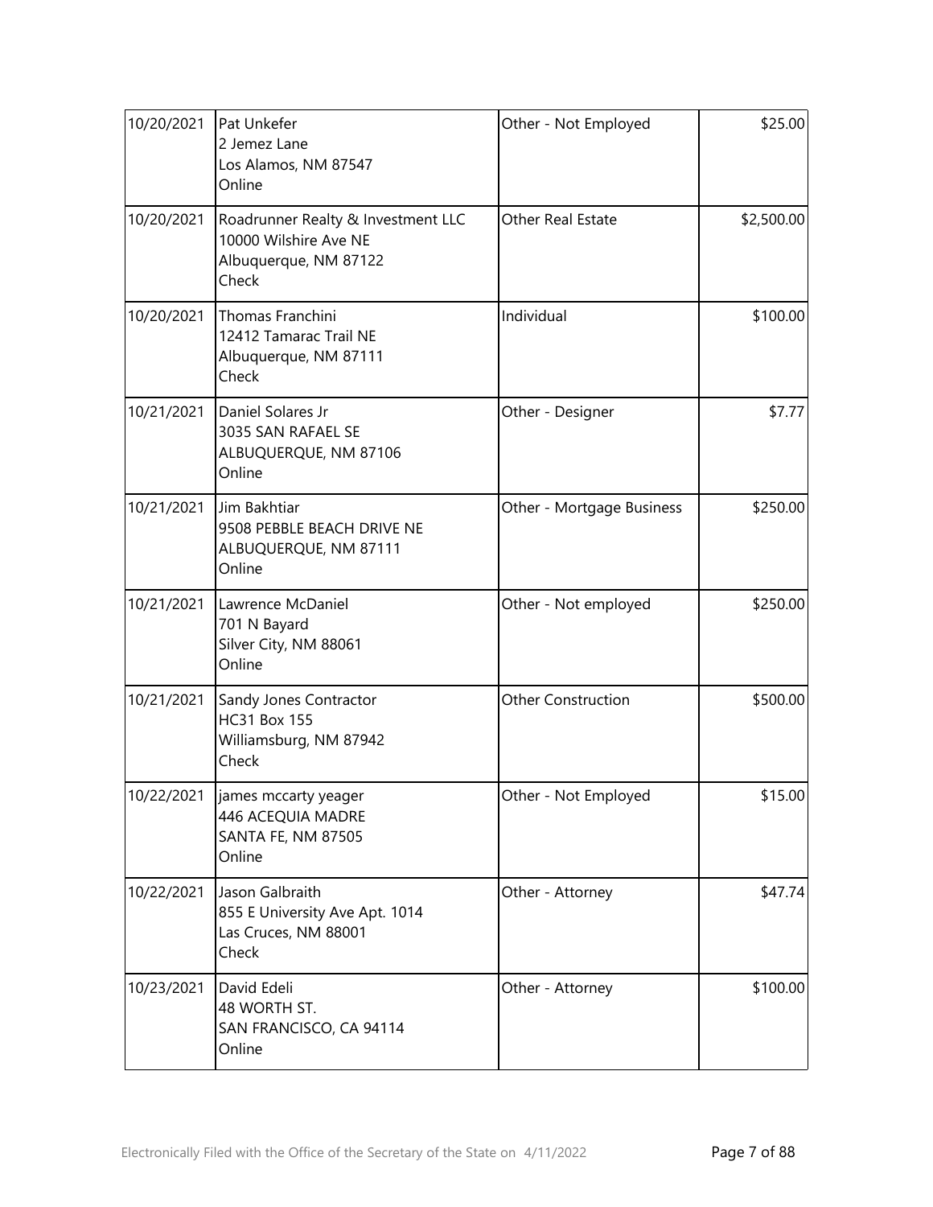| | | | |
|---|---|---|---|
| 10/20/2021 | Pat Unkefer<br>2 Jemez Lane<br>Los Alamos, NM 87547<br>Online | Other - Not Employed | $25.00 |
| 10/20/2021 | Roadrunner Realty & Investment LLC<br>10000 Wilshire Ave NE<br>Albuquerque, NM 87122<br>Check | Other Real Estate | $2,500.00 |
| 10/20/2021 | Thomas Franchini<br>12412 Tamarac Trail NE<br>Albuquerque, NM 87111<br>Check | Individual | $100.00 |
| 10/21/2021 | Daniel Solares Jr<br>3035 SAN RAFAEL SE<br>ALBUQUERQUE, NM 87106<br>Online | Other - Designer | $7.77 |
| 10/21/2021 | Jim Bakhtiar<br>9508 PEBBLE BEACH DRIVE NE<br>ALBUQUERQUE, NM 87111<br>Online | Other - Mortgage Business | $250.00 |
| 10/21/2021 | Lawrence McDaniel<br>701 N Bayard<br>Silver City, NM 88061<br>Online | Other - Not employed | $250.00 |
| 10/21/2021 | Sandy Jones Contractor<br>HC31 Box 155<br>Williamsburg, NM 87942<br>Check | Other Construction | $500.00 |
| 10/22/2021 | james mccarty yeager<br>446 ACEQUIA MADRE<br>SANTA FE, NM 87505<br>Online | Other - Not Employed | $15.00 |
| 10/22/2021 | Jason Galbraith<br>855 E University Ave Apt. 1014<br>Las Cruces, NM 88001<br>Check | Other - Attorney | $47.74 |
| 10/23/2021 | David Edeli<br>48 WORTH ST.<br>SAN FRANCISCO, CA 94114<br>Online | Other - Attorney | $100.00 |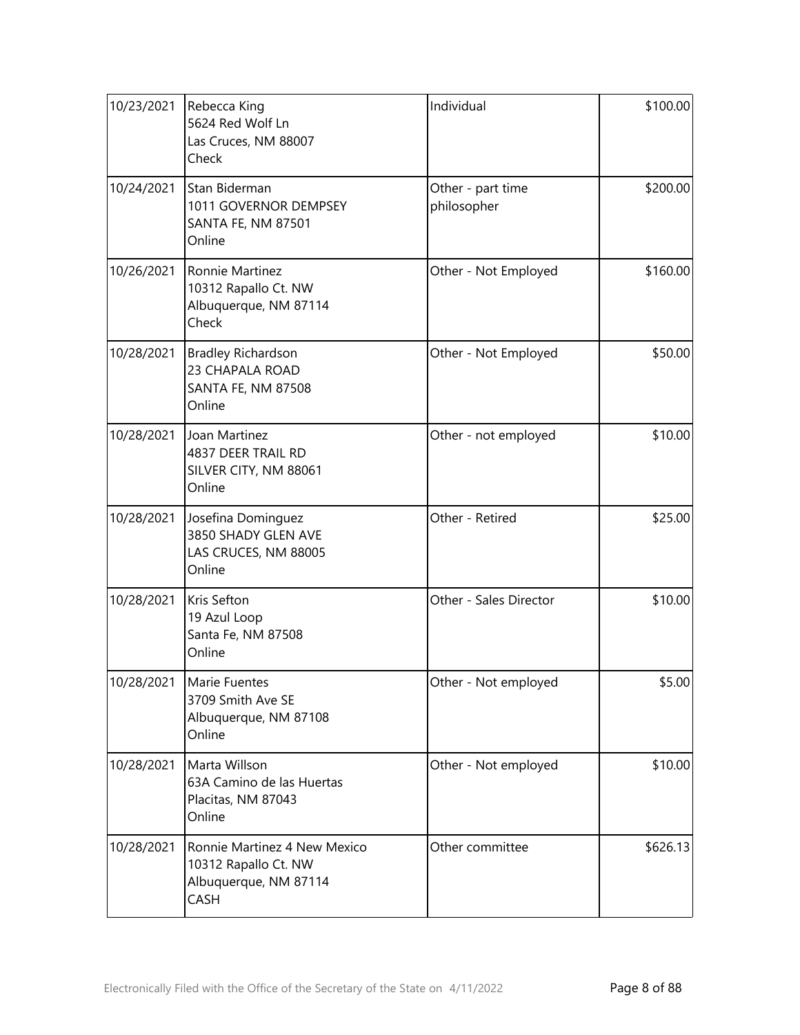| 10/23/2021 | Rebecca King<br>5624 Red Wolf Ln<br>Las Cruces, NM 88007<br>Check | Individual | $100.00 |
|---|---|---|---|
| 10/24/2021 | Stan Biderman<br>1011 GOVERNOR DEMPSEY<br>SANTA FE, NM 87501<br>Online | Other - part time philosopher | $200.00 |
| 10/26/2021 | Ronnie Martinez<br>10312 Rapallo Ct. NW<br>Albuquerque, NM 87114<br>Check | Other - Not Employed | $160.00 |
| 10/28/2021 | Bradley Richardson<br>23 CHAPALA ROAD<br>SANTA FE, NM 87508<br>Online | Other - Not Employed | $50.00 |
| 10/28/2021 | Joan Martinez<br>4837 DEER TRAIL RD<br>SILVER CITY, NM 88061<br>Online | Other - not employed | $10.00 |
| 10/28/2021 | Josefina Dominguez<br>3850 SHADY GLEN AVE<br>LAS CRUCES, NM 88005<br>Online | Other - Retired | $25.00 |
| 10/28/2021 | Kris Sefton<br>19 Azul Loop<br>Santa Fe, NM 87508<br>Online | Other - Sales Director | $10.00 |
| 10/28/2021 | Marie Fuentes<br>3709 Smith Ave SE<br>Albuquerque, NM 87108<br>Online | Other - Not employed | $5.00 |
| 10/28/2021 | Marta Willson<br>63A Camino de las Huertas<br>Placitas, NM 87043<br>Online | Other - Not employed | $10.00 |
| 10/28/2021 | Ronnie Martinez 4 New Mexico<br>10312 Rapallo Ct. NW<br>Albuquerque, NM 87114<br>CASH | Other committee | $626.13 |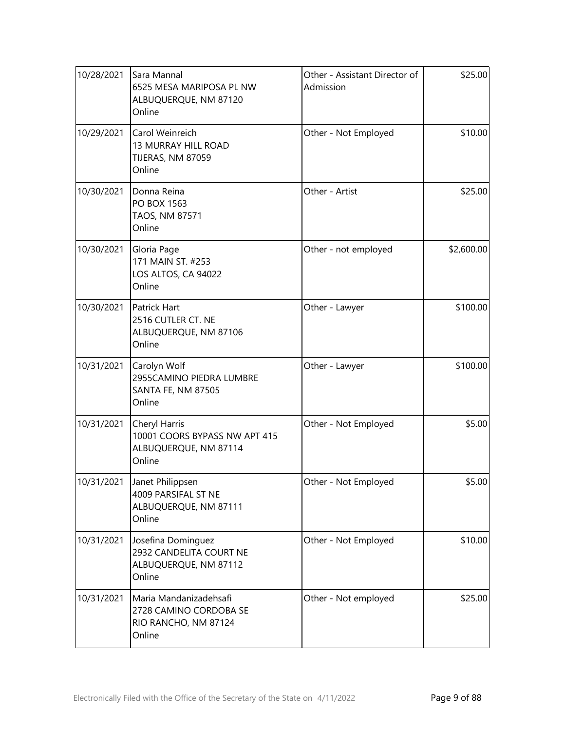| 10/28/2021 | Sara Mannal<br>6525 MESA MARIPOSA PL NW<br>ALBUQUERQUE, NM 87120<br>Online | Other - Assistant Director of Admission | $25.00 |
|---|---|---|---|
| 10/29/2021 | Carol Weinreich<br>13 MURRAY HILL ROAD<br>TIJERAS, NM 87059<br>Online | Other - Not Employed | $10.00 |
| 10/30/2021 | Donna Reina<br>PO BOX 1563<br>TAOS, NM 87571<br>Online | Other - Artist | $25.00 |
| 10/30/2021 | Gloria Page<br>171 MAIN ST. #253<br>LOS ALTOS, CA 94022<br>Online | Other - not employed | $2,600.00 |
| 10/30/2021 | Patrick Hart<br>2516 CUTLER CT. NE<br>ALBUQUERQUE, NM 87106<br>Online | Other - Lawyer | $100.00 |
| 10/31/2021 | Carolyn Wolf<br>2955CAMINO PIEDRA LUMBRE<br>SANTA FE, NM 87505<br>Online | Other - Lawyer | $100.00 |
| 10/31/2021 | Cheryl Harris<br>10001 COORS BYPASS NW APT 415<br>ALBUQUERQUE, NM 87114<br>Online | Other - Not Employed | $5.00 |
| 10/31/2021 | Janet Philippsen<br>4009 PARSIFAL ST NE<br>ALBUQUERQUE, NM 87111<br>Online | Other - Not Employed | $5.00 |
| 10/31/2021 | Josefina Dominguez<br>2932 CANDELITA COURT NE<br>ALBUQUERQUE, NM 87112<br>Online | Other - Not Employed | $10.00 |
| 10/31/2021 | Maria Mandanizadehsafi<br>2728 CAMINO CORDOBA SE<br>RIO RANCHO, NM 87124<br>Online | Other - Not employed | $25.00 |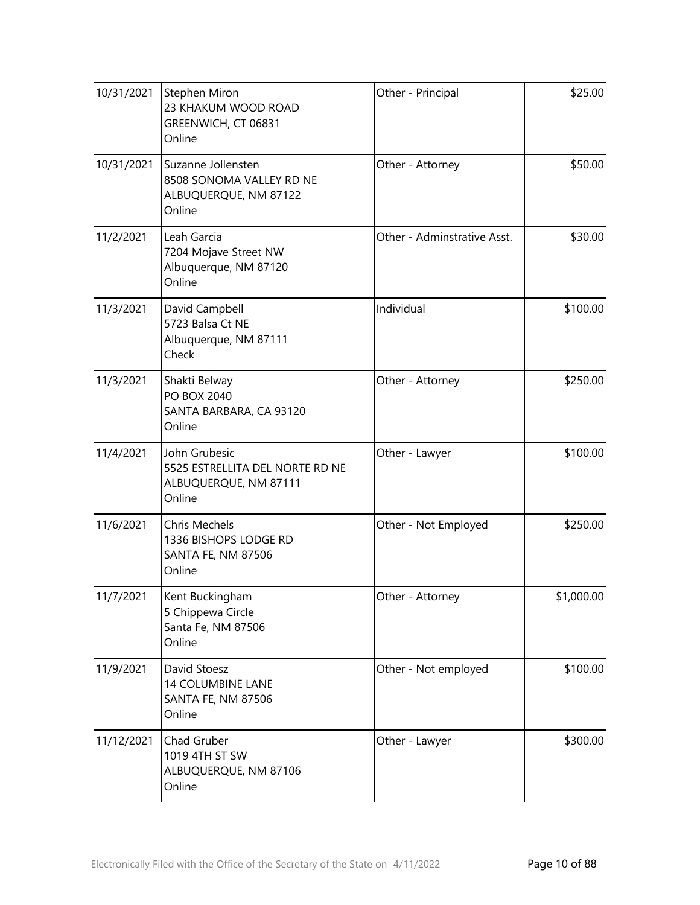| | | | |
|---|---|---|---|
| 10/31/2021 | Stephen Miron<br>23 KHAKUM WOOD ROAD<br>GREENWICH, CT 06831<br>Online | Other - Principal | $25.00 |
| 10/31/2021 | Suzanne Jollensten<br>8508 SONOMA VALLEY RD NE<br>ALBUQUERQUE, NM 87122<br>Online | Other - Attorney | $50.00 |
| 11/2/2021 | Leah Garcia<br>7204 Mojave Street NW<br>Albuquerque, NM 87120<br>Online | Other - Adminstrative Asst. | $30.00 |
| 11/3/2021 | David Campbell<br>5723 Balsa Ct NE<br>Albuquerque, NM 87111<br>Check | Individual | $100.00 |
| 11/3/2021 | Shakti Belway<br>PO BOX 2040<br>SANTA BARBARA, CA 93120<br>Online | Other - Attorney | $250.00 |
| 11/4/2021 | John Grubesic<br>5525 ESTRELLITA DEL NORTE RD NE<br>ALBUQUERQUE, NM 87111<br>Online | Other - Lawyer | $100.00 |
| 11/6/2021 | Chris Mechels<br>1336 BISHOPS LODGE RD<br>SANTA FE, NM 87506<br>Online | Other - Not Employed | $250.00 |
| 11/7/2021 | Kent Buckingham<br>5 Chippewa Circle<br>Santa Fe, NM 87506<br>Online | Other - Attorney | $1,000.00 |
| 11/9/2021 | David Stoesz<br>14 COLUMBINE LANE<br>SANTA FE, NM 87506<br>Online | Other - Not employed | $100.00 |
| 11/12/2021 | Chad Gruber<br>1019 4TH ST SW<br>ALBUQUERQUE, NM 87106<br>Online | Other - Lawyer | $300.00 |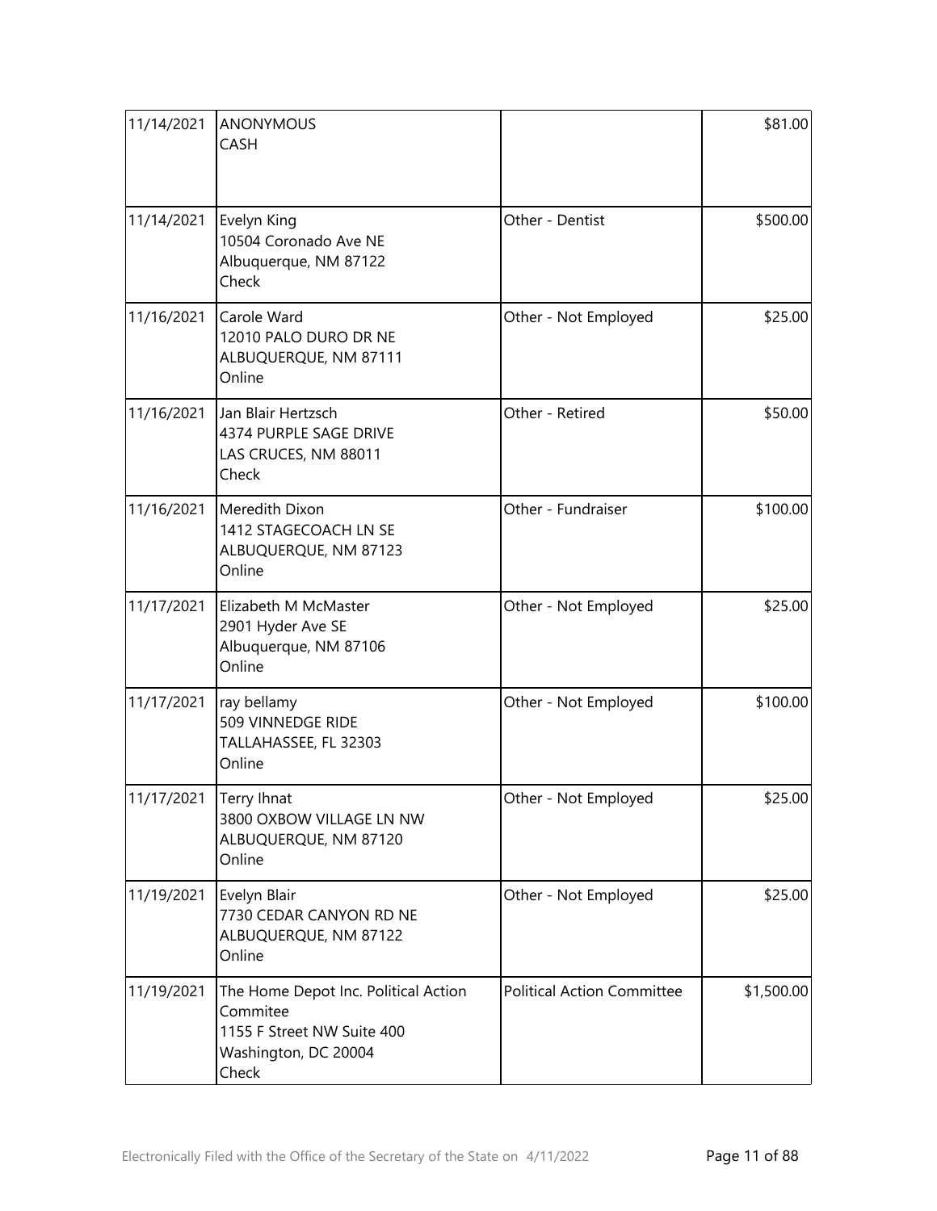| | | | |
|---|---|---|---|
| 11/14/2021 | ANONYMOUS<br>CASH | | $81.00 |
| 11/14/2021 | Evelyn King<br>10504 Coronado Ave NE<br>Albuquerque, NM 87122<br>Check | Other - Dentist | $500.00 |
| 11/16/2021 | Carole Ward<br>12010 PALO DURO DR NE<br>ALBUQUERQUE, NM 87111<br>Online | Other - Not Employed | $25.00 |
| 11/16/2021 | Jan Blair Hertzsch<br>4374 PURPLE SAGE DRIVE<br>LAS CRUCES, NM 88011<br>Check | Other - Retired | $50.00 |
| 11/16/2021 | Meredith Dixon<br>1412 STAGECOACH LN SE<br>ALBUQUERQUE, NM 87123<br>Online | Other - Fundraiser | $100.00 |
| 11/17/2021 | Elizabeth M McMaster<br>2901 Hyder Ave SE<br>Albuquerque, NM 87106<br>Online | Other - Not Employed | $25.00 |
| 11/17/2021 | ray bellamy<br>509 VINNEDGE RIDE<br>TALLAHASSEE, FL 32303<br>Online | Other - Not Employed | $100.00 |
| 11/17/2021 | Terry Ihnat<br>3800 OXBOW VILLAGE LN NW<br>ALBUQUERQUE, NM 87120<br>Online | Other - Not Employed | $25.00 |
| 11/19/2021 | Evelyn Blair<br>7730 CEDAR CANYON RD NE<br>ALBUQUERQUE, NM 87122<br>Online | Other - Not Employed | $25.00 |
| 11/19/2021 | The Home Depot Inc. Political Action Commitee<br>1155 F Street NW Suite 400<br>Washington, DC 20004<br>Check | Political Action Committee | $1,500.00 |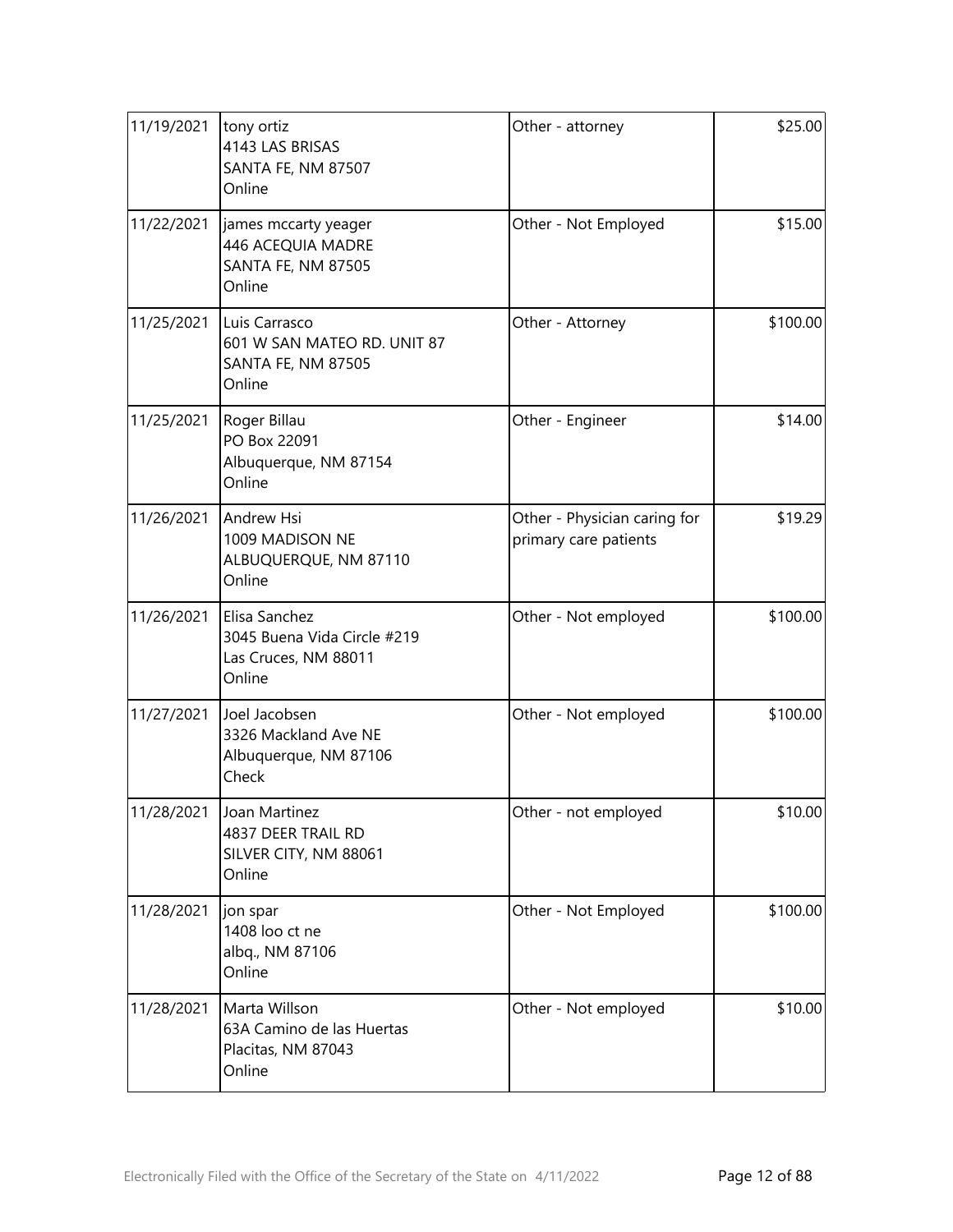| | | | |
|---|---|---|---|
| 11/19/2021 | tony ortiz<br>4143 LAS BRISAS<br>SANTA FE, NM 87507<br>Online | Other - attorney | $25.00 |
| 11/22/2021 | james mccarty yeager<br>446 ACEQUIA MADRE<br>SANTA FE, NM 87505<br>Online | Other - Not Employed | $15.00 |
| 11/25/2021 | Luis Carrasco<br>601 W SAN MATEO RD. UNIT 87<br>SANTA FE, NM 87505<br>Online | Other - Attorney | $100.00 |
| 11/25/2021 | Roger Billau<br>PO Box 22091<br>Albuquerque, NM 87154<br>Online | Other - Engineer | $14.00 |
| 11/26/2021 | Andrew Hsi<br>1009 MADISON NE<br>ALBUQUERQUE, NM 87110<br>Online | Other - Physician caring for primary care patients | $19.29 |
| 11/26/2021 | Elisa Sanchez<br>3045 Buena Vida Circle #219<br>Las Cruces, NM 88011<br>Online | Other - Not employed | $100.00 |
| 11/27/2021 | Joel Jacobsen<br>3326 Mackland Ave NE<br>Albuquerque, NM 87106<br>Check | Other - Not employed | $100.00 |
| 11/28/2021 | Joan Martinez<br>4837 DEER TRAIL RD<br>SILVER CITY, NM 88061<br>Online | Other - not employed | $10.00 |
| 11/28/2021 | jon spar<br>1408 loo ct ne<br>albq., NM 87106<br>Online | Other - Not Employed | $100.00 |
| 11/28/2021 | Marta Willson<br>63A Camino de las Huertas<br>Placitas, NM 87043<br>Online | Other - Not employed | $10.00 |

Electronically Filed with the Office of the Secretary of the State on 4/11/2022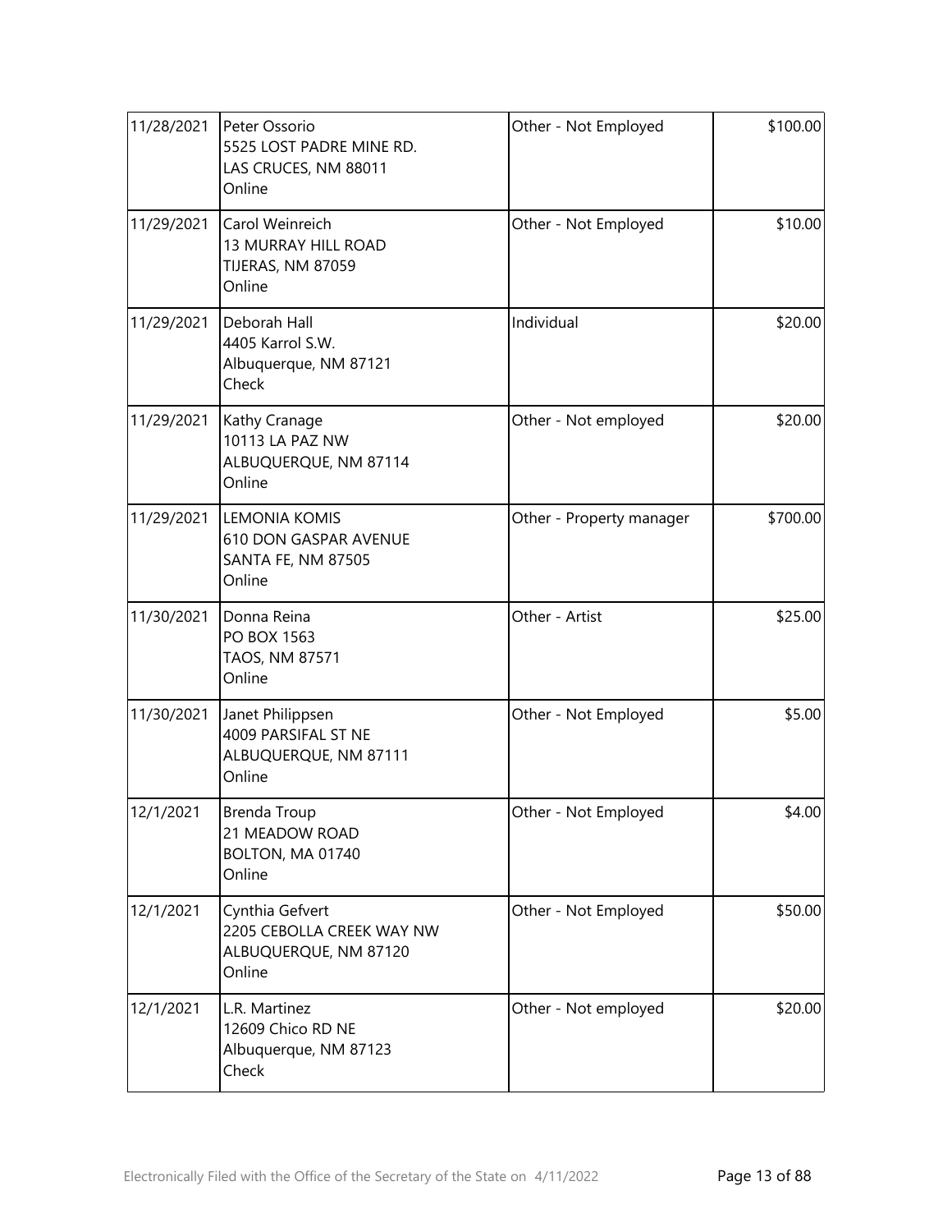| | | | |
|---|---|---|---|
| 11/28/2021 | Peter Ossorio<br>5525 LOST PADRE MINE RD.<br>LAS CRUCES, NM 88011<br>Online | Other - Not Employed | $100.00 |
| 11/29/2021 | Carol Weinreich<br>13 MURRAY HILL ROAD<br>TIJERAS, NM 87059<br>Online | Other - Not Employed | $10.00 |
| 11/29/2021 | Deborah Hall<br>4405 Karrol S.W.<br>Albuquerque, NM 87121<br>Check | Individual | $20.00 |
| 11/29/2021 | Kathy Cranage<br>10113 LA PAZ NW<br>ALBUQUERQUE, NM 87114<br>Online | Other - Not employed | $20.00 |
| 11/29/2021 | LEMONIA KOMIS<br>610 DON GASPAR AVENUE<br>SANTA FE, NM 87505<br>Online | Other - Property manager | $700.00 |
| 11/30/2021 | Donna Reina<br>PO BOX 1563<br>TAOS, NM 87571<br>Online | Other - Artist | $25.00 |
| 11/30/2021 | Janet Philippsen<br>4009 PARSIFAL ST NE<br>ALBUQUERQUE, NM 87111<br>Online | Other - Not Employed | $5.00 |
| 12/1/2021 | Brenda Troup<br>21 MEADOW ROAD<br>BOLTON, MA 01740<br>Online | Other - Not Employed | $4.00 |
| 12/1/2021 | Cynthia Gefvert<br>2205 CEBOLLA CREEK WAY NW<br>ALBUQUERQUE, NM 87120<br>Online | Other - Not Employed | $50.00 |
| 12/1/2021 | L.R. Martinez<br>12609 Chico RD NE<br>Albuquerque, NM 87123<br>Check | Other - Not employed | $20.00 |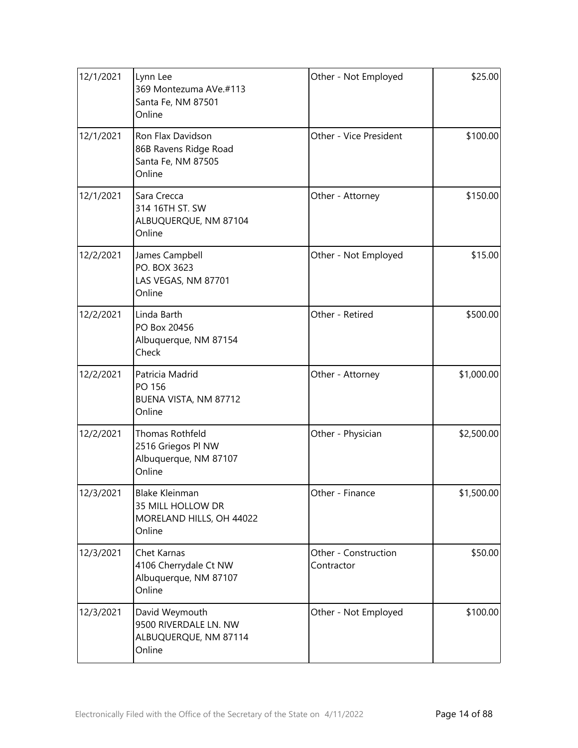| | | | |
|---|---|---|---|
| 12/1/2021 | Lynn Lee<br>369 Montezuma AVe.#113<br>Santa Fe, NM 87501<br>Online | Other - Not Employed | $25.00 |
| 12/1/2021 | Ron Flax Davidson<br>86B Ravens Ridge Road<br>Santa Fe, NM 87505<br>Online | Other - Vice President | $100.00 |
| 12/1/2021 | Sara Crecca<br>314 16TH ST. SW<br>ALBUQUERQUE, NM 87104<br>Online | Other - Attorney | $150.00 |
| 12/2/2021 | James Campbell<br>PO. BOX 3623<br>LAS VEGAS, NM 87701<br>Online | Other - Not Employed | $15.00 |
| 12/2/2021 | Linda Barth<br>PO Box 20456<br>Albuquerque, NM 87154<br>Check | Other - Retired | $500.00 |
| 12/2/2021 | Patricia Madrid<br>PO 156<br>BUENA VISTA, NM 87712<br>Online | Other - Attorney | $1,000.00 |
| 12/2/2021 | Thomas Rothfeld<br>2516 Griegos Pl NW<br>Albuquerque, NM 87107<br>Online | Other - Physician | $2,500.00 |
| 12/3/2021 | Blake Kleinman<br>35 MILL HOLLOW DR<br>MORELAND HILLS, OH 44022<br>Online | Other - Finance | $1,500.00 |
| 12/3/2021 | Chet Karnas<br>4106 Cherrydale Ct NW<br>Albuquerque, NM 87107<br>Online | Other - Construction Contractor | $50.00 |
| 12/3/2021 | David Weymouth<br>9500 RIVERDALE LN. NW<br>ALBUQUERQUE, NM 87114<br>Online | Other - Not Employed | $100.00 |

Electronically Filed with the Office of the Secretary of the State on 4/11/2022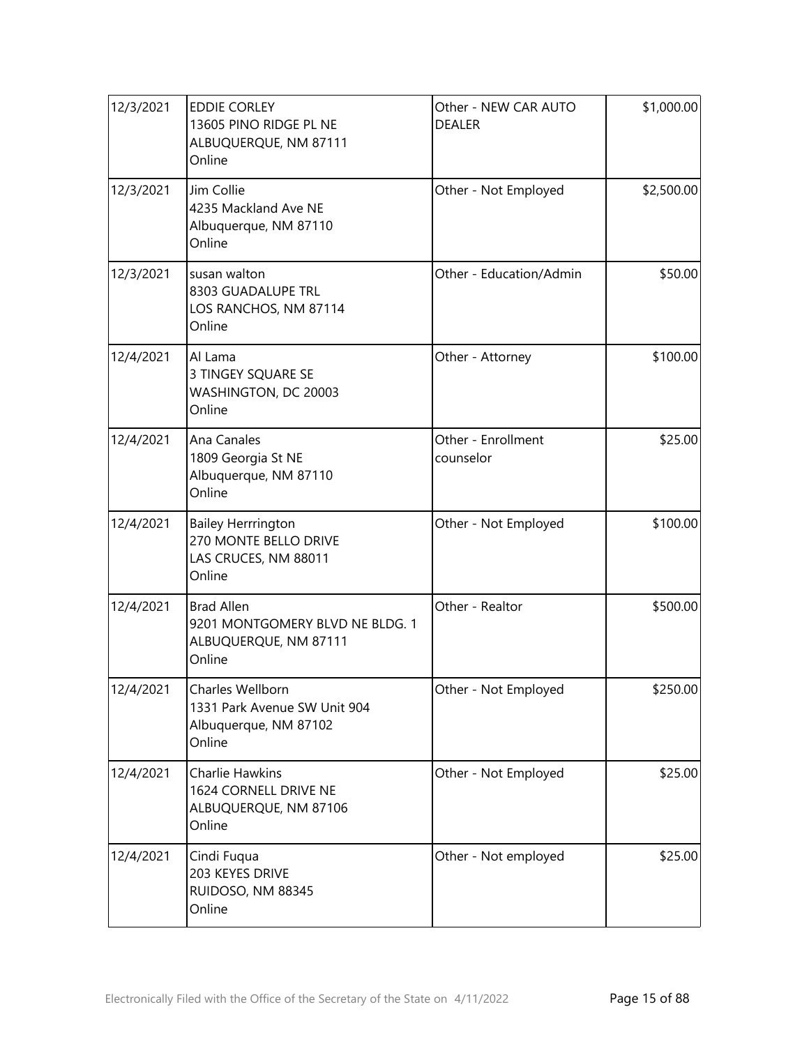| | | | |
|---|---|---|---|
| 12/3/2021 | EDDIE CORLEY<br>13605 PINO RIDGE PL NE<br>ALBUQUERQUE, NM 87111<br>Online | Other - NEW CAR AUTO DEALER | $1,000.00 |
| 12/3/2021 | Jim Collie<br>4235 Mackland Ave NE<br>Albuquerque, NM 87110<br>Online | Other - Not Employed | $2,500.00 |
| 12/3/2021 | susan walton<br>8303 GUADALUPE TRL<br>LOS RANCHOS, NM 87114<br>Online | Other - Education/Admin | $50.00 |
| 12/4/2021 | Al Lama<br>3 TINGEY SQUARE SE<br>WASHINGTON, DC 20003<br>Online | Other - Attorney | $100.00 |
| 12/4/2021 | Ana Canales<br>1809 Georgia St NE<br>Albuquerque, NM 87110<br>Online | Other - Enrollment counselor | $25.00 |
| 12/4/2021 | Bailey Herrrington<br>270 MONTE BELLO DRIVE<br>LAS CRUCES, NM 88011<br>Online | Other - Not Employed | $100.00 |
| 12/4/2021 | Brad Allen<br>9201 MONTGOMERY BLVD NE BLDG. 1<br>ALBUQUERQUE, NM 87111<br>Online | Other - Realtor | $500.00 |
| 12/4/2021 | Charles Wellborn<br>1331 Park Avenue SW Unit 904<br>Albuquerque, NM 87102<br>Online | Other - Not Employed | $250.00 |
| 12/4/2021 | Charlie Hawkins<br>1624 CORNELL DRIVE NE<br>ALBUQUERQUE, NM 87106<br>Online | Other - Not Employed | $25.00 |
| 12/4/2021 | Cindi Fuqua<br>203 KEYES DRIVE<br>RUIDOSO, NM 88345<br>Online | Other - Not employed | $25.00 |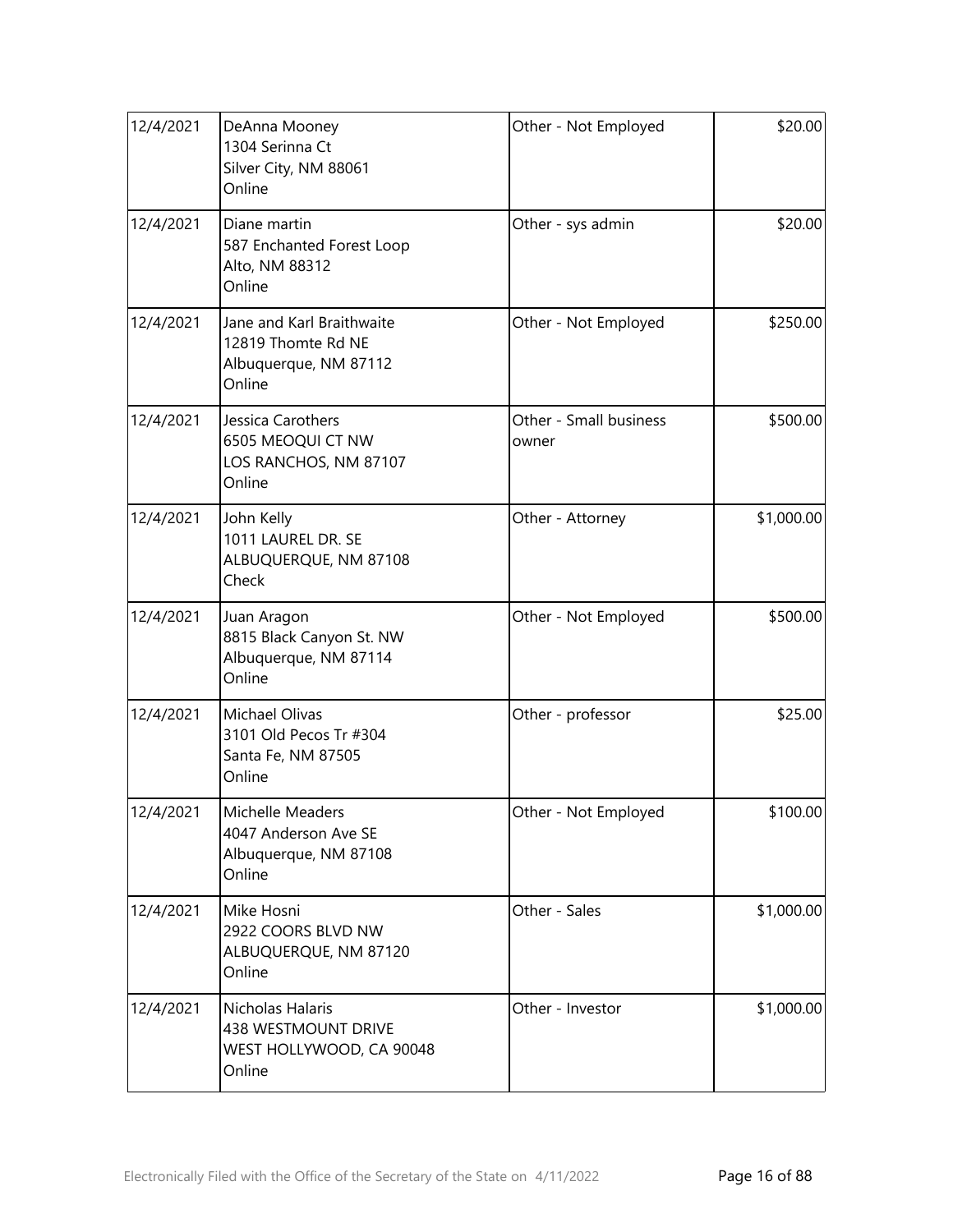| 12/4/2021 | DeAnna Mooney<br>1304 Serinna Ct<br>Silver City, NM 88061<br>Online | Other - Not Employed | $20.00 |
|---|---|---|---|
| 12/4/2021 | Diane martin<br>587 Enchanted Forest Loop<br>Alto, NM 88312<br>Online | Other - sys admin | $20.00 |
| 12/4/2021 | Jane and Karl Braithwaite<br>12819 Thomte Rd NE<br>Albuquerque, NM 87112<br>Online | Other - Not Employed | $250.00 |
| 12/4/2021 | Jessica Carothers<br>6505 MEOQUI CT NW<br>LOS RANCHOS, NM 87107<br>Online | Other - Small business owner | $500.00 |
| 12/4/2021 | John Kelly<br>1011 LAUREL DR. SE<br>ALBUQUERQUE, NM 87108<br>Check | Other - Attorney | $1,000.00 |
| 12/4/2021 | Juan Aragon<br>8815 Black Canyon St. NW<br>Albuquerque, NM 87114<br>Online | Other - Not Employed | $500.00 |
| 12/4/2021 | Michael Olivas<br>3101 Old Pecos Tr #304<br>Santa Fe, NM 87505<br>Online | Other - professor | $25.00 |
| 12/4/2021 | Michelle Meaders<br>4047 Anderson Ave SE<br>Albuquerque, NM 87108<br>Online | Other - Not Employed | $100.00 |
| 12/4/2021 | Mike Hosni<br>2922 COORS BLVD NW<br>ALBUQUERQUE, NM 87120<br>Online | Other - Sales | $1,000.00 |
| 12/4/2021 | Nicholas Halaris<br>438 WESTMOUNT DRIVE<br>WEST HOLLYWOOD, CA 90048<br>Online | Other - Investor | $1,000.00 |

Electronically Filed with the Office of the Secretary of the State on 4/11/2022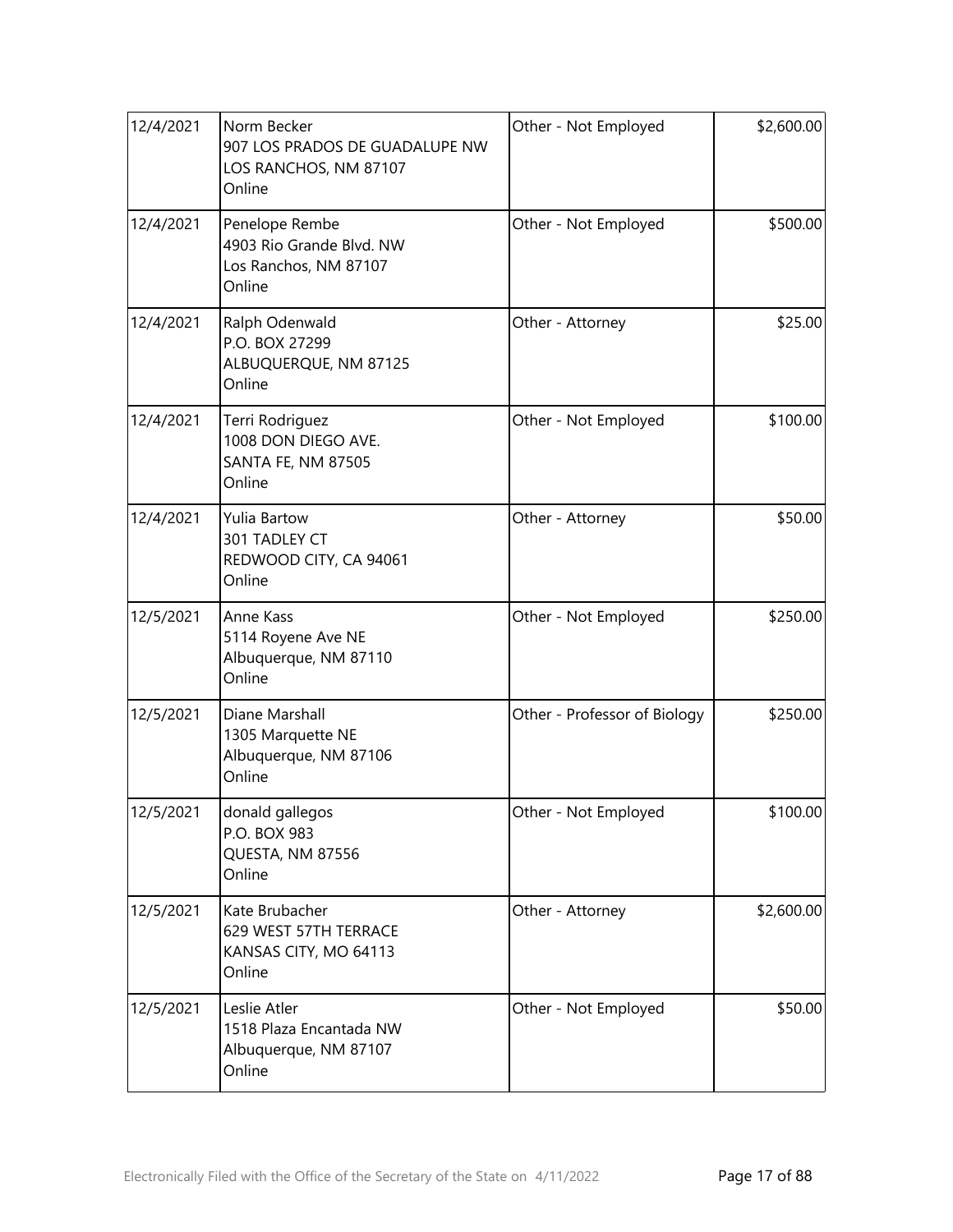| | | | |
|---|---|---|---|
| 12/4/2021 | Norm Becker<br>907 LOS PRADOS DE GUADALUPE NW<br>LOS RANCHOS, NM 87107<br>Online | Other - Not Employed | $2,600.00 |
| 12/4/2021 | Penelope Rembe<br>4903 Rio Grande Blvd. NW<br>Los Ranchos, NM 87107<br>Online | Other - Not Employed | $500.00 |
| 12/4/2021 | Ralph Odenwald<br>P.O. BOX 27299<br>ALBUQUERQUE, NM 87125<br>Online | Other - Attorney | $25.00 |
| 12/4/2021 | Terri Rodriguez<br>1008 DON DIEGO AVE.<br>SANTA FE, NM 87505<br>Online | Other - Not Employed | $100.00 |
| 12/4/2021 | Yulia Bartow<br>301 TADLEY CT<br>REDWOOD CITY, CA 94061<br>Online | Other - Attorney | $50.00 |
| 12/5/2021 | Anne Kass<br>5114 Royene Ave NE<br>Albuquerque, NM 87110<br>Online | Other - Not Employed | $250.00 |
| 12/5/2021 | Diane Marshall<br>1305 Marquette NE<br>Albuquerque, NM 87106<br>Online | Other - Professor of Biology | $250.00 |
| 12/5/2021 | donald gallegos<br>P.O. BOX 983<br>QUESTA, NM 87556<br>Online | Other - Not Employed | $100.00 |
| 12/5/2021 | Kate Brubacher<br>629 WEST 57TH TERRACE<br>KANSAS CITY, MO 64113<br>Online | Other - Attorney | $2,600.00 |
| 12/5/2021 | Leslie Atler<br>1518 Plaza Encantada NW<br>Albuquerque, NM 87107<br>Online | Other - Not Employed | $50.00 |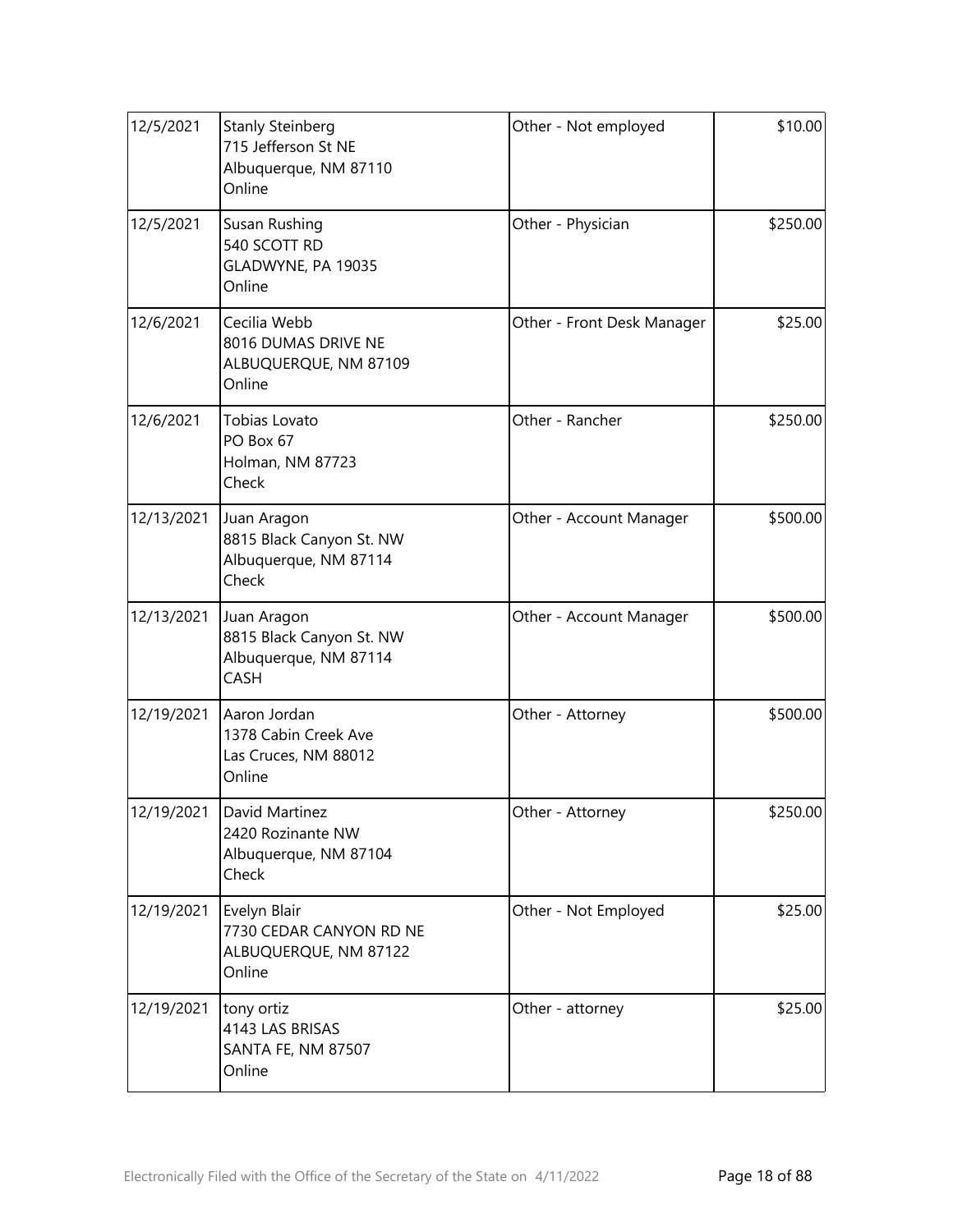| | | | |
|---|---|---|---|
| 12/5/2021 | Stanly Steinberg<br>715 Jefferson St NE<br>Albuquerque, NM 87110<br>Online | Other - Not employed | $10.00 |
| 12/5/2021 | Susan Rushing<br>540 SCOTT RD<br>GLADWYNE, PA 19035<br>Online | Other - Physician | $250.00 |
| 12/6/2021 | Cecilia Webb<br>8016 DUMAS DRIVE NE<br>ALBUQUERQUE, NM 87109<br>Online | Other - Front Desk Manager | $25.00 |
| 12/6/2021 | Tobias Lovato<br>PO Box 67<br>Holman, NM 87723<br>Check | Other - Rancher | $250.00 |
| 12/13/2021 | Juan Aragon<br>8815 Black Canyon St. NW<br>Albuquerque, NM 87114<br>Check | Other - Account Manager | $500.00 |
| 12/13/2021 | Juan Aragon<br>8815 Black Canyon St. NW<br>Albuquerque, NM 87114<br>CASH | Other - Account Manager | $500.00 |
| 12/19/2021 | Aaron Jordan<br>1378 Cabin Creek Ave<br>Las Cruces, NM 88012<br>Online | Other - Attorney | $500.00 |
| 12/19/2021 | David Martinez<br>2420 Rozinante NW<br>Albuquerque, NM 87104<br>Check | Other - Attorney | $250.00 |
| 12/19/2021 | Evelyn Blair<br>7730 CEDAR CANYON RD NE<br>ALBUQUERQUE, NM 87122<br>Online | Other - Not Employed | $25.00 |
| 12/19/2021 | tony ortiz<br>4143 LAS BRISAS<br>SANTA FE, NM 87507<br>Online | Other - attorney | $25.00 |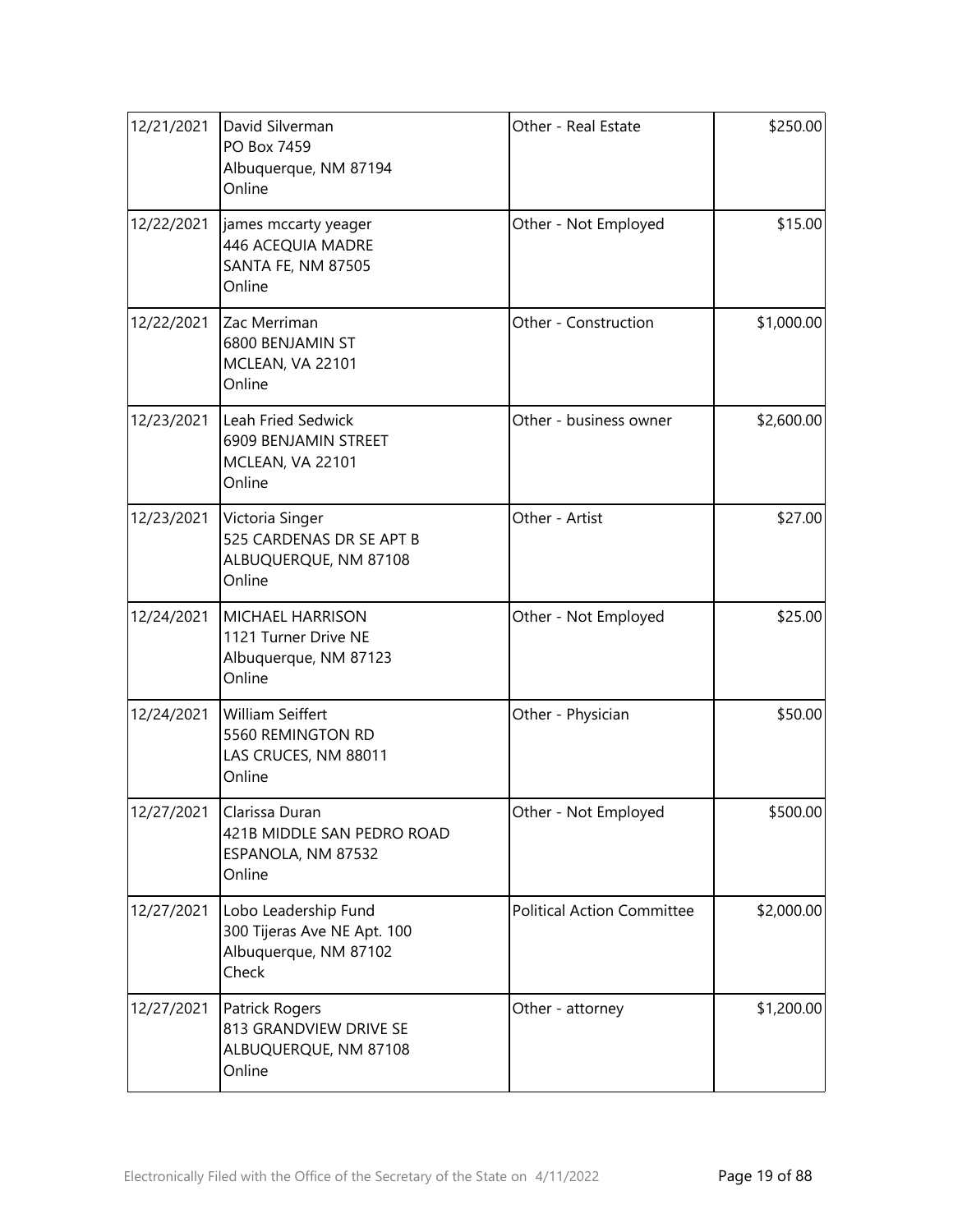| | | | |
|---|---|---|---|
| 12/21/2021 | David Silverman<br>PO Box 7459<br>Albuquerque, NM 87194<br>Online | Other - Real Estate | $250.00 |
| 12/22/2021 | james mccarty yeager<br>446 ACEQUIA MADRE<br>SANTA FE, NM 87505<br>Online | Other - Not Employed | $15.00 |
| 12/22/2021 | Zac Merriman<br>6800 BENJAMIN ST<br>MCLEAN, VA 22101<br>Online | Other - Construction | $1,000.00 |
| 12/23/2021 | Leah Fried Sedwick<br>6909 BENJAMIN STREET<br>MCLEAN, VA 22101<br>Online | Other - business owner | $2,600.00 |
| 12/23/2021 | Victoria Singer<br>525 CARDENAS DR SE APT B<br>ALBUQUERQUE, NM 87108<br>Online | Other - Artist | $27.00 |
| 12/24/2021 | MICHAEL HARRISON<br>1121 Turner Drive NE<br>Albuquerque, NM 87123<br>Online | Other - Not Employed | $25.00 |
| 12/24/2021 | William Seiffert<br>5560 REMINGTON RD<br>LAS CRUCES, NM 88011<br>Online | Other - Physician | $50.00 |
| 12/27/2021 | Clarissa Duran<br>421B MIDDLE SAN PEDRO ROAD<br>ESPANOLA, NM 87532<br>Online | Other - Not Employed | $500.00 |
| 12/27/2021 | Lobo Leadership Fund<br>300 Tijeras Ave NE Apt. 100<br>Albuquerque, NM 87102<br>Check | Political Action Committee | $2,000.00 |
| 12/27/2021 | Patrick Rogers<br>813 GRANDVIEW DRIVE SE<br>ALBUQUERQUE, NM 87108<br>Online | Other - attorney | $1,200.00 |

Electronically Filed with the Office of the Secretary of the State on 4/11/2022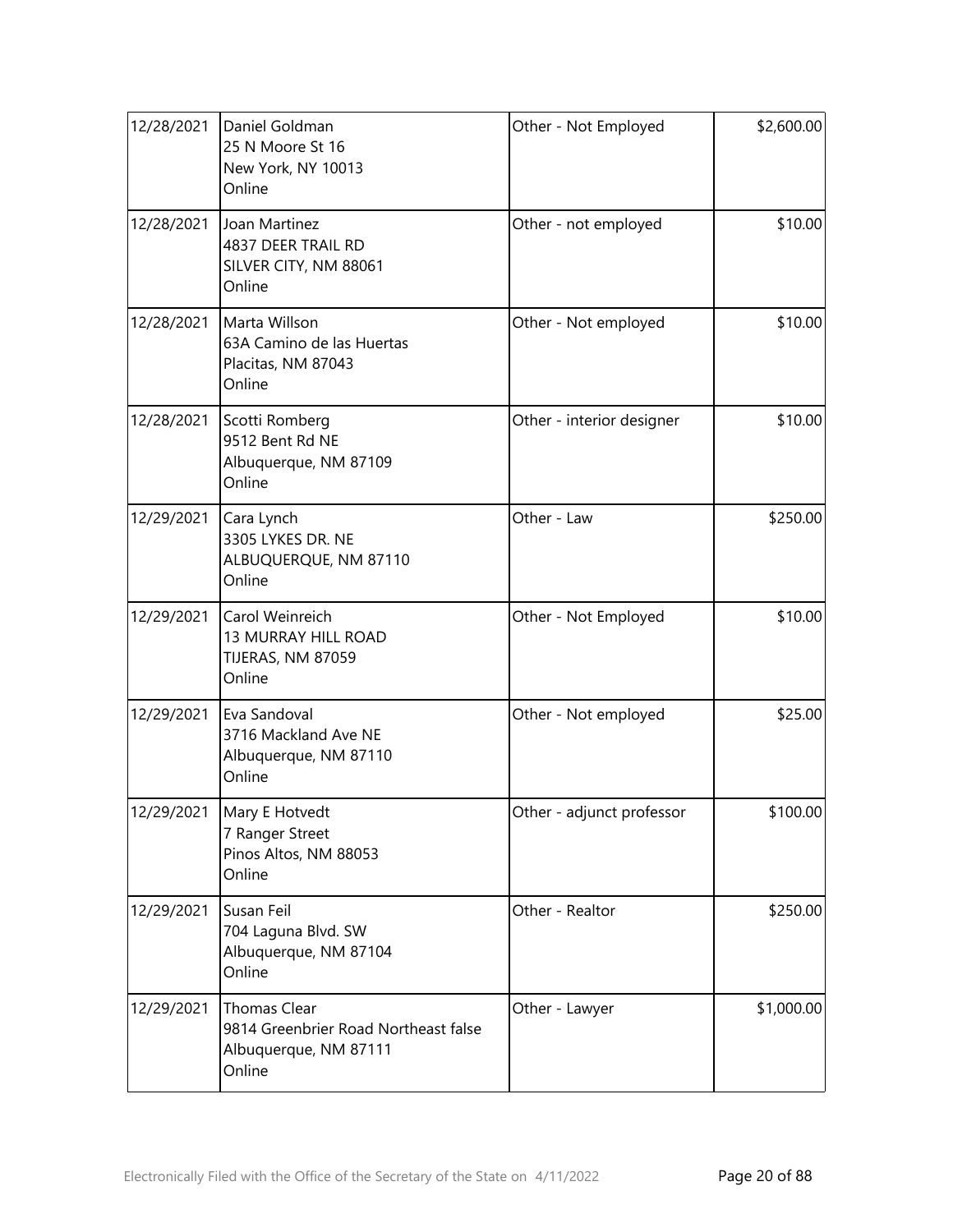| | | | |
|---|---|---|---|
| 12/28/2021 | Daniel Goldman<br>25 N Moore St 16<br>New York, NY 10013<br>Online | Other - Not Employed | $2,600.00 |
| 12/28/2021 | Joan Martinez<br>4837 DEER TRAIL RD<br>SILVER CITY, NM 88061<br>Online | Other - not employed | $10.00 |
| 12/28/2021 | Marta Willson<br>63A Camino de las Huertas<br>Placitas, NM 87043<br>Online | Other - Not employed | $10.00 |
| 12/28/2021 | Scotti Romberg<br>9512 Bent Rd NE<br>Albuquerque, NM 87109<br>Online | Other - interior designer | $10.00 |
| 12/29/2021 | Cara Lynch<br>3305 LYKES DR. NE<br>ALBUQUERQUE, NM 87110<br>Online | Other - Law | $250.00 |
| 12/29/2021 | Carol Weinreich<br>13 MURRAY HILL ROAD<br>TIJERAS, NM 87059<br>Online | Other - Not Employed | $10.00 |
| 12/29/2021 | Eva Sandoval<br>3716 Mackland Ave NE<br>Albuquerque, NM 87110<br>Online | Other - Not employed | $25.00 |
| 12/29/2021 | Mary E Hotvedt<br>7 Ranger Street<br>Pinos Altos, NM 88053<br>Online | Other - adjunct professor | $100.00 |
| 12/29/2021 | Susan Feil<br>704 Laguna Blvd. SW<br>Albuquerque, NM 87104<br>Online | Other - Realtor | $250.00 |
| 12/29/2021 | Thomas Clear<br>9814 Greenbrier Road Northeast false<br>Albuquerque, NM 87111<br>Online | Other - Lawyer | $1,000.00 |

Electronically Filed with the Office of the Secretary of the State on 4/11/2022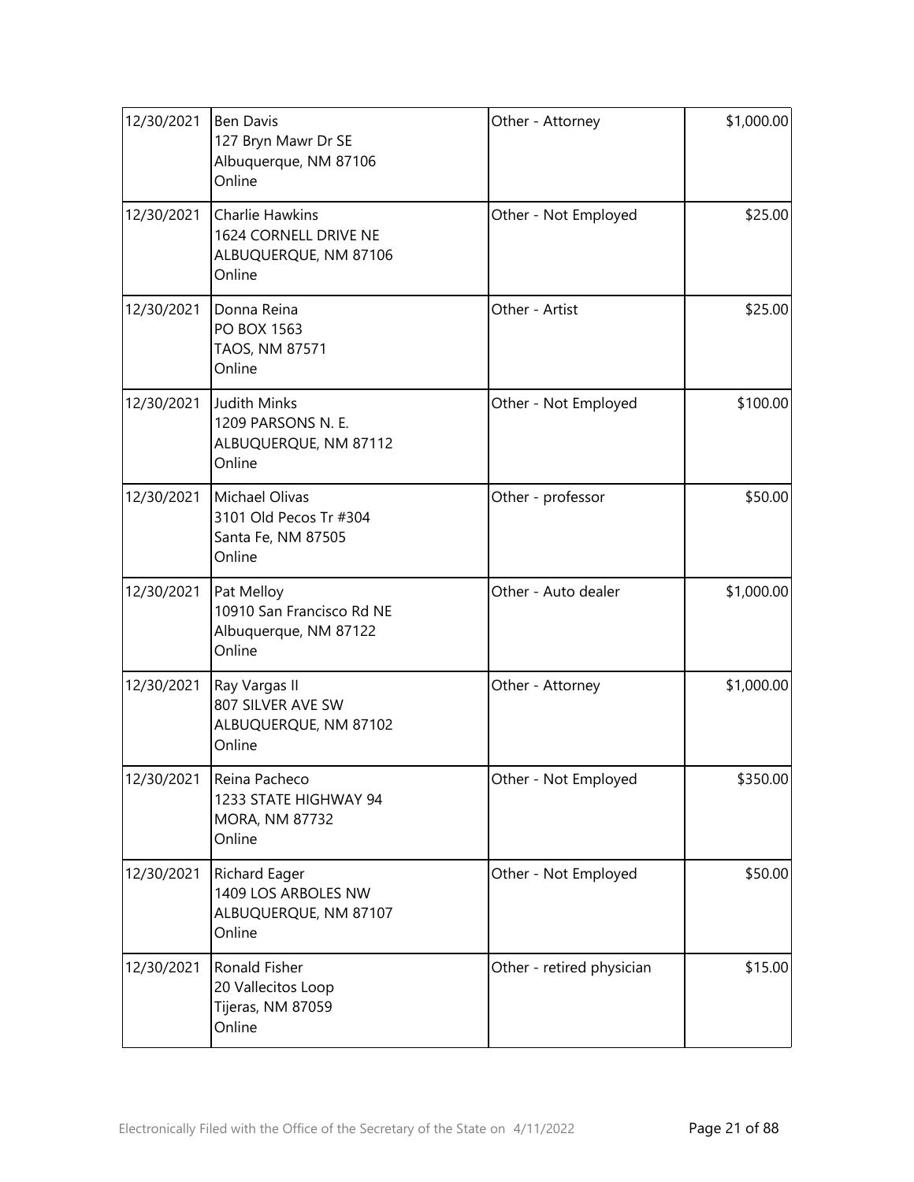| | | | |
|---|---|---|---|
| 12/30/2021 | Ben Davis<br>127 Bryn Mawr Dr SE<br>Albuquerque, NM 87106<br>Online | Other - Attorney | $1,000.00 |
| 12/30/2021 | Charlie Hawkins<br>1624 CORNELL DRIVE NE<br>ALBUQUERQUE, NM 87106<br>Online | Other - Not Employed | $25.00 |
| 12/30/2021 | Donna Reina<br>PO BOX 1563<br>TAOS, NM 87571<br>Online | Other - Artist | $25.00 |
| 12/30/2021 | Judith Minks<br>1209 PARSONS N. E.<br>ALBUQUERQUE, NM 87112<br>Online | Other - Not Employed | $100.00 |
| 12/30/2021 | Michael Olivas<br>3101 Old Pecos Tr #304<br>Santa Fe, NM 87505<br>Online | Other - professor | $50.00 |
| 12/30/2021 | Pat Melloy<br>10910 San Francisco Rd NE<br>Albuquerque, NM 87122<br>Online | Other - Auto dealer | $1,000.00 |
| 12/30/2021 | Ray Vargas II<br>807 SILVER AVE SW<br>ALBUQUERQUE, NM 87102<br>Online | Other - Attorney | $1,000.00 |
| 12/30/2021 | Reina Pacheco<br>1233 STATE HIGHWAY 94<br>MORA, NM 87732<br>Online | Other - Not Employed | $350.00 |
| 12/30/2021 | Richard Eager<br>1409 LOS ARBOLES NW<br>ALBUQUERQUE, NM 87107<br>Online | Other - Not Employed | $50.00 |
| 12/30/2021 | Ronald Fisher<br>20 Vallecitos Loop<br>Tijeras, NM 87059<br>Online | Other - retired physician | $15.00 |

Electronically Filed with the Office of the Secretary of the State on 4/11/2022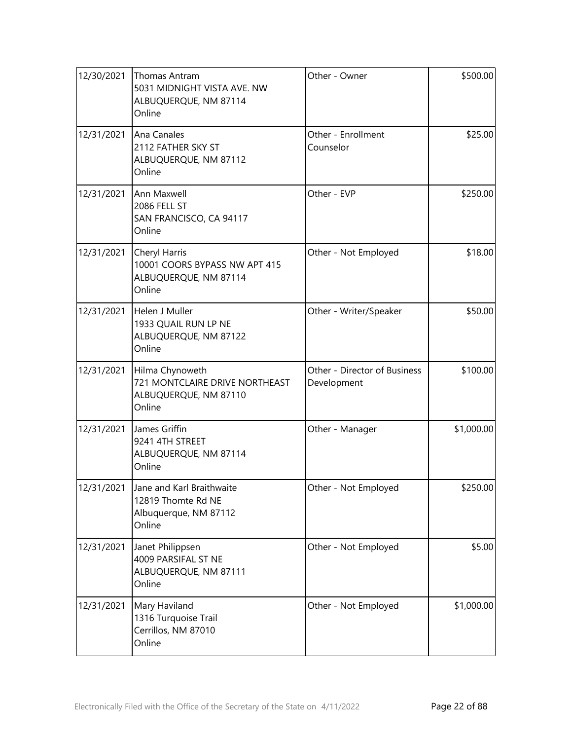| | | | |
|---|---|---|---|
| 12/30/2021 | Thomas Antram<br>5031 MIDNIGHT VISTA AVE. NW<br>ALBUQUERQUE, NM 87114<br>Online | Other - Owner | $500.00 |
| 12/31/2021 | Ana Canales<br>2112 FATHER SKY ST<br>ALBUQUERQUE, NM 87112<br>Online | Other - Enrollment Counselor | $25.00 |
| 12/31/2021 | Ann Maxwell<br>2086 FELL ST<br>SAN FRANCISCO, CA 94117<br>Online | Other - EVP | $250.00 |
| 12/31/2021 | Cheryl Harris<br>10001 COORS BYPASS NW APT 415<br>ALBUQUERQUE, NM 87114<br>Online | Other - Not Employed | $18.00 |
| 12/31/2021 | Helen J Muller<br>1933 QUAIL RUN LP NE<br>ALBUQUERQUE, NM 87122<br>Online | Other - Writer/Speaker | $50.00 |
| 12/31/2021 | Hilma Chynoweth<br>721 MONTCLAIRE DRIVE NORTHEAST<br>ALBUQUERQUE, NM 87110<br>Online | Other - Director of Business Development | $100.00 |
| 12/31/2021 | James Griffin<br>9241 4TH STREET<br>ALBUQUERQUE, NM 87114<br>Online | Other - Manager | $1,000.00 |
| 12/31/2021 | Jane and Karl Braithwaite<br>12819 Thomte Rd NE<br>Albuquerque, NM 87112<br>Online | Other - Not Employed | $250.00 |
| 12/31/2021 | Janet Philippsen<br>4009 PARSIFAL ST NE<br>ALBUQUERQUE, NM 87111<br>Online | Other - Not Employed | $5.00 |
| 12/31/2021 | Mary Haviland<br>1316 Turquoise Trail<br>Cerrillos, NM 87010<br>Online | Other - Not Employed | $1,000.00 |

Electronically Filed with the Office of the Secretary of the State on 4/11/2022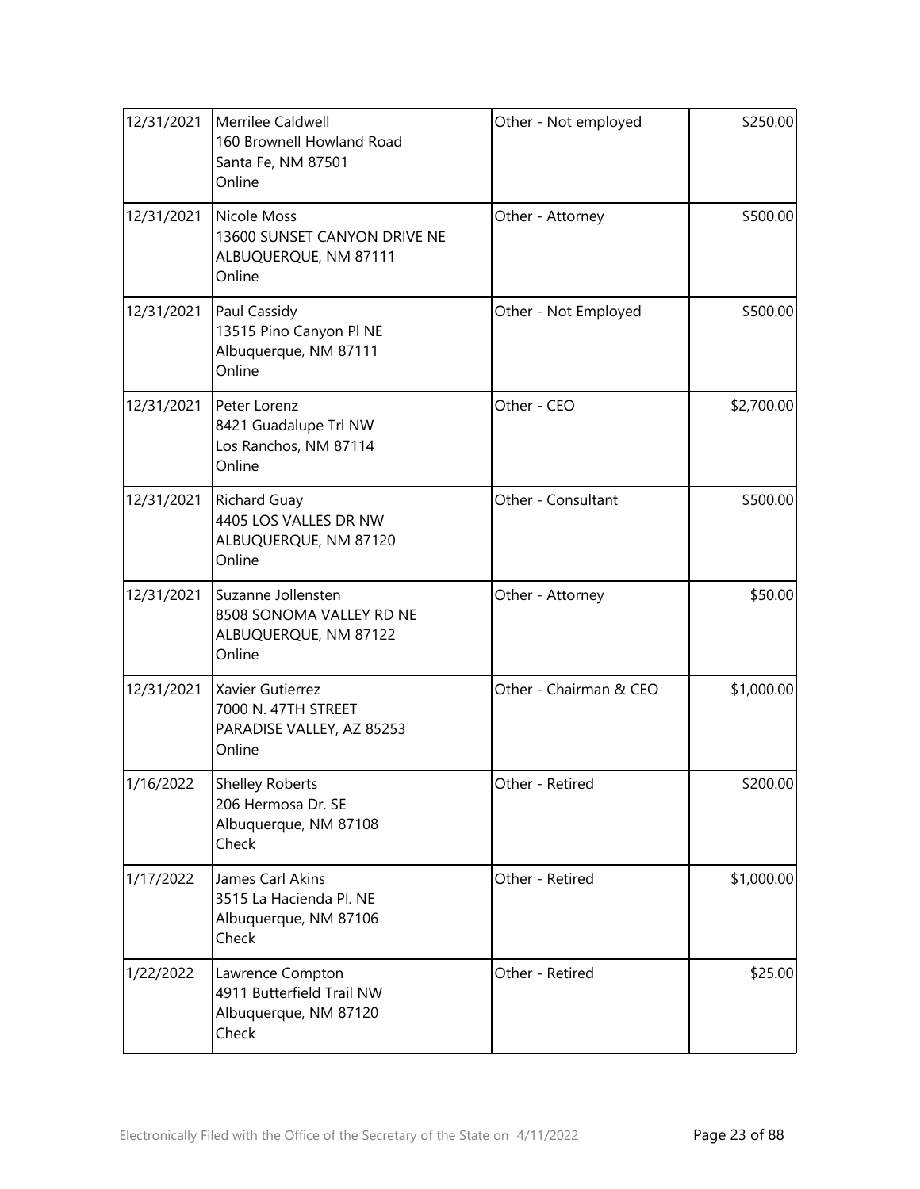| | | | |
|---|---|---|---|
| 12/31/2021 | Merrilee Caldwell<br>160 Brownell Howland Road<br>Santa Fe, NM 87501<br>Online | Other - Not employed | $250.00 |
| 12/31/2021 | Nicole Moss<br>13600 SUNSET CANYON DRIVE NE<br>ALBUQUERQUE, NM 87111<br>Online | Other - Attorney | $500.00 |
| 12/31/2021 | Paul Cassidy<br>13515 Pino Canyon Pl NE<br>Albuquerque, NM 87111<br>Online | Other - Not Employed | $500.00 |
| 12/31/2021 | Peter Lorenz<br>8421 Guadalupe Trl NW<br>Los Ranchos, NM 87114<br>Online | Other - CEO | $2,700.00 |
| 12/31/2021 | Richard Guay<br>4405 LOS VALLES DR NW<br>ALBUQUERQUE, NM 87120<br>Online | Other - Consultant | $500.00 |
| 12/31/2021 | Suzanne Jollensten<br>8508 SONOMA VALLEY RD NE<br>ALBUQUERQUE, NM 87122<br>Online | Other - Attorney | $50.00 |
| 12/31/2021 | Xavier Gutierrez<br>7000 N. 47TH STREET<br>PARADISE VALLEY, AZ 85253<br>Online | Other - Chairman & CEO | $1,000.00 |
| 1/16/2022 | Shelley Roberts<br>206 Hermosa Dr. SE<br>Albuquerque, NM 87108<br>Check | Other - Retired | $200.00 |
| 1/17/2022 | James Carl Akins<br>3515 La Hacienda Pl. NE<br>Albuquerque, NM 87106<br>Check | Other - Retired | $1,000.00 |
| 1/22/2022 | Lawrence Compton<br>4911 Butterfield Trail NW<br>Albuquerque, NM 87120<br>Check | Other - Retired | $25.00 |

Electronically Filed with the Office of the Secretary of the State on 4/11/2022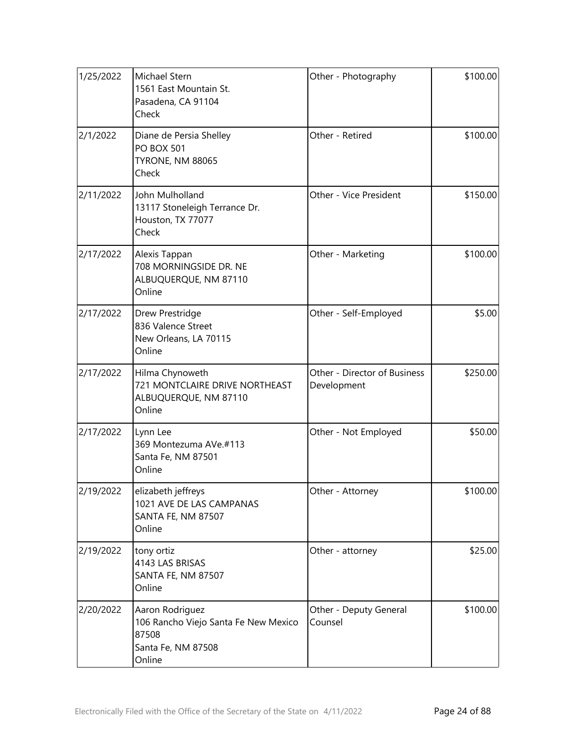| | | | |
|---|---|---|---|
| 1/25/2022 | Michael Stern<br>1561 East Mountain St.<br>Pasadena, CA 91104<br>Check | Other - Photography | \$100.00 |
| 2/1/2022 | Diane de Persia Shelley<br>PO BOX 501<br>TYRONE, NM 88065<br>Check | Other - Retired | \$100.00 |
| 2/11/2022 | John Mulholland<br>13117 Stoneleigh Terrance Dr.<br>Houston, TX 77077<br>Check | Other - Vice President | \$150.00 |
| 2/17/2022 | Alexis Tappan<br>708 MORNINGSIDE DR. NE<br>ALBUQUERQUE, NM 87110<br>Online | Other - Marketing | \$100.00 |
| 2/17/2022 | Drew Prestridge<br>836 Valence Street<br>New Orleans, LA 70115<br>Online | Other - Self-Employed | \$5.00 |
| 2/17/2022 | Hilma Chynoweth<br>721 MONTCLAIRE DRIVE NORTHEAST<br>ALBUQUERQUE, NM 87110<br>Online | Other - Director of Business Development | \$250.00 |
| 2/17/2022 | Lynn Lee<br>369 Montezuma AVe.#113<br>Santa Fe, NM 87501<br>Online | Other - Not Employed | \$50.00 |
| 2/19/2022 | elizabeth jeffreys<br>1021 AVE DE LAS CAMPANAS<br>SANTA FE, NM 87507<br>Online | Other - Attorney | \$100.00 |
| 2/19/2022 | tony ortiz<br>4143 LAS BRISAS<br>SANTA FE, NM 87507<br>Online | Other - attorney | \$25.00 |
| 2/20/2022 | Aaron Rodriguez<br>106 Rancho Viejo Santa Fe New Mexico 87508<br>Santa Fe, NM 87508<br>Online | Other - Deputy General Counsel | \$100.00 |

Electronically Filed with the Office of the Secretary of the State on 4/11/2022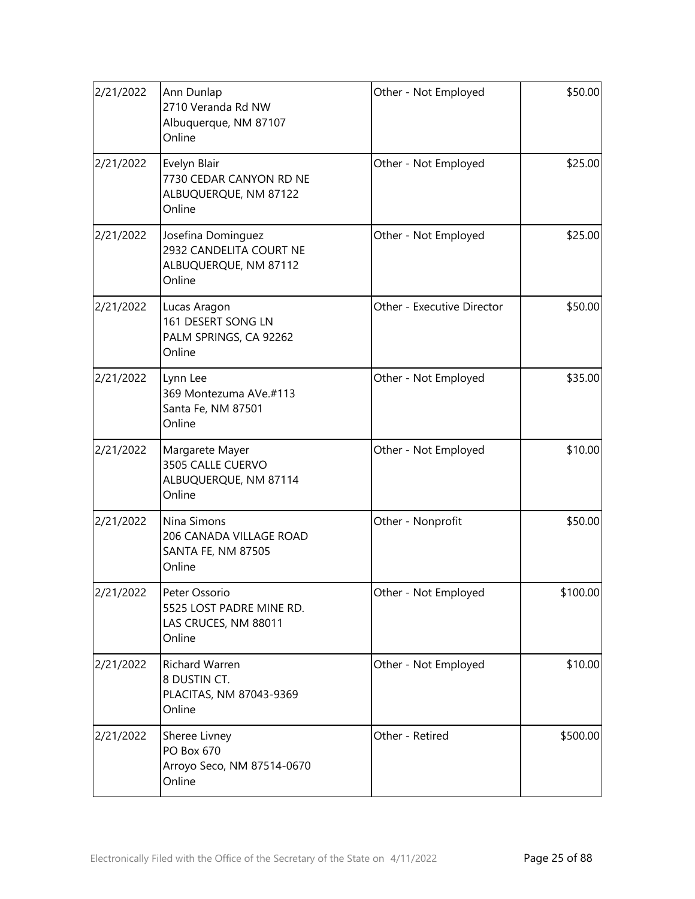| | | | |
|---|---|---|---|
| 2/21/2022 | Ann Dunlap<br>2710 Veranda Rd NW<br>Albuquerque, NM 87107<br>Online | Other - Not Employed | \$50.00 |
| 2/21/2022 | Evelyn Blair<br>7730 CEDAR CANYON RD NE<br>ALBUQUERQUE, NM 87122<br>Online | Other - Not Employed | \$25.00 |
| 2/21/2022 | Josefina Dominguez<br>2932 CANDELITA COURT NE<br>ALBUQUERQUE, NM 87112<br>Online | Other - Not Employed | \$25.00 |
| 2/21/2022 | Lucas Aragon<br>161 DESERT SONG LN<br>PALM SPRINGS, CA 92262<br>Online | Other - Executive Director | \$50.00 |
| 2/21/2022 | Lynn Lee<br>369 Montezuma AVe.#113<br>Santa Fe, NM 87501<br>Online | Other - Not Employed | \$35.00 |
| 2/21/2022 | Margarete Mayer<br>3505 CALLE CUERVO<br>ALBUQUERQUE, NM 87114<br>Online | Other - Not Employed | \$10.00 |
| 2/21/2022 | Nina Simons<br>206 CANADA VILLAGE ROAD<br>SANTA FE, NM 87505<br>Online | Other - Nonprofit | \$50.00 |
| 2/21/2022 | Peter Ossorio<br>5525 LOST PADRE MINE RD.<br>LAS CRUCES, NM 88011<br>Online | Other - Not Employed | \$100.00 |
| 2/21/2022 | Richard Warren<br>8 DUSTIN CT.<br>PLACITAS, NM 87043-9369<br>Online | Other - Not Employed | \$10.00 |
| 2/21/2022 | Sheree Livney<br>PO Box 670<br>Arroyo Seco, NM 87514-0670<br>Online | Other - Retired | \$500.00 |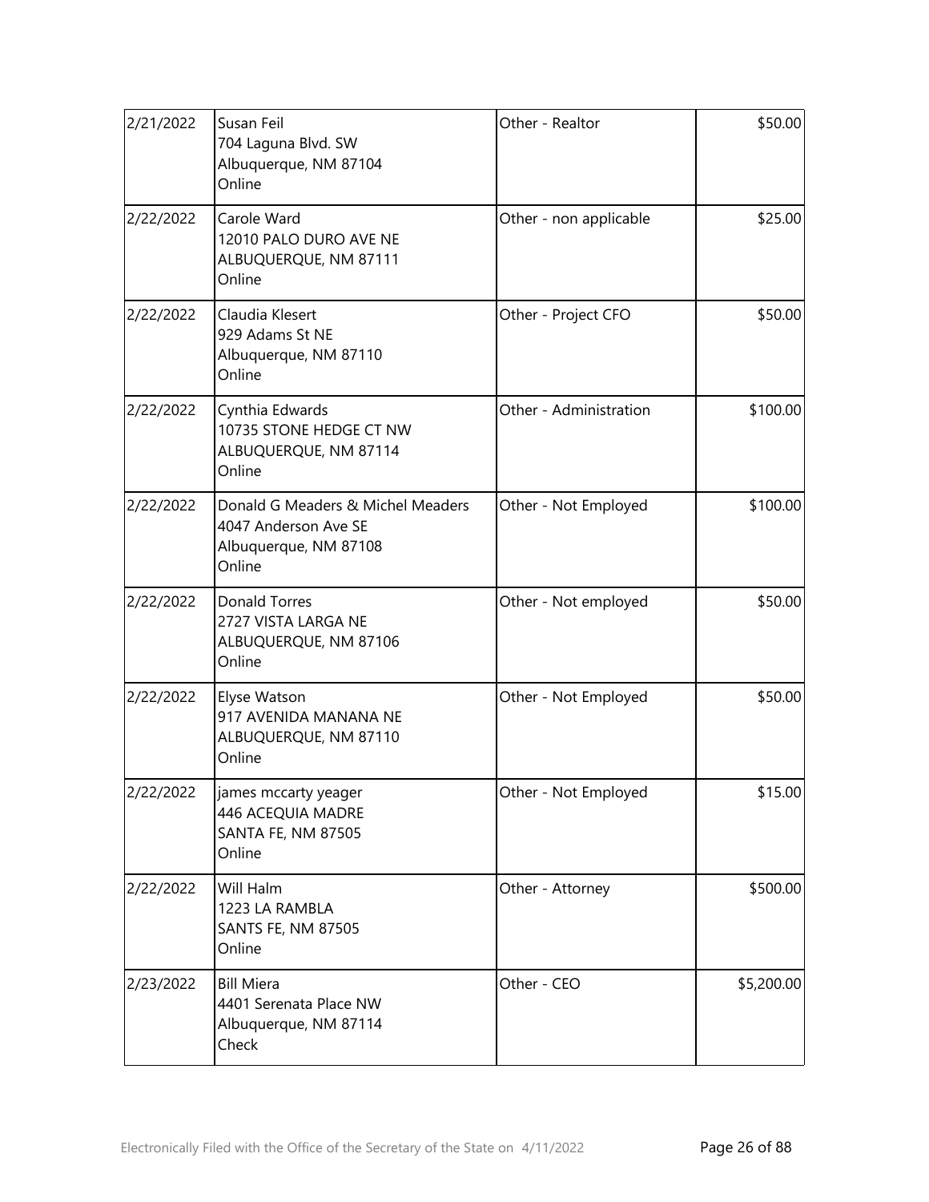| | | | |
|---|---|---|---|
| 2/21/2022 | Susan Feil<br>704 Laguna Blvd. SW<br>Albuquerque, NM 87104<br>Online | Other - Realtor | $50.00 |
| 2/22/2022 | Carole Ward<br>12010 PALO DURO AVE NE<br>ALBUQUERQUE, NM 87111<br>Online | Other - non applicable | $25.00 |
| 2/22/2022 | Claudia Klesert<br>929 Adams St NE<br>Albuquerque, NM 87110<br>Online | Other - Project CFO | $50.00 |
| 2/22/2022 | Cynthia Edwards<br>10735 STONE HEDGE CT NW<br>ALBUQUERQUE, NM 87114<br>Online | Other - Administration | $100.00 |
| 2/22/2022 | Donald G Meaders & Michel Meaders<br>4047 Anderson Ave SE<br>Albuquerque, NM 87108<br>Online | Other - Not Employed | $100.00 |
| 2/22/2022 | Donald Torres<br>2727 VISTA LARGA NE<br>ALBUQUERQUE, NM 87106<br>Online | Other - Not employed | $50.00 |
| 2/22/2022 | Elyse Watson<br>917 AVENIDA MANANA NE<br>ALBUQUERQUE, NM 87110<br>Online | Other - Not Employed | $50.00 |
| 2/22/2022 | james mccarty yeager<br>446 ACEQUIA MADRE<br>SANTA FE, NM 87505<br>Online | Other - Not Employed | $15.00 |
| 2/22/2022 | Will Halm<br>1223 LA RAMBLA<br>SANTS FE, NM 87505<br>Online | Other - Attorney | $500.00 |
| 2/23/2022 | Bill Miera<br>4401 Serenata Place NW<br>Albuquerque, NM 87114<br>Check | Other - CEO | $5,200.00 |

Electronically Filed with the Office of the Secretary of the State on 4/11/2022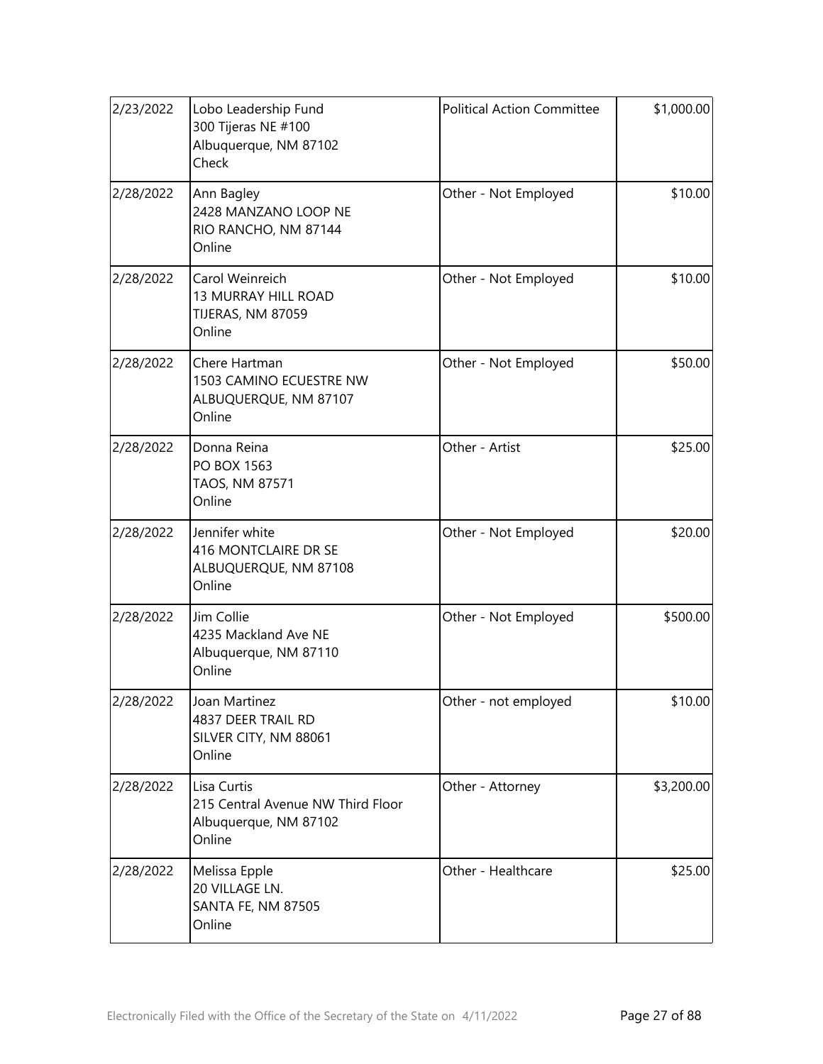| | | | |
|---|---|---|---|
| 2/23/2022 | Lobo Leadership Fund<br>300 Tijeras NE #100<br>Albuquerque, NM 87102<br>Check | Political Action Committee | $1,000.00 |
| 2/28/2022 | Ann Bagley<br>2428 MANZANO LOOP NE<br>RIO RANCHO, NM 87144<br>Online | Other - Not Employed | $10.00 |
| 2/28/2022 | Carol Weinreich<br>13 MURRAY HILL ROAD<br>TIJERAS, NM 87059<br>Online | Other - Not Employed | $10.00 |
| 2/28/2022 | Chere Hartman<br>1503 CAMINO ECUESTRE NW<br>ALBUQUERQUE, NM 87107<br>Online | Other - Not Employed | $50.00 |
| 2/28/2022 | Donna Reina<br>PO BOX 1563<br>TAOS, NM 87571<br>Online | Other - Artist | $25.00 |
| 2/28/2022 | Jennifer white<br>416 MONTCLAIRE DR SE<br>ALBUQUERQUE, NM 87108<br>Online | Other - Not Employed | $20.00 |
| 2/28/2022 | Jim Collie<br>4235 Mackland Ave NE<br>Albuquerque, NM 87110<br>Online | Other - Not Employed | $500.00 |
| 2/28/2022 | Joan Martinez<br>4837 DEER TRAIL RD<br>SILVER CITY, NM 88061<br>Online | Other - not employed | $10.00 |
| 2/28/2022 | Lisa Curtis<br>215 Central Avenue NW Third Floor<br>Albuquerque, NM 87102<br>Online | Other - Attorney | $3,200.00 |
| 2/28/2022 | Melissa Epple<br>20 VILLAGE LN.<br>SANTA FE, NM 87505<br>Online | Other - Healthcare | $25.00 |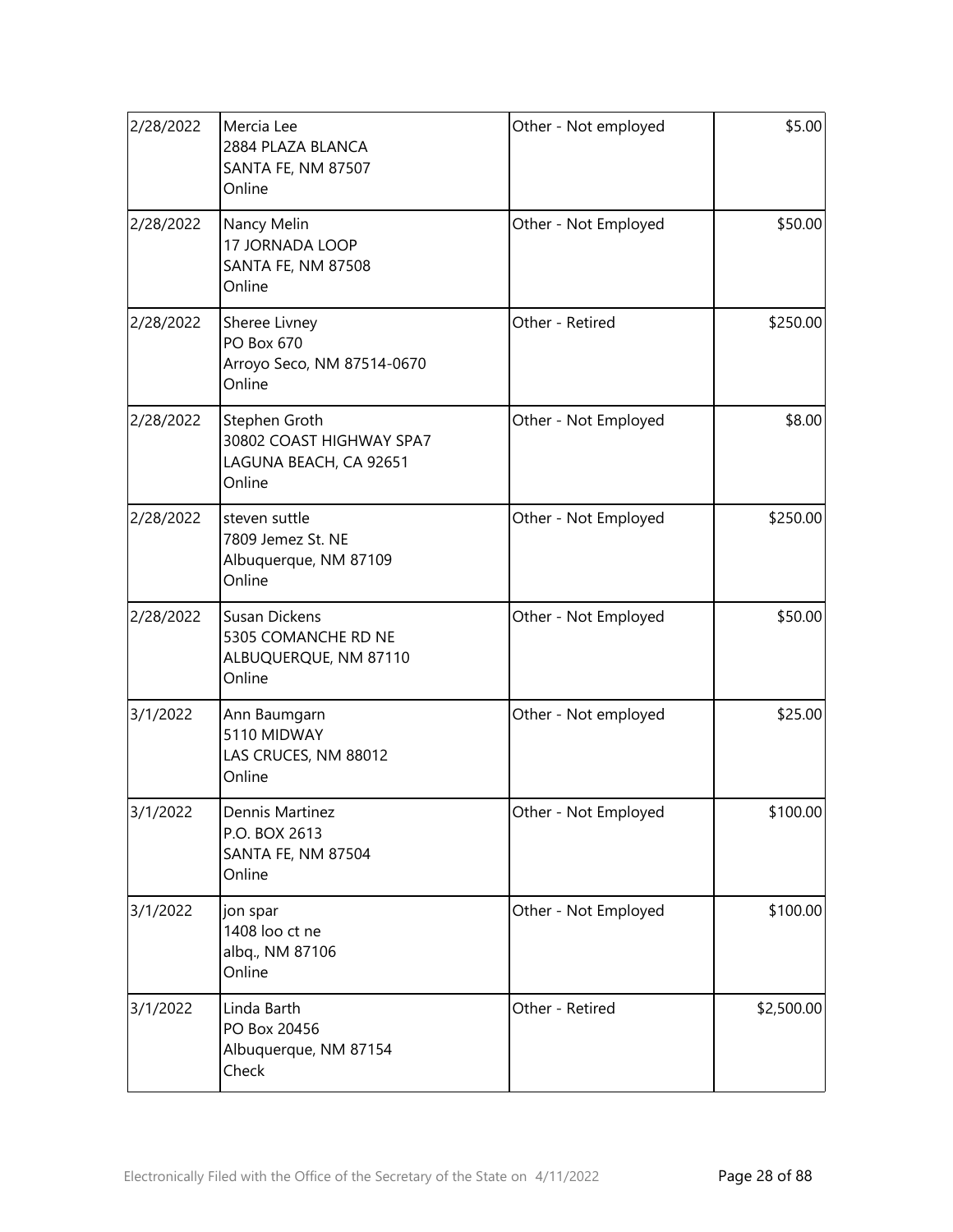| | | | |
|---|---|---|---|
| 2/28/2022 | Mercia Lee<br>2884 PLAZA BLANCA<br>SANTA FE, NM 87507<br>Online | Other - Not employed | $5.00 |
| 2/28/2022 | Nancy Melin<br>17 JORNADA LOOP<br>SANTA FE, NM 87508<br>Online | Other - Not Employed | $50.00 |
| 2/28/2022 | Sheree Livney<br>PO Box 670<br>Arroyo Seco, NM 87514-0670<br>Online | Other - Retired | $250.00 |
| 2/28/2022 | Stephen Groth<br>30802 COAST HIGHWAY SPA7<br>LAGUNA BEACH, CA 92651<br>Online | Other - Not Employed | $8.00 |
| 2/28/2022 | steven suttle<br>7809 Jemez St. NE<br>Albuquerque, NM 87109<br>Online | Other - Not Employed | $250.00 |
| 2/28/2022 | Susan Dickens<br>5305 COMANCHE RD NE<br>ALBUQUERQUE, NM 87110<br>Online | Other - Not Employed | $50.00 |
| 3/1/2022 | Ann Baumgarn<br>5110 MIDWAY<br>LAS CRUCES, NM 88012<br>Online | Other - Not employed | $25.00 |
| 3/1/2022 | Dennis Martinez<br>P.O. BOX 2613<br>SANTA FE, NM 87504<br>Online | Other - Not Employed | $100.00 |
| 3/1/2022 | jon spar<br>1408 loo ct ne<br>albq., NM 87106<br>Online | Other - Not Employed | $100.00 |
| 3/1/2022 | Linda Barth<br>PO Box 20456<br>Albuquerque, NM 87154<br>Check | Other - Retired | $2,500.00 |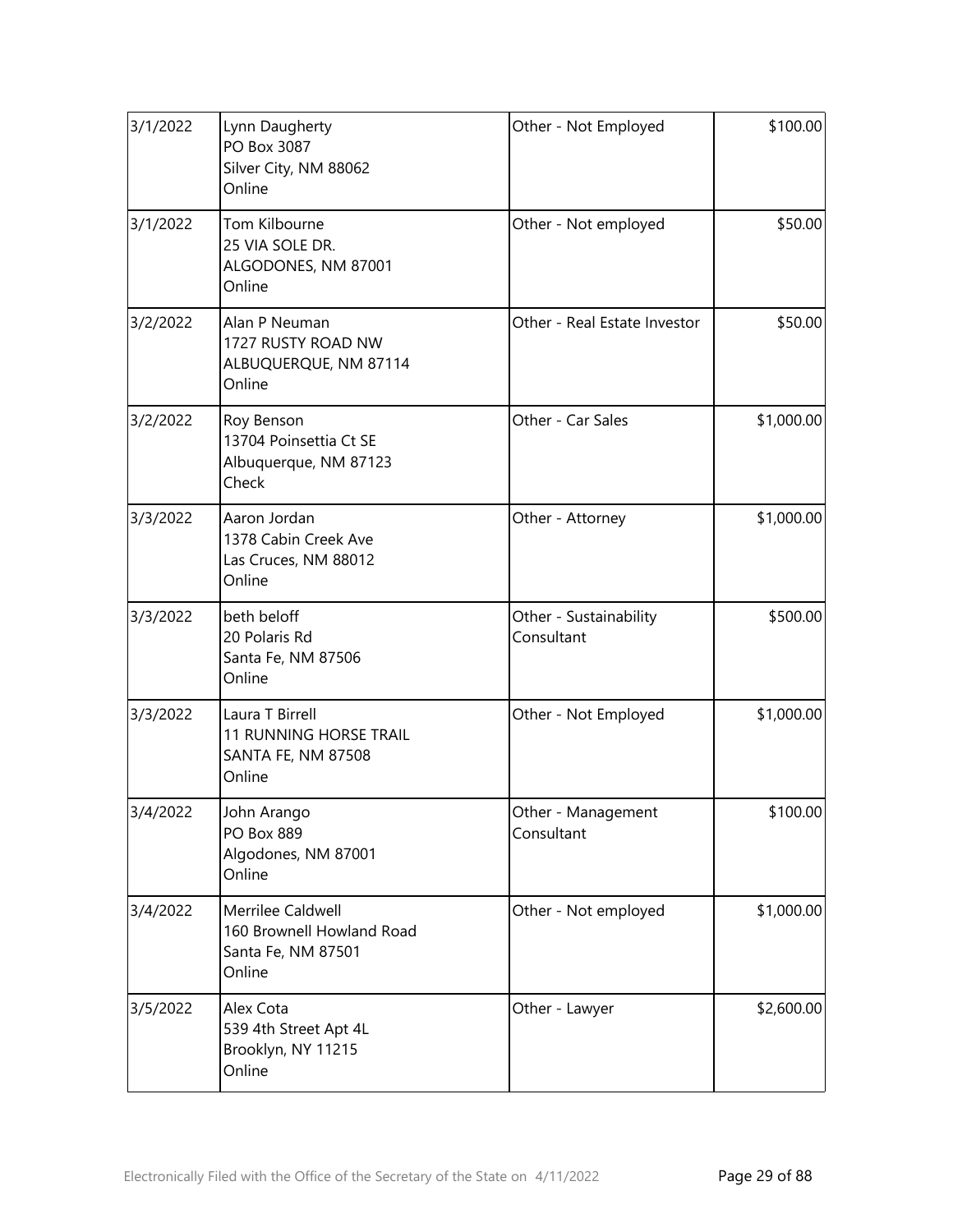| | | | |
|---|---|---|---|
| 3/1/2022 | Lynn Daugherty<br>PO Box 3087<br>Silver City, NM 88062<br>Online | Other - Not Employed | $100.00 |
| 3/1/2022 | Tom Kilbourne<br>25 VIA SOLE DR.<br>ALGODONES, NM 87001<br>Online | Other - Not employed | $50.00 |
| 3/2/2022 | Alan P Neuman<br>1727 RUSTY ROAD NW<br>ALBUQUERQUE, NM 87114<br>Online | Other - Real Estate Investor | $50.00 |
| 3/2/2022 | Roy Benson<br>13704 Poinsettia Ct SE<br>Albuquerque, NM 87123<br>Check | Other - Car Sales | $1,000.00 |
| 3/3/2022 | Aaron Jordan<br>1378 Cabin Creek Ave<br>Las Cruces, NM 88012<br>Online | Other - Attorney | $1,000.00 |
| 3/3/2022 | beth beloff<br>20 Polaris Rd<br>Santa Fe, NM 87506<br>Online | Other - Sustainability Consultant | $500.00 |
| 3/3/2022 | Laura T Birrell<br>11 RUNNING HORSE TRAIL<br>SANTA FE, NM 87508<br>Online | Other - Not Employed | $1,000.00 |
| 3/4/2022 | John Arango<br>PO Box 889<br>Algodones, NM 87001<br>Online | Other - Management Consultant | $100.00 |
| 3/4/2022 | Merrilee Caldwell<br>160 Brownell Howland Road<br>Santa Fe, NM 87501<br>Online | Other - Not employed | $1,000.00 |
| 3/5/2022 | Alex Cota<br>539 4th Street Apt 4L<br>Brooklyn, NY 11215<br>Online | Other - Lawyer | $2,600.00 |

Electronically Filed with the Office of the Secretary of the State on 4/11/2022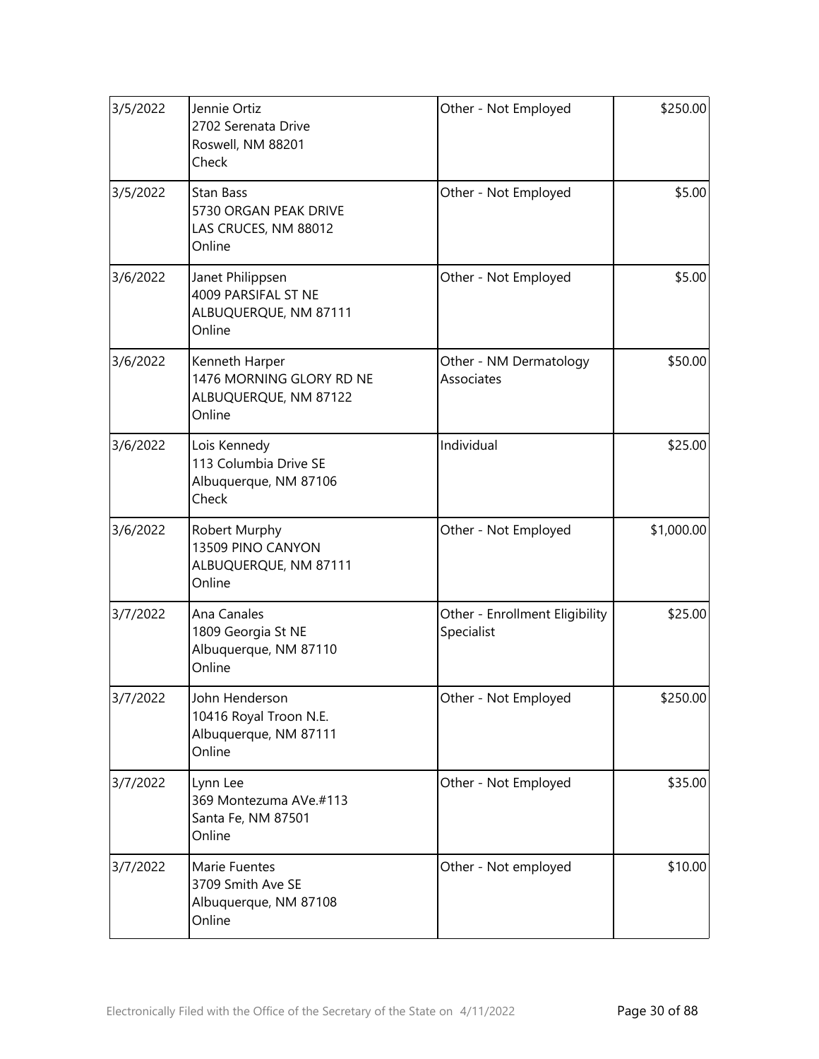| 3/5/2022 | Jennie Ortiz<br>2702 Serenata Drive<br>Roswell, NM 88201<br>Check | Other - Not Employed | $250.00 |
|---|---|---|---|
| 3/5/2022 | Stan Bass<br>5730 ORGAN PEAK DRIVE<br>LAS CRUCES, NM 88012<br>Online | Other - Not Employed | $5.00 |
| 3/6/2022 | Janet Philippsen<br>4009 PARSIFAL ST NE<br>ALBUQUERQUE, NM 87111<br>Online | Other - Not Employed | $5.00 |
| 3/6/2022 | Kenneth Harper<br>1476 MORNING GLORY RD NE<br>ALBUQUERQUE, NM 87122<br>Online | Other - NM Dermatology Associates | $50.00 |
| 3/6/2022 | Lois Kennedy<br>113 Columbia Drive SE<br>Albuquerque, NM 87106<br>Check | Individual | $25.00 |
| 3/6/2022 | Robert Murphy<br>13509 PINO CANYON<br>ALBUQUERQUE, NM 87111<br>Online | Other - Not Employed | $1,000.00 |
| 3/7/2022 | Ana Canales<br>1809 Georgia St NE<br>Albuquerque, NM 87110<br>Online | Other - Enrollment Eligibility Specialist | $25.00 |
| 3/7/2022 | John Henderson<br>10416 Royal Troon N.E.<br>Albuquerque, NM 87111<br>Online | Other - Not Employed | $250.00 |
| 3/7/2022 | Lynn Lee<br>369 Montezuma AVe.#113<br>Santa Fe, NM 87501<br>Online | Other - Not Employed | $35.00 |
| 3/7/2022 | Marie Fuentes<br>3709 Smith Ave SE<br>Albuquerque, NM 87108<br>Online | Other - Not employed | $10.00 |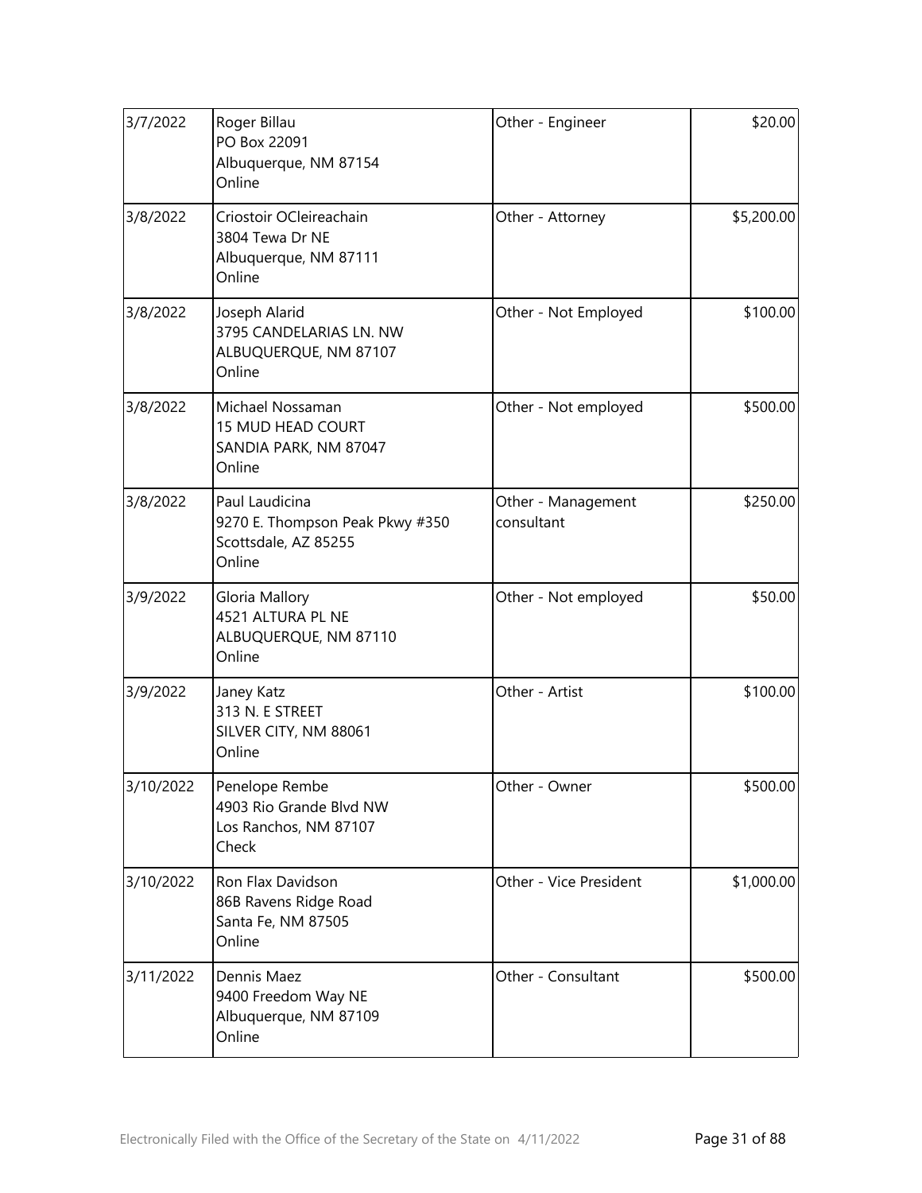| | | | |
|---|---|---|---|
| 3/7/2022 | Roger Billau<br>PO Box 22091<br>Albuquerque, NM 87154<br>Online | Other - Engineer | $20.00 |
| 3/8/2022 | Criostoir OCleireachain<br>3804 Tewa Dr NE<br>Albuquerque, NM 87111<br>Online | Other - Attorney | $5,200.00 |
| 3/8/2022 | Joseph Alarid<br>3795 CANDELARIAS LN. NW<br>ALBUQUERQUE, NM 87107<br>Online | Other - Not Employed | $100.00 |
| 3/8/2022 | Michael Nossaman<br>15 MUD HEAD COURT<br>SANDIA PARK, NM 87047<br>Online | Other - Not employed | $500.00 |
| 3/8/2022 | Paul Laudicina<br>9270 E. Thompson Peak Pkwy #350<br>Scottsdale, AZ 85255<br>Online | Other - Management consultant | $250.00 |
| 3/9/2022 | Gloria Mallory<br>4521 ALTURA PL NE<br>ALBUQUERQUE, NM 87110<br>Online | Other - Not employed | $50.00 |
| 3/9/2022 | Janey Katz<br>313 N. E STREET<br>SILVER CITY, NM 88061<br>Online | Other - Artist | $100.00 |
| 3/10/2022 | Penelope Rembe<br>4903 Rio Grande Blvd NW<br>Los Ranchos, NM 87107<br>Check | Other - Owner | $500.00 |
| 3/10/2022 | Ron Flax Davidson<br>86B Ravens Ridge Road<br>Santa Fe, NM 87505<br>Online | Other - Vice President | $1,000.00 |
| 3/11/2022 | Dennis Maez<br>9400 Freedom Way NE<br>Albuquerque, NM 87109<br>Online | Other - Consultant | $500.00 |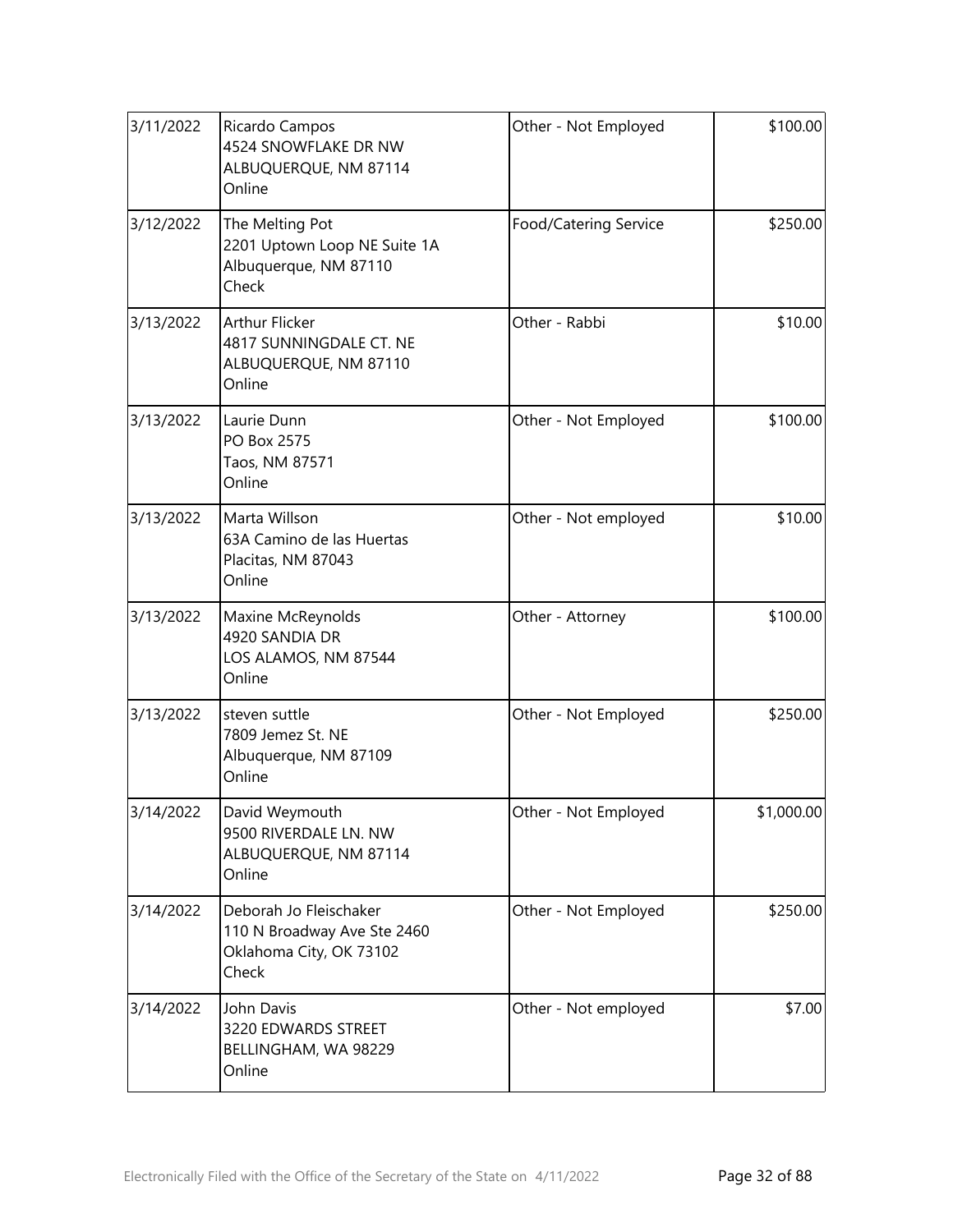| | | | |
|---|---|---|---|
| 3/11/2022 | Ricardo Campos<br>4524 SNOWFLAKE DR NW<br>ALBUQUERQUE, NM 87114<br>Online | Other - Not Employed | \$100.00 |
| 3/12/2022 | The Melting Pot<br>2201 Uptown Loop NE Suite 1A<br>Albuquerque, NM 87110<br>Check | Food/Catering Service | \$250.00 |
| 3/13/2022 | Arthur Flicker<br>4817 SUNNINGDALE CT. NE<br>ALBUQUERQUE, NM 87110<br>Online | Other - Rabbi | \$10.00 |
| 3/13/2022 | Laurie Dunn<br>PO Box 2575<br>Taos, NM 87571<br>Online | Other - Not Employed | \$100.00 |
| 3/13/2022 | Marta Willson<br>63A Camino de las Huertas<br>Placitas, NM 87043<br>Online | Other - Not employed | \$10.00 |
| 3/13/2022 | Maxine McReynolds<br>4920 SANDIA DR<br>LOS ALAMOS, NM 87544<br>Online | Other - Attorney | \$100.00 |
| 3/13/2022 | steven suttle<br>7809 Jemez St. NE<br>Albuquerque, NM 87109<br>Online | Other - Not Employed | \$250.00 |
| 3/14/2022 | David Weymouth<br>9500 RIVERDALE LN. NW<br>ALBUQUERQUE, NM 87114<br>Online | Other - Not Employed | \$1,000.00 |
| 3/14/2022 | Deborah Jo Fleischaker<br>110 N Broadway Ave Ste 2460<br>Oklahoma City, OK 73102<br>Check | Other - Not Employed | \$250.00 |
| 3/14/2022 | John Davis<br>3220 EDWARDS STREET<br>BELLINGHAM, WA 98229<br>Online | Other - Not employed | \$7.00 |

Electronically Filed with the Office of the Secretary of the State on 4/11/2022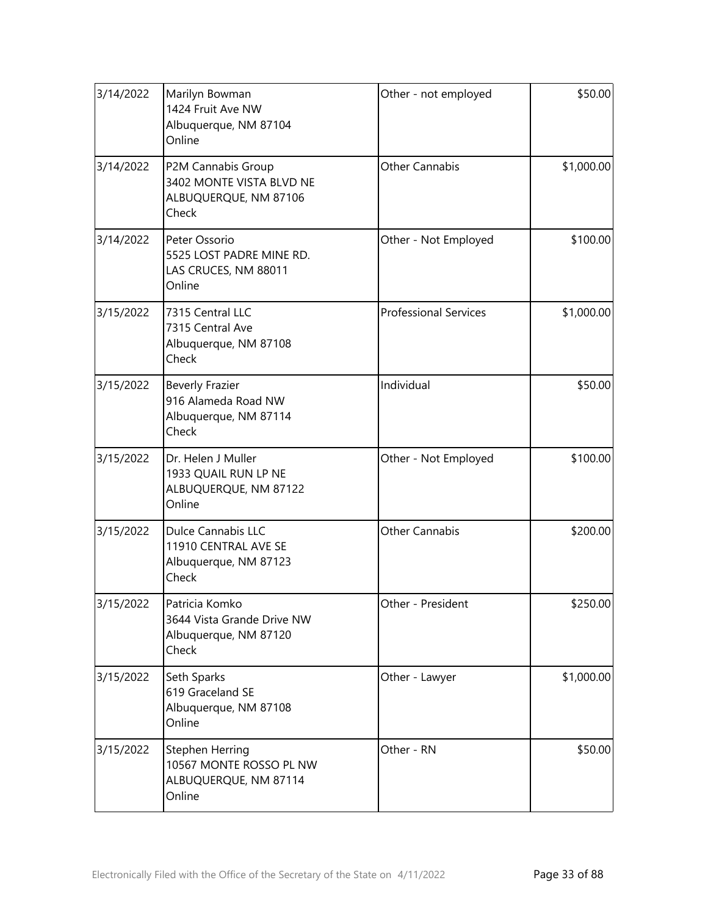| | | | |
|---|---|---|---|
| 3/14/2022 | Marilyn Bowman<br>1424 Fruit Ave NW<br>Albuquerque, NM 87104<br>Online | Other - not employed | $50.00 |
| 3/14/2022 | P2M Cannabis Group<br>3402 MONTE VISTA BLVD NE<br>ALBUQUERQUE, NM 87106<br>Check | Other Cannabis | $1,000.00 |
| 3/14/2022 | Peter Ossorio<br>5525 LOST PADRE MINE RD.<br>LAS CRUCES, NM 88011<br>Online | Other - Not Employed | $100.00 |
| 3/15/2022 | 7315 Central LLC<br>7315 Central Ave<br>Albuquerque, NM 87108<br>Check | Professional Services | $1,000.00 |
| 3/15/2022 | Beverly Frazier<br>916 Alameda Road NW<br>Albuquerque, NM 87114<br>Check | Individual | $50.00 |
| 3/15/2022 | Dr. Helen J Muller<br>1933 QUAIL RUN LP NE<br>ALBUQUERQUE, NM 87122<br>Online | Other - Not Employed | $100.00 |
| 3/15/2022 | Dulce Cannabis LLC<br>11910 CENTRAL AVE SE<br>Albuquerque, NM 87123<br>Check | Other Cannabis | $200.00 |
| 3/15/2022 | Patricia Komko<br>3644 Vista Grande Drive NW<br>Albuquerque, NM 87120<br>Check | Other - President | $250.00 |
| 3/15/2022 | Seth Sparks<br>619 Graceland SE<br>Albuquerque, NM 87108<br>Online | Other - Lawyer | $1,000.00 |
| 3/15/2022 | Stephen Herring<br>10567 MONTE ROSSO PL NW<br>ALBUQUERQUE, NM 87114<br>Online | Other - RN | $50.00 |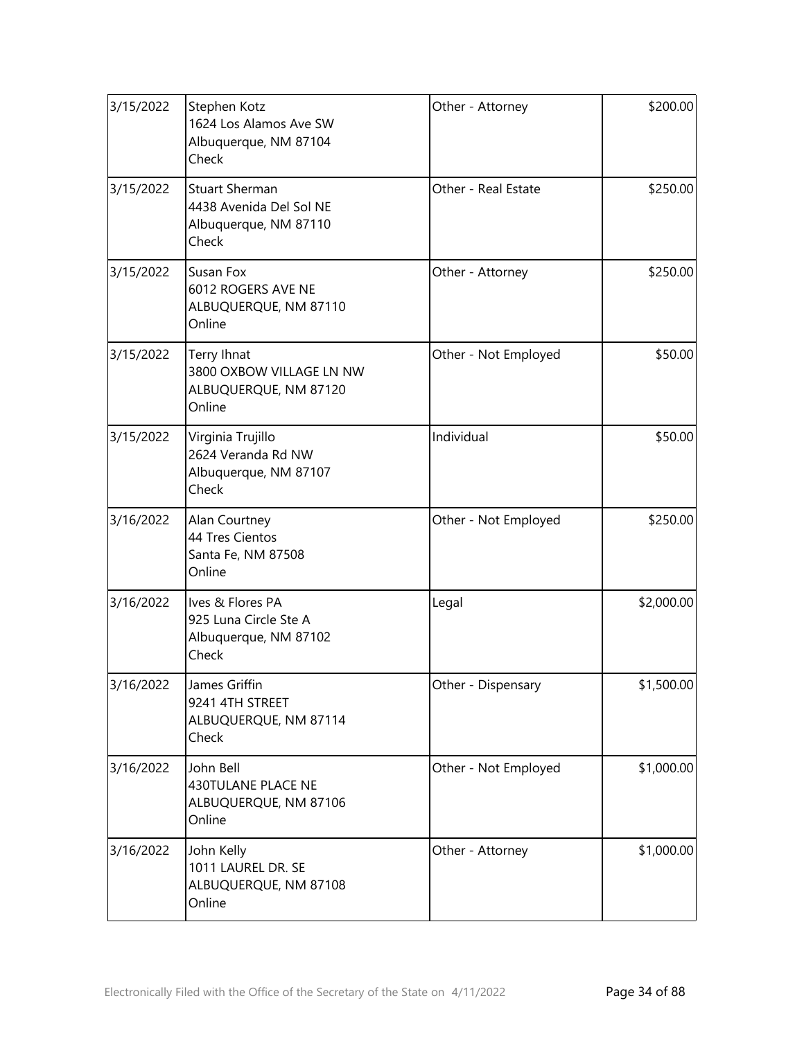| | | | |
|---|---|---|---|
| 3/15/2022 | Stephen Kotz<br>1624 Los Alamos Ave SW<br>Albuquerque, NM 87104<br>Check | Other - Attorney | $200.00 |
| 3/15/2022 | Stuart Sherman<br>4438 Avenida Del Sol NE<br>Albuquerque, NM 87110<br>Check | Other - Real Estate | $250.00 |
| 3/15/2022 | Susan Fox<br>6012 ROGERS AVE NE<br>ALBUQUERQUE, NM 87110<br>Online | Other - Attorney | $250.00 |
| 3/15/2022 | Terry Ihnat<br>3800 OXBOW VILLAGE LN NW<br>ALBUQUERQUE, NM 87120<br>Online | Other - Not Employed | $50.00 |
| 3/15/2022 | Virginia Trujillo<br>2624 Veranda Rd NW<br>Albuquerque, NM 87107<br>Check | Individual | $50.00 |
| 3/16/2022 | Alan Courtney<br>44 Tres Cientos<br>Santa Fe, NM 87508<br>Online | Other - Not Employed | $250.00 |
| 3/16/2022 | Ives & Flores PA<br>925 Luna Circle Ste A<br>Albuquerque, NM 87102<br>Check | Legal | $2,000.00 |
| 3/16/2022 | James Griffin<br>9241 4TH STREET<br>ALBUQUERQUE, NM 87114<br>Check | Other - Dispensary | $1,500.00 |
| 3/16/2022 | John Bell<br>430TULANE PLACE NE<br>ALBUQUERQUE, NM 87106<br>Online | Other - Not Employed | $1,000.00 |
| 3/16/2022 | John Kelly<br>1011 LAUREL DR. SE<br>ALBUQUERQUE, NM 87108<br>Online | Other - Attorney | $1,000.00 |

Electronically Filed with the Office of the Secretary of the State on 4/11/2022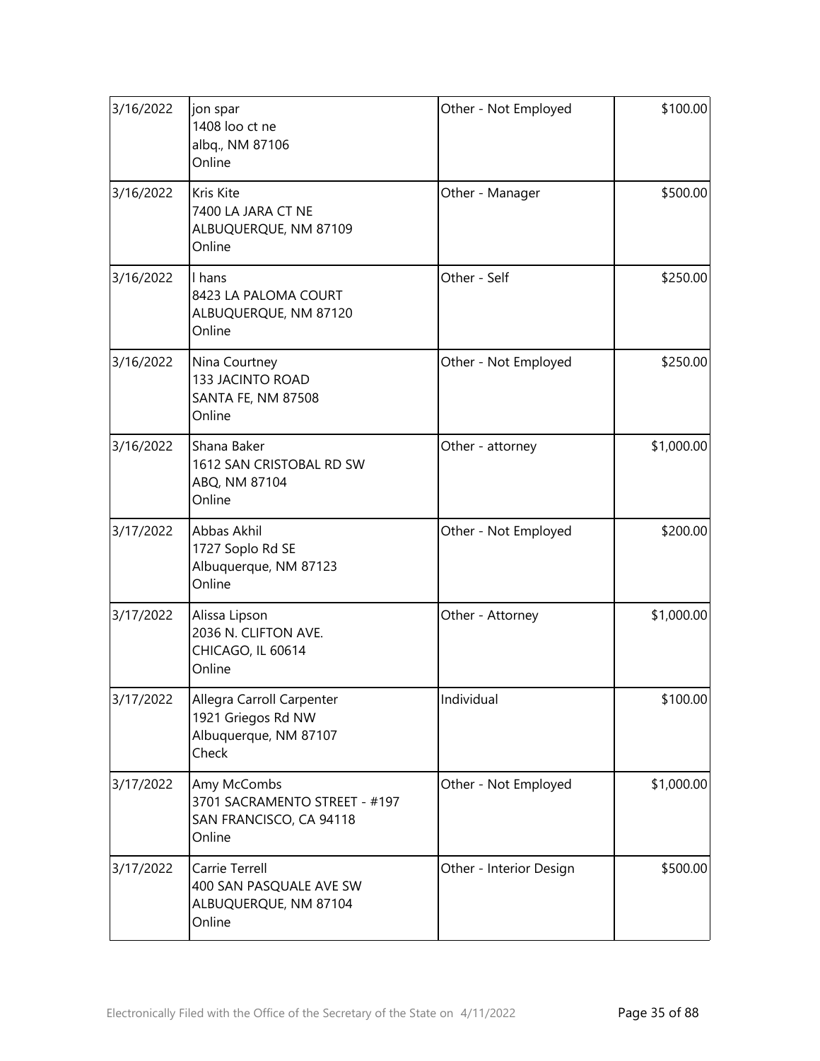| | | | |
|---|---|---|---|
| 3/16/2022 | jon spar<br>1408 loo ct ne<br>albq., NM 87106<br>Online | Other - Not Employed | $100.00 |
| 3/16/2022 | Kris Kite<br>7400 LA JARA CT NE<br>ALBUQUERQUE, NM 87109<br>Online | Other - Manager | $500.00 |
| 3/16/2022 | l hans<br>8423 LA PALOMA COURT<br>ALBUQUERQUE, NM 87120<br>Online | Other - Self | $250.00 |
| 3/16/2022 | Nina Courtney<br>133 JACINTO ROAD<br>SANTA FE, NM 87508<br>Online | Other - Not Employed | $250.00 |
| 3/16/2022 | Shana Baker<br>1612 SAN CRISTOBAL RD SW<br>ABQ, NM 87104<br>Online | Other - attorney | $1,000.00 |
| 3/17/2022 | Abbas Akhil<br>1727 Soplo Rd SE<br>Albuquerque, NM 87123<br>Online | Other - Not Employed | $200.00 |
| 3/17/2022 | Alissa Lipson<br>2036 N. CLIFTON AVE.<br>CHICAGO, IL 60614<br>Online | Other - Attorney | $1,000.00 |
| 3/17/2022 | Allegra Carroll Carpenter<br>1921 Griegos Rd NW<br>Albuquerque, NM 87107<br>Check | Individual | $100.00 |
| 3/17/2022 | Amy McCombs<br>3701 SACRAMENTO STREET - #197<br>SAN FRANCISCO, CA 94118<br>Online | Other - Not Employed | $1,000.00 |
| 3/17/2022 | Carrie Terrell<br>400 SAN PASQUALE AVE SW<br>ALBUQUERQUE, NM 87104<br>Online | Other - Interior Design | $500.00 |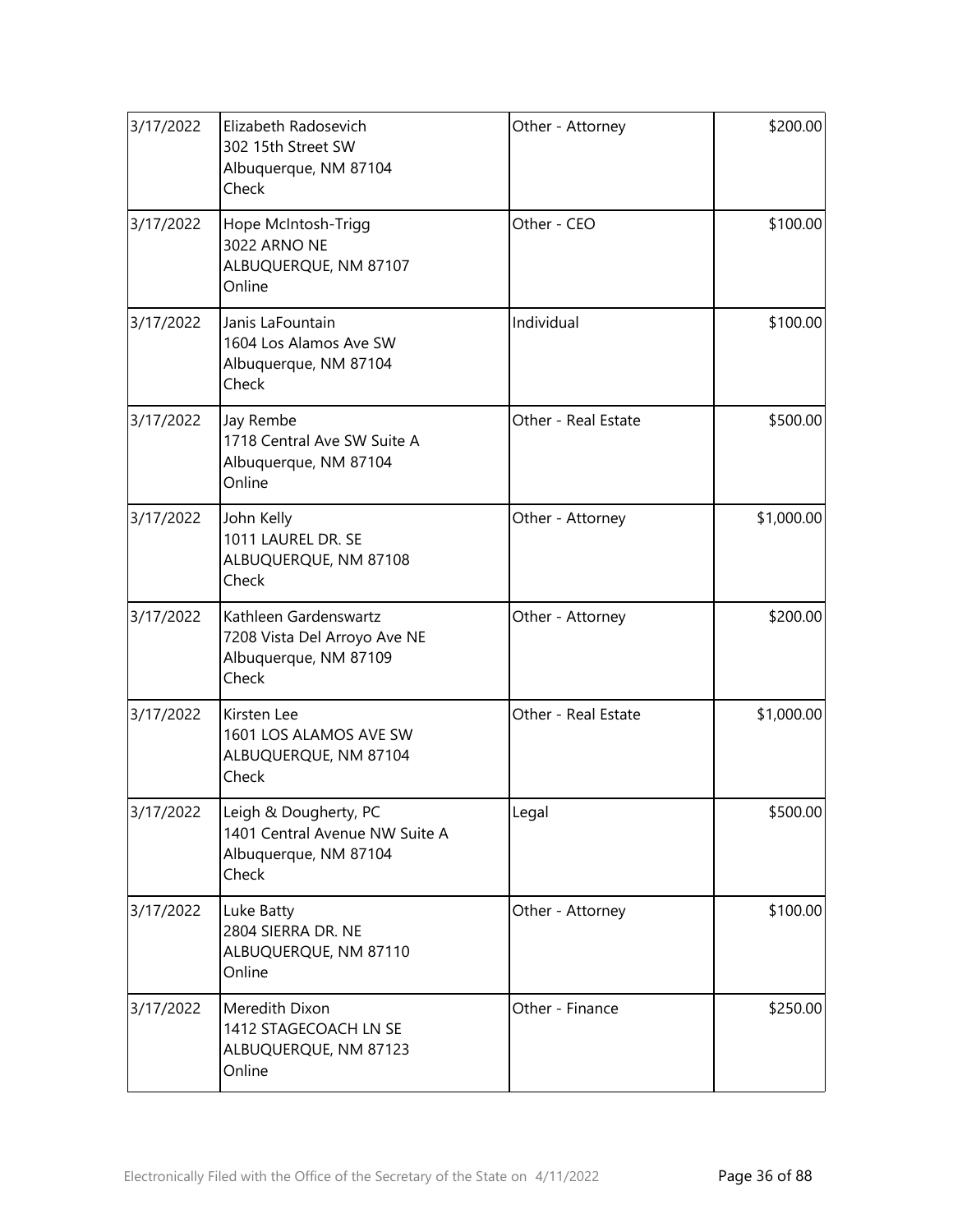| | | | |
|---|---|---|---|
| 3/17/2022 | Elizabeth Radosevich<br>302 15th Street SW<br>Albuquerque, NM 87104<br>Check | Other - Attorney | $200.00 |
| 3/17/2022 | Hope McIntosh-Trigg<br>3022 ARNO NE<br>ALBUQUERQUE, NM 87107<br>Online | Other - CEO | $100.00 |
| 3/17/2022 | Janis LaFountain<br>1604 Los Alamos Ave SW<br>Albuquerque, NM 87104<br>Check | Individual | $100.00 |
| 3/17/2022 | Jay Rembe<br>1718 Central Ave SW Suite A<br>Albuquerque, NM 87104<br>Online | Other - Real Estate | $500.00 |
| 3/17/2022 | John Kelly<br>1011 LAUREL DR. SE<br>ALBUQUERQUE, NM 87108<br>Check | Other - Attorney | $1,000.00 |
| 3/17/2022 | Kathleen Gardenswartz<br>7208 Vista Del Arroyo Ave NE<br>Albuquerque, NM 87109<br>Check | Other - Attorney | $200.00 |
| 3/17/2022 | Kirsten Lee<br>1601 LOS ALAMOS AVE SW<br>ALBUQUERQUE, NM 87104<br>Check | Other - Real Estate | $1,000.00 |
| 3/17/2022 | Leigh & Dougherty, PC<br>1401 Central Avenue NW Suite A<br>Albuquerque, NM 87104<br>Check | Legal | $500.00 |
| 3/17/2022 | Luke Batty<br>2804 SIERRA DR. NE<br>ALBUQUERQUE, NM 87110<br>Online | Other - Attorney | $100.00 |
| 3/17/2022 | Meredith Dixon<br>1412 STAGECOACH LN SE<br>ALBUQUERQUE, NM 87123<br>Online | Other - Finance | $250.00 |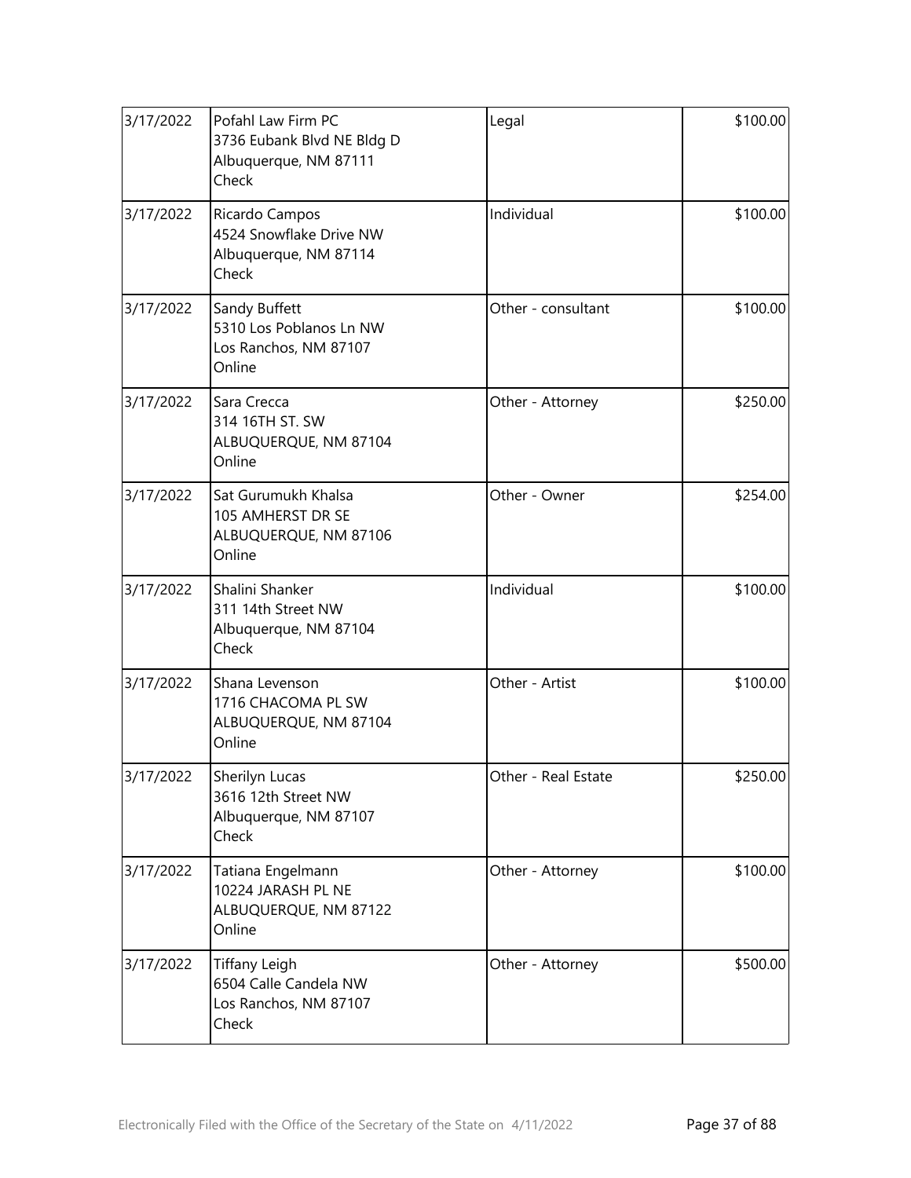| | | | |
|---|---|---|---|
| 3/17/2022 | Pofahl Law Firm PC<br>3736 Eubank Blvd NE Bldg D<br>Albuquerque, NM 87111<br>Check | Legal | \$100.00 |
| 3/17/2022 | Ricardo Campos<br>4524 Snowflake Drive NW<br>Albuquerque, NM 87114<br>Check | Individual | \$100.00 |
| 3/17/2022 | Sandy Buffett<br>5310 Los Poblanos Ln NW<br>Los Ranchos, NM 87107<br>Online | Other - consultant | \$100.00 |
| 3/17/2022 | Sara Crecca<br>314 16TH ST. SW<br>ALBUQUERQUE, NM 87104<br>Online | Other - Attorney | \$250.00 |
| 3/17/2022 | Sat Gurumukh Khalsa<br>105 AMHERST DR SE<br>ALBUQUERQUE, NM 87106<br>Online | Other - Owner | \$254.00 |
| 3/17/2022 | Shalini Shanker<br>311 14th Street NW<br>Albuquerque, NM 87104<br>Check | Individual | \$100.00 |
| 3/17/2022 | Shana Levenson<br>1716 CHACOMA PL SW<br>ALBUQUERQUE, NM 87104<br>Online | Other - Artist | \$100.00 |
| 3/17/2022 | Sherilyn Lucas<br>3616 12th Street NW<br>Albuquerque, NM 87107<br>Check | Other - Real Estate | \$250.00 |
| 3/17/2022 | Tatiana Engelmann<br>10224 JARASH PL NE<br>ALBUQUERQUE, NM 87122<br>Online | Other - Attorney | \$100.00 |
| 3/17/2022 | Tiffany Leigh<br>6504 Calle Candela NW<br>Los Ranchos, NM 87107<br>Check | Other - Attorney | \$500.00 |

Electronically Filed with the Office of the Secretary of the State on 4/11/2022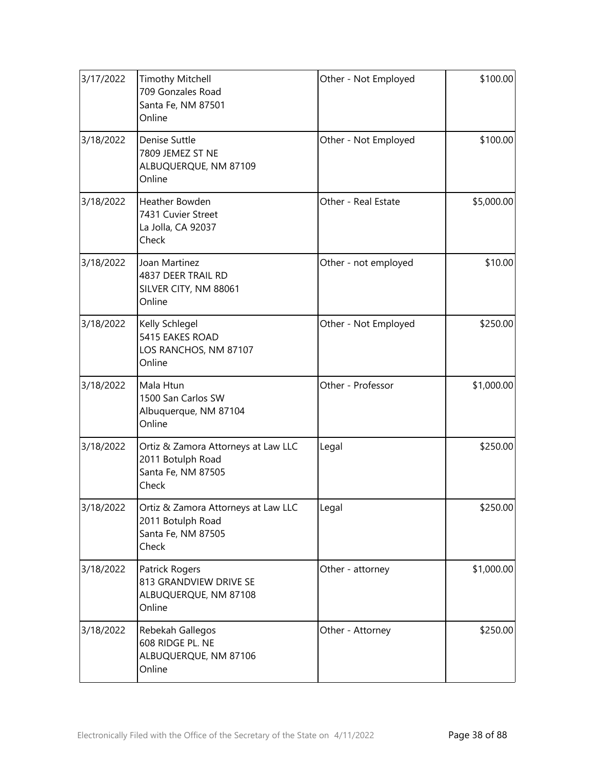| | | | |
|---|---|---|---|
| 3/17/2022 | Timothy Mitchell<br>709 Gonzales Road<br>Santa Fe, NM 87501<br>Online | Other - Not Employed | $100.00 |
| 3/18/2022 | Denise Suttle<br>7809 JEMEZ ST NE<br>ALBUQUERQUE, NM 87109<br>Online | Other - Not Employed | $100.00 |
| 3/18/2022 | Heather Bowden<br>7431 Cuvier Street<br>La Jolla, CA 92037<br>Check | Other - Real Estate | $5,000.00 |
| 3/18/2022 | Joan Martinez<br>4837 DEER TRAIL RD<br>SILVER CITY, NM 88061<br>Online | Other - not employed | $10.00 |
| 3/18/2022 | Kelly Schlegel<br>5415 EAKES ROAD<br>LOS RANCHOS, NM 87107<br>Online | Other - Not Employed | $250.00 |
| 3/18/2022 | Mala Htun<br>1500 San Carlos SW<br>Albuquerque, NM 87104<br>Online | Other - Professor | $1,000.00 |
| 3/18/2022 | Ortiz & Zamora Attorneys at Law LLC<br>2011 Botulph Road<br>Santa Fe, NM 87505<br>Check | Legal | $250.00 |
| 3/18/2022 | Ortiz & Zamora Attorneys at Law LLC<br>2011 Botulph Road<br>Santa Fe, NM 87505<br>Check | Legal | $250.00 |
| 3/18/2022 | Patrick Rogers<br>813 GRANDVIEW DRIVE SE<br>ALBUQUERQUE, NM 87108<br>Online | Other - attorney | $1,000.00 |
| 3/18/2022 | Rebekah Gallegos<br>608 RIDGE PL. NE<br>ALBUQUERQUE, NM 87106<br>Online | Other - Attorney | $250.00 |

Electronically Filed with the Office of the Secretary of the State on 4/11/2022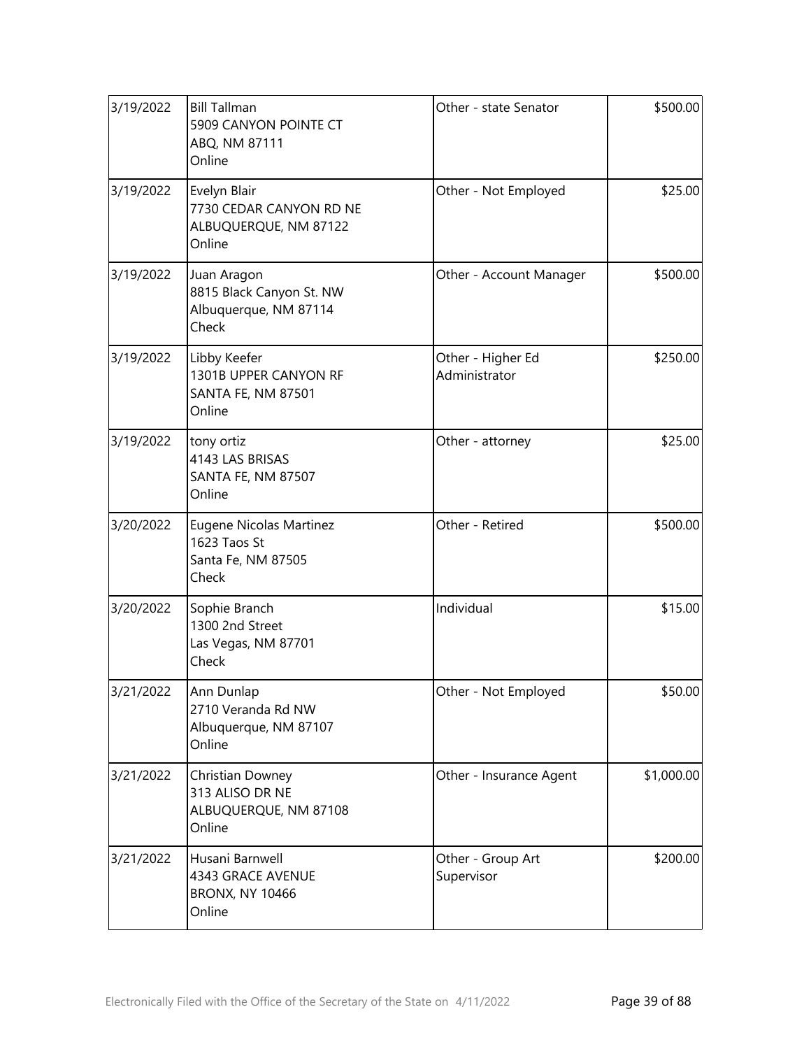| | | | |
|---|---|---|---|
| 3/19/2022 | Bill Tallman<br>5909 CANYON POINTE CT<br>ABQ, NM 87111<br>Online | Other - state Senator | \$500.00 |
| 3/19/2022 | Evelyn Blair<br>7730 CEDAR CANYON RD NE<br>ALBUQUERQUE, NM 87122<br>Online | Other - Not Employed | \$25.00 |
| 3/19/2022 | Juan Aragon<br>8815 Black Canyon St. NW<br>Albuquerque, NM 87114<br>Check | Other - Account Manager | \$500.00 |
| 3/19/2022 | Libby Keefer<br>1301B UPPER CANYON RF<br>SANTA FE, NM 87501<br>Online | Other - Higher Ed Administrator | \$250.00 |
| 3/19/2022 | tony ortiz<br>4143 LAS BRISAS<br>SANTA FE, NM 87507<br>Online | Other - attorney | \$25.00 |
| 3/20/2022 | Eugene Nicolas Martinez<br>1623 Taos St<br>Santa Fe, NM 87505<br>Check | Other - Retired | \$500.00 |
| 3/20/2022 | Sophie Branch<br>1300 2nd Street<br>Las Vegas, NM 87701<br>Check | Individual | \$15.00 |
| 3/21/2022 | Ann Dunlap<br>2710 Veranda Rd NW<br>Albuquerque, NM 87107<br>Online | Other - Not Employed | \$50.00 |
| 3/21/2022 | Christian Downey<br>313 ALISO DR NE<br>ALBUQUERQUE, NM 87108<br>Online | Other - Insurance Agent | \$1,000.00 |
| 3/21/2022 | Husani Barnwell<br>4343 GRACE AVENUE<br>BRONX, NY 10466<br>Online | Other - Group Art Supervisor | \$200.00 |

Electronically Filed with the Office of the Secretary of the State on 4/11/2022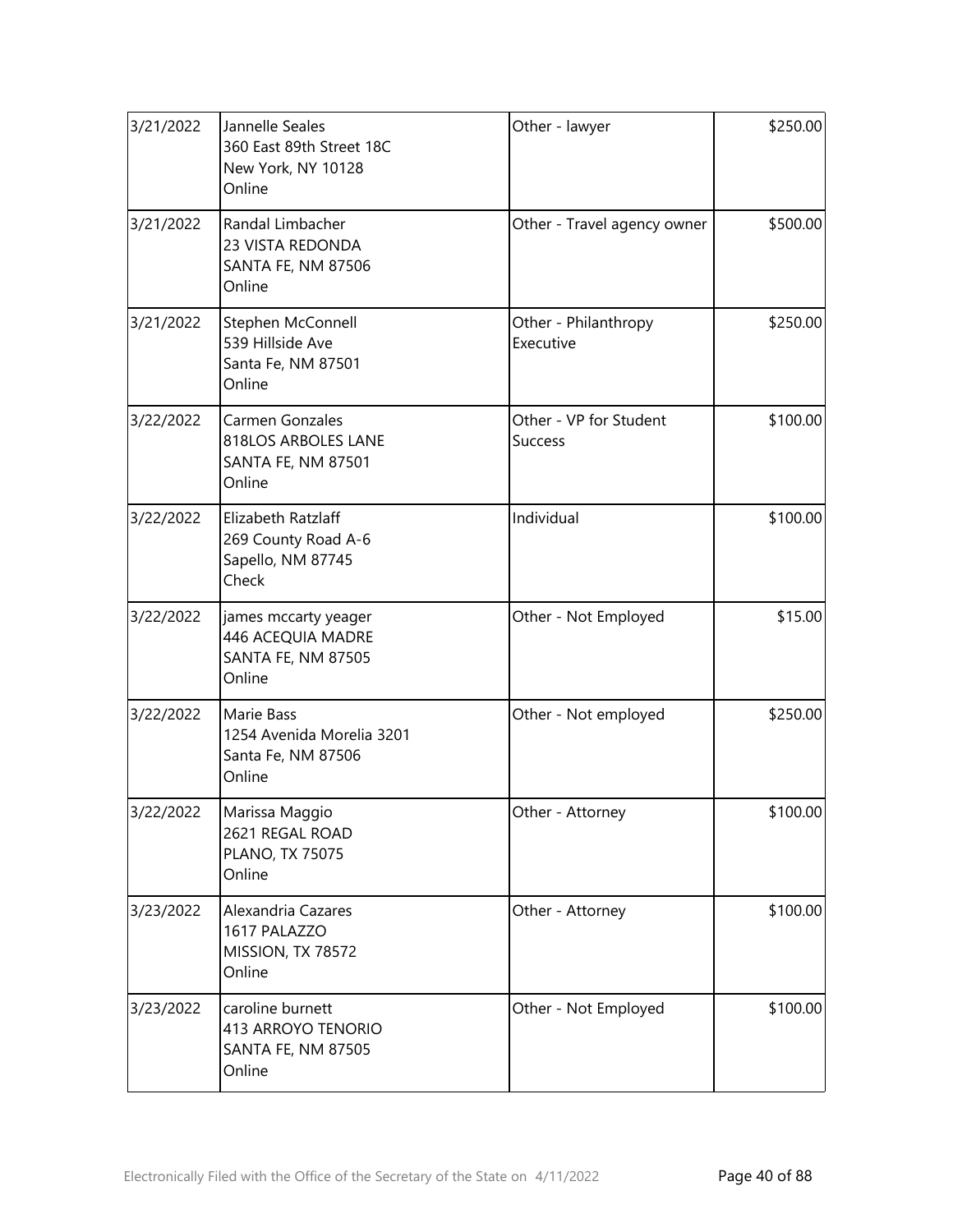| | | | |
|---|---|---|---|
| 3/21/2022 | Jannelle Seales<br>360 East 89th Street 18C<br>New York, NY 10128<br>Online | Other - lawyer | $250.00 |
| 3/21/2022 | Randal Limbacher<br>23 VISTA REDONDA<br>SANTA FE, NM 87506<br>Online | Other - Travel agency owner | $500.00 |
| 3/21/2022 | Stephen McConnell<br>539 Hillside Ave<br>Santa Fe, NM 87501<br>Online | Other - Philanthropy Executive | $250.00 |
| 3/22/2022 | Carmen Gonzales<br>818LOS ARBOLES LANE<br>SANTA FE, NM 87501<br>Online | Other - VP for Student Success | $100.00 |
| 3/22/2022 | Elizabeth Ratzlaff<br>269 County Road A-6<br>Sapello, NM 87745<br>Check | Individual | $100.00 |
| 3/22/2022 | james mccarty yeager<br>446 ACEQUIA MADRE<br>SANTA FE, NM 87505<br>Online | Other - Not Employed | $15.00 |
| 3/22/2022 | Marie Bass<br>1254 Avenida Morelia 3201<br>Santa Fe, NM 87506<br>Online | Other - Not employed | $250.00 |
| 3/22/2022 | Marissa Maggio<br>2621 REGAL ROAD<br>PLANO, TX 75075<br>Online | Other - Attorney | $100.00 |
| 3/23/2022 | Alexandria Cazares<br>1617 PALAZZO<br>MISSION, TX 78572<br>Online | Other - Attorney | $100.00 |
| 3/23/2022 | caroline burnett<br>413 ARROYO TENORIO<br>SANTA FE, NM 87505<br>Online | Other - Not Employed | $100.00 |

Electronically Filed with the Office of the Secretary of the State on 4/11/2022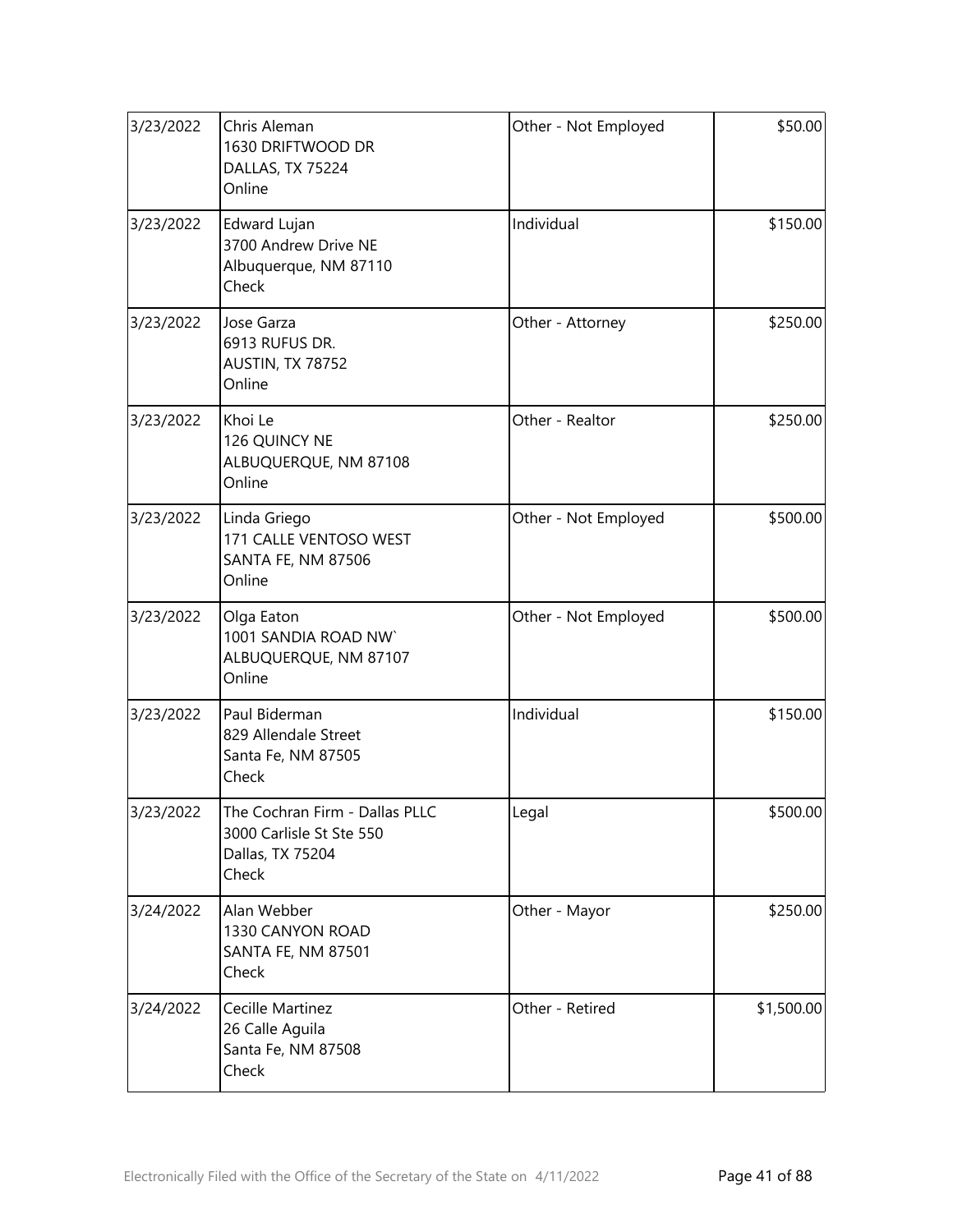| Date | Name / Address / Method | Occupation | Amount |
|---|---|---|---|
| 3/23/2022 | Chris Aleman<br>1630 DRIFTWOOD DR<br>DALLAS, TX 75224<br>Online | Other - Not Employed | $50.00 |
| 3/23/2022 | Edward Lujan<br>3700 Andrew Drive NE<br>Albuquerque, NM 87110<br>Check | Individual | $150.00 |
| 3/23/2022 | Jose Garza<br>6913 RUFUS DR.<br>AUSTIN, TX 78752<br>Online | Other - Attorney | $250.00 |
| 3/23/2022 | Khoi Le<br>126 QUINCY NE<br>ALBUQUERQUE, NM 87108<br>Online | Other - Realtor | $250.00 |
| 3/23/2022 | Linda Griego<br>171 CALLE VENTOSO WEST<br>SANTA FE, NM 87506<br>Online | Other - Not Employed | $500.00 |
| 3/23/2022 | Olga Eaton<br>1001 SANDIA ROAD NW`<br>ALBUQUERQUE, NM 87107<br>Online | Other - Not Employed | $500.00 |
| 3/23/2022 | Paul Biderman<br>829 Allendale Street<br>Santa Fe, NM 87505<br>Check | Individual | $150.00 |
| 3/23/2022 | The Cochran Firm - Dallas PLLC<br>3000 Carlisle St Ste 550<br>Dallas, TX 75204<br>Check | Legal | $500.00 |
| 3/24/2022 | Alan Webber<br>1330 CANYON ROAD<br>SANTA FE, NM 87501<br>Check | Other - Mayor | $250.00 |
| 3/24/2022 | Cecille Martinez<br>26 Calle Aguila<br>Santa Fe, NM 87508<br>Check | Other - Retired | $1,500.00 |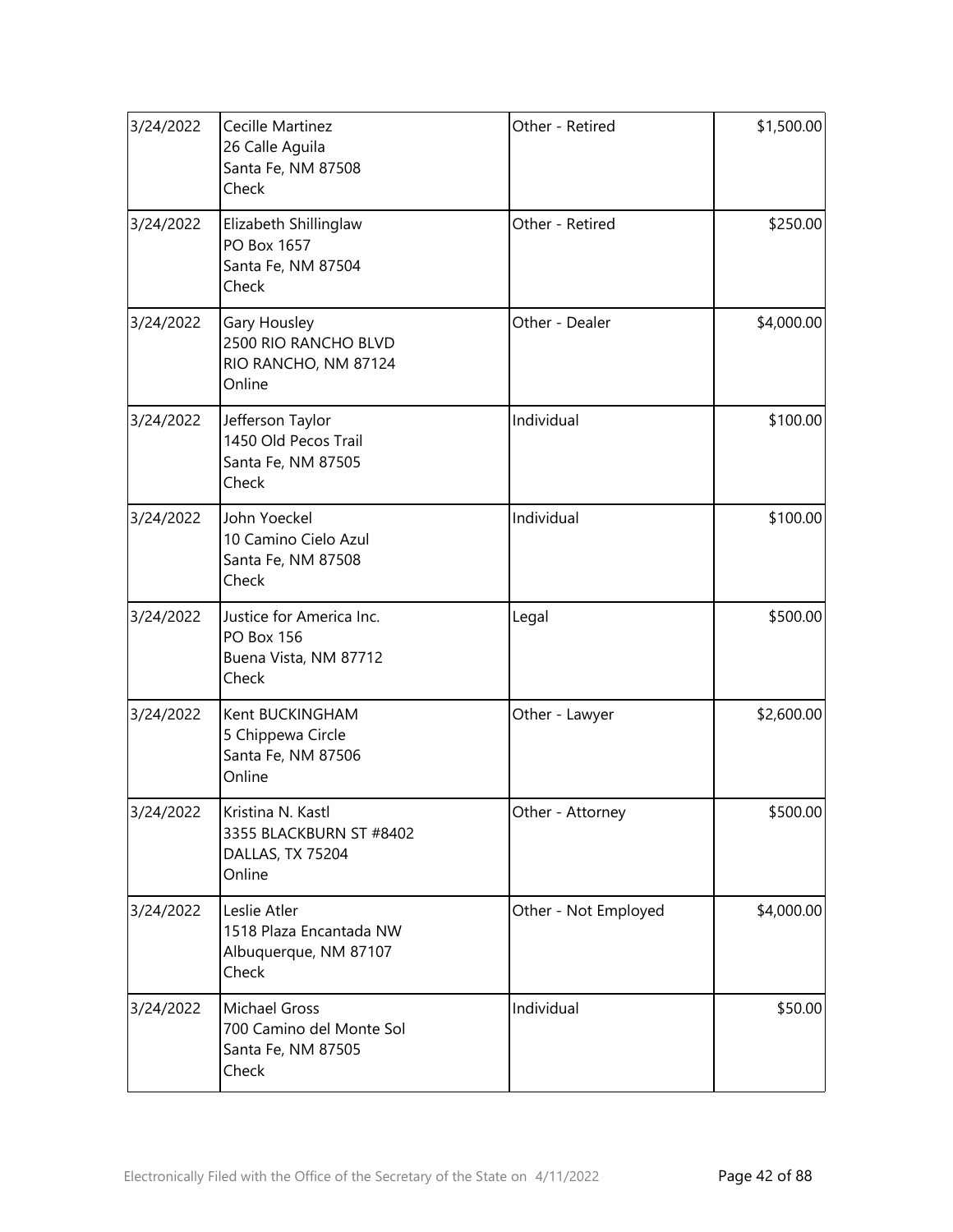| 3/24/2022 | Cecille Martinez<br>26 Calle Aguila<br>Santa Fe, NM 87508<br>Check | Other - Retired | $1,500.00 |
|---|---|---|---|
| 3/24/2022 | Elizabeth Shillinglaw<br>PO Box 1657<br>Santa Fe, NM 87504<br>Check | Other - Retired | $250.00 |
| 3/24/2022 | Gary Housley<br>2500 RIO RANCHO BLVD<br>RIO RANCHO, NM 87124<br>Online | Other - Dealer | $4,000.00 |
| 3/24/2022 | Jefferson Taylor<br>1450 Old Pecos Trail<br>Santa Fe, NM 87505<br>Check | Individual | $100.00 |
| 3/24/2022 | John Yoeckel<br>10 Camino Cielo Azul<br>Santa Fe, NM 87508<br>Check | Individual | $100.00 |
| 3/24/2022 | Justice for America Inc.<br>PO Box 156<br>Buena Vista, NM 87712<br>Check | Legal | $500.00 |
| 3/24/2022 | Kent BUCKINGHAM<br>5 Chippewa Circle<br>Santa Fe, NM 87506<br>Online | Other - Lawyer | $2,600.00 |
| 3/24/2022 | Kristina N. Kastl<br>3355 BLACKBURN ST #8402<br>DALLAS, TX 75204<br>Online | Other - Attorney | $500.00 |
| 3/24/2022 | Leslie Atler<br>1518 Plaza Encantada NW<br>Albuquerque, NM 87107<br>Check | Other - Not Employed | $4,000.00 |
| 3/24/2022 | Michael Gross<br>700 Camino del Monte Sol<br>Santa Fe, NM 87505<br>Check | Individual | $50.00 |

Electronically Filed with the Office of the Secretary of the State on 4/11/2022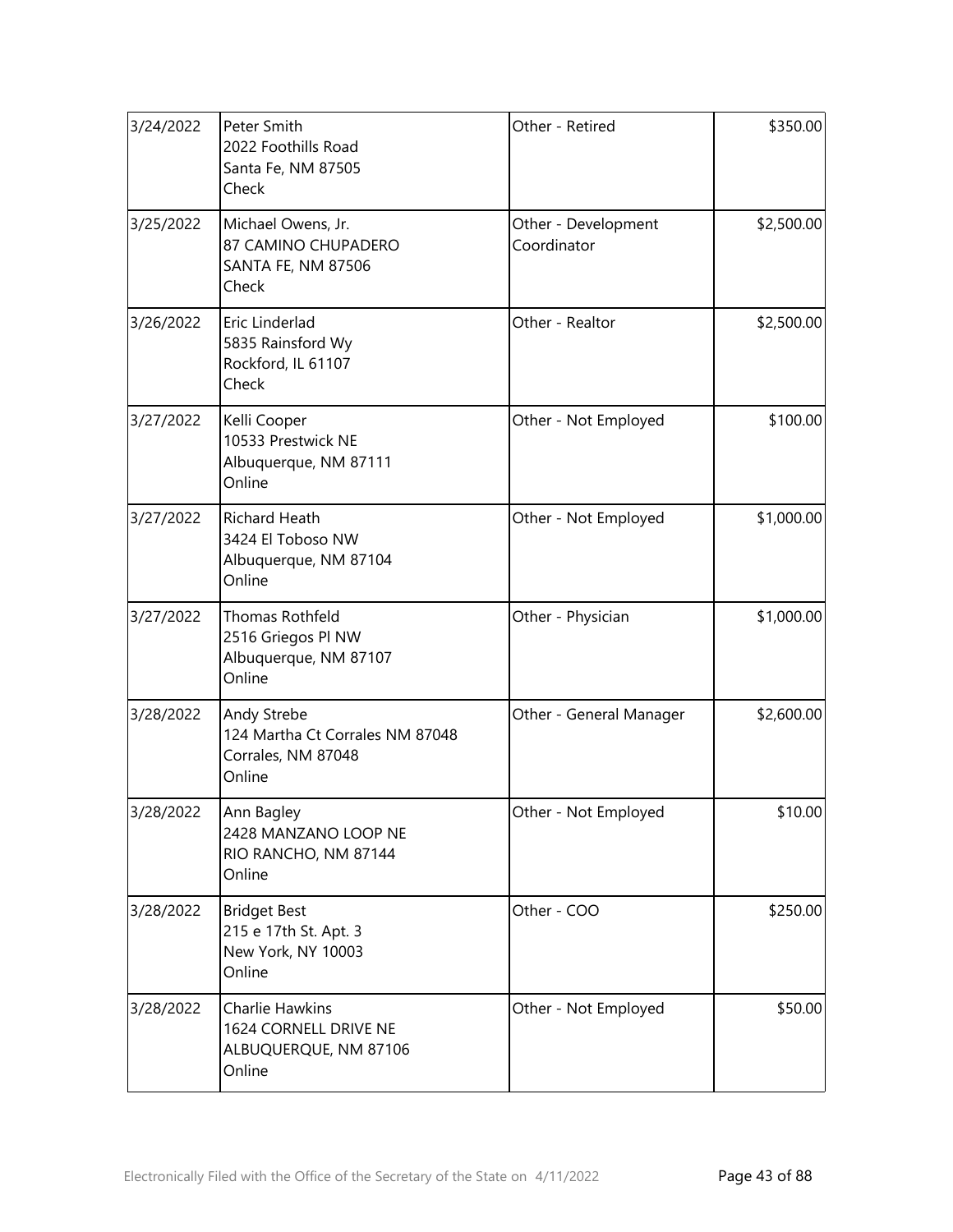| Date | Contributor | Occupation | Amount |
| --- | --- | --- | --- |
| 3/24/2022 | Peter Smith<br>2022 Foothills Road<br>Santa Fe, NM 87505<br>Check | Other - Retired | \$350.00 |
| 3/25/2022 | Michael Owens, Jr.<br>87 CAMINO CHUPADERO<br>SANTA FE, NM 87506<br>Check | Other - Development Coordinator | \$2,500.00 |
| 3/26/2022 | Eric Linderlad<br>5835 Rainsford Wy<br>Rockford, IL 61107<br>Check | Other - Realtor | \$2,500.00 |
| 3/27/2022 | Kelli Cooper<br>10533 Prestwick NE<br>Albuquerque, NM 87111<br>Online | Other - Not Employed | \$100.00 |
| 3/27/2022 | Richard Heath<br>3424 El Toboso NW<br>Albuquerque, NM 87104<br>Online | Other - Not Employed | \$1,000.00 |
| 3/27/2022 | Thomas Rothfeld<br>2516 Griegos Pl NW<br>Albuquerque, NM 87107<br>Online | Other - Physician | \$1,000.00 |
| 3/28/2022 | Andy Strebe<br>124 Martha Ct Corrales NM 87048<br>Corrales, NM 87048<br>Online | Other - General Manager | \$2,600.00 |
| 3/28/2022 | Ann Bagley<br>2428 MANZANO LOOP NE<br>RIO RANCHO, NM 87144<br>Online | Other - Not Employed | \$10.00 |
| 3/28/2022 | Bridget Best<br>215 e 17th St. Apt. 3<br>New York, NY 10003<br>Online | Other - COO | \$250.00 |
| 3/28/2022 | Charlie Hawkins<br>1624 CORNELL DRIVE NE<br>ALBUQUERQUE, NM 87106<br>Online | Other - Not Employed | \$50.00 |

Electronically Filed with the Office of the Secretary of the State on 4/11/2022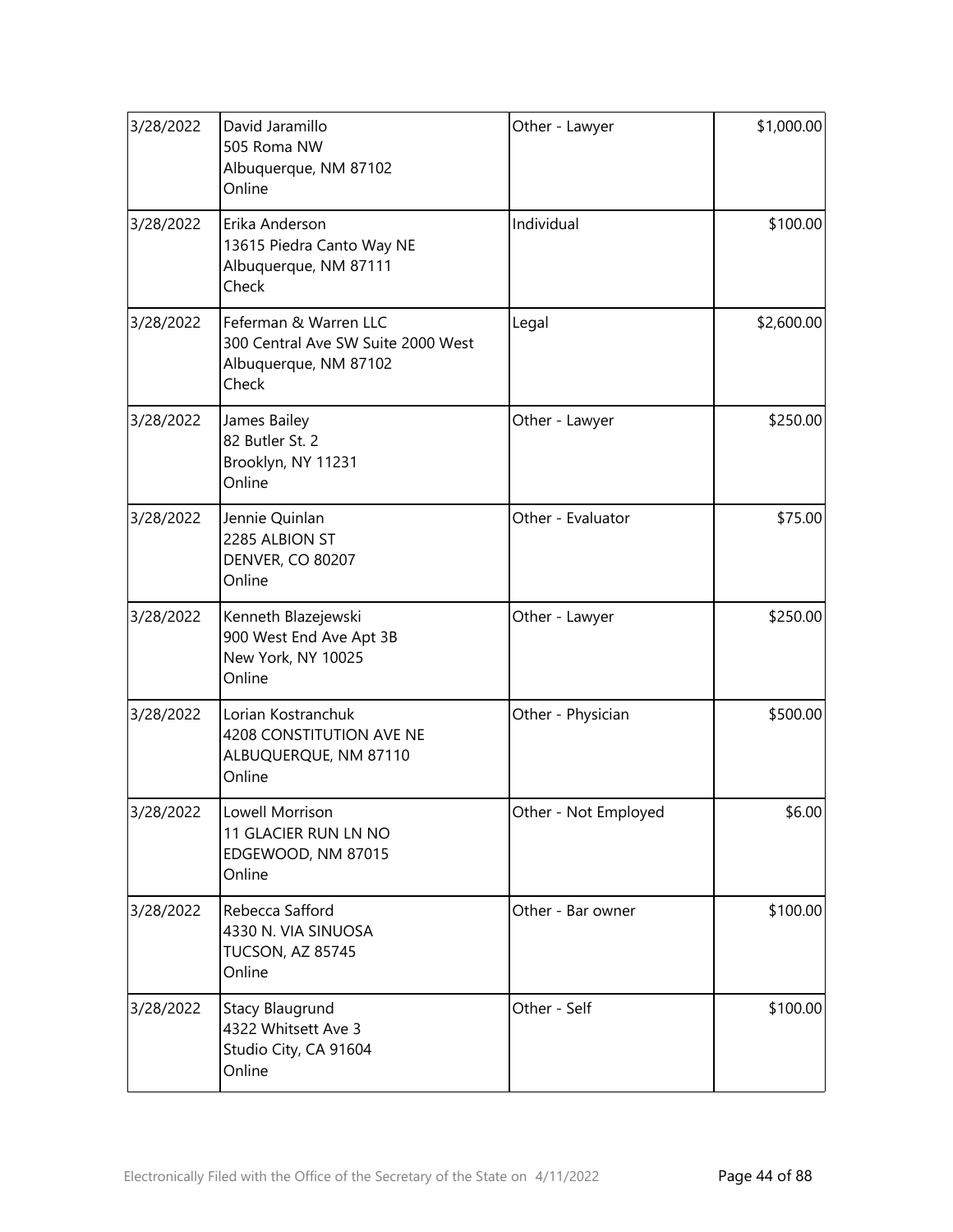| | | | |
|---|---|---|---|
| 3/28/2022 | David Jaramillo<br>505 Roma NW<br>Albuquerque, NM 87102<br>Online | Other - Lawyer | $1,000.00 |
| 3/28/2022 | Erika Anderson<br>13615 Piedra Canto Way NE<br>Albuquerque, NM 87111<br>Check | Individual | $100.00 |
| 3/28/2022 | Feferman & Warren LLC<br>300 Central Ave SW Suite 2000 West<br>Albuquerque, NM 87102<br>Check | Legal | $2,600.00 |
| 3/28/2022 | James Bailey<br>82 Butler St. 2<br>Brooklyn, NY 11231<br>Online | Other - Lawyer | $250.00 |
| 3/28/2022 | Jennie Quinlan<br>2285 ALBION ST<br>DENVER, CO 80207<br>Online | Other - Evaluator | $75.00 |
| 3/28/2022 | Kenneth Blazejewski<br>900 West End Ave Apt 3B<br>New York, NY 10025<br>Online | Other - Lawyer | $250.00 |
| 3/28/2022 | Lorian Kostranchuk<br>4208 CONSTITUTION AVE NE<br>ALBUQUERQUE, NM 87110<br>Online | Other - Physician | $500.00 |
| 3/28/2022 | Lowell Morrison<br>11 GLACIER RUN LN NO<br>EDGEWOOD, NM 87015<br>Online | Other - Not Employed | $6.00 |
| 3/28/2022 | Rebecca Safford<br>4330 N. VIA SINUOSA<br>TUCSON, AZ 85745<br>Online | Other - Bar owner | $100.00 |
| 3/28/2022 | Stacy Blaugrund<br>4322 Whitsett Ave 3<br>Studio City, CA 91604<br>Online | Other - Self | $100.00 |

Electronically Filed with the Office of the Secretary of the State on 4/11/2022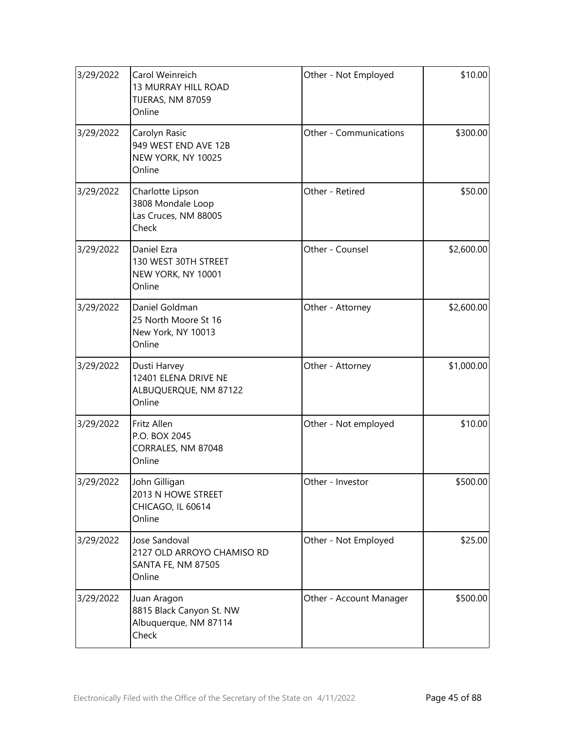| | | | |
|---|---|---|---|
| 3/29/2022 | Carol Weinreich<br>13 MURRAY HILL ROAD<br>TIJERAS, NM 87059<br>Online | Other - Not Employed | $10.00 |
| 3/29/2022 | Carolyn Rasic<br>949 WEST END AVE 12B<br>NEW YORK, NY 10025<br>Online | Other - Communications | $300.00 |
| 3/29/2022 | Charlotte Lipson<br>3808 Mondale Loop<br>Las Cruces, NM 88005<br>Check | Other - Retired | $50.00 |
| 3/29/2022 | Daniel Ezra<br>130 WEST 30TH STREET<br>NEW YORK, NY 10001<br>Online | Other - Counsel | $2,600.00 |
| 3/29/2022 | Daniel Goldman<br>25 North Moore St 16<br>New York, NY 10013<br>Online | Other - Attorney | $2,600.00 |
| 3/29/2022 | Dusti Harvey<br>12401 ELENA DRIVE NE<br>ALBUQUERQUE, NM 87122<br>Online | Other - Attorney | $1,000.00 |
| 3/29/2022 | Fritz Allen<br>P.O. BOX 2045<br>CORRALES, NM 87048<br>Online | Other - Not employed | $10.00 |
| 3/29/2022 | John Gilligan<br>2013 N HOWE STREET<br>CHICAGO, IL 60614<br>Online | Other - Investor | $500.00 |
| 3/29/2022 | Jose Sandoval<br>2127 OLD ARROYO CHAMISO RD<br>SANTA FE, NM 87505<br>Online | Other - Not Employed | $25.00 |
| 3/29/2022 | Juan Aragon<br>8815 Black Canyon St. NW<br>Albuquerque, NM 87114<br>Check | Other - Account Manager | $500.00 |

Electronically Filed with the Office of the Secretary of the State on 4/11/2022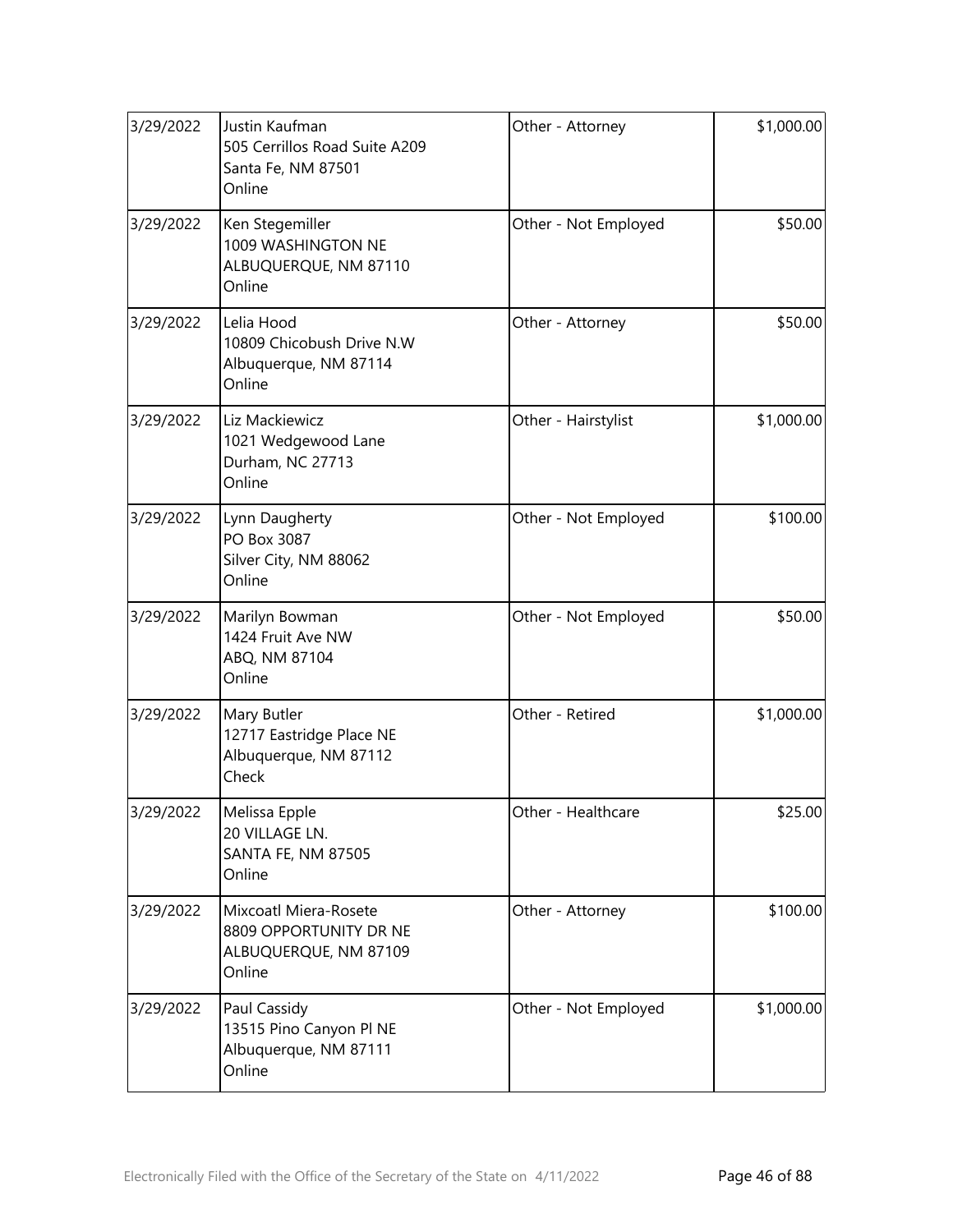| | | | |
|---|---|---|---|
| 3/29/2022 | Justin Kaufman<br>505 Cerrillos Road Suite A209<br>Santa Fe, NM 87501<br>Online | Other - Attorney | $1,000.00 |
| 3/29/2022 | Ken Stegemiller<br>1009 WASHINGTON NE<br>ALBUQUERQUE, NM 87110<br>Online | Other - Not Employed | $50.00 |
| 3/29/2022 | Lelia Hood<br>10809 Chicobush Drive N.W<br>Albuquerque, NM 87114<br>Online | Other - Attorney | $50.00 |
| 3/29/2022 | Liz Mackiewicz<br>1021 Wedgewood Lane<br>Durham, NC 27713<br>Online | Other - Hairstylist | $1,000.00 |
| 3/29/2022 | Lynn Daugherty<br>PO Box 3087<br>Silver City, NM 88062<br>Online | Other - Not Employed | $100.00 |
| 3/29/2022 | Marilyn Bowman<br>1424 Fruit Ave NW<br>ABQ, NM 87104<br>Online | Other - Not Employed | $50.00 |
| 3/29/2022 | Mary Butler<br>12717 Eastridge Place NE<br>Albuquerque, NM 87112<br>Check | Other - Retired | $1,000.00 |
| 3/29/2022 | Melissa Epple<br>20 VILLAGE LN.<br>SANTA FE, NM 87505<br>Online | Other - Healthcare | $25.00 |
| 3/29/2022 | Mixcoatl Miera-Rosete<br>8809 OPPORTUNITY DR NE<br>ALBUQUERQUE, NM 87109<br>Online | Other - Attorney | $100.00 |
| 3/29/2022 | Paul Cassidy<br>13515 Pino Canyon Pl NE<br>Albuquerque, NM 87111<br>Online | Other - Not Employed | $1,000.00 |

Electronically Filed with the Office of the Secretary of the State on 4/11/2022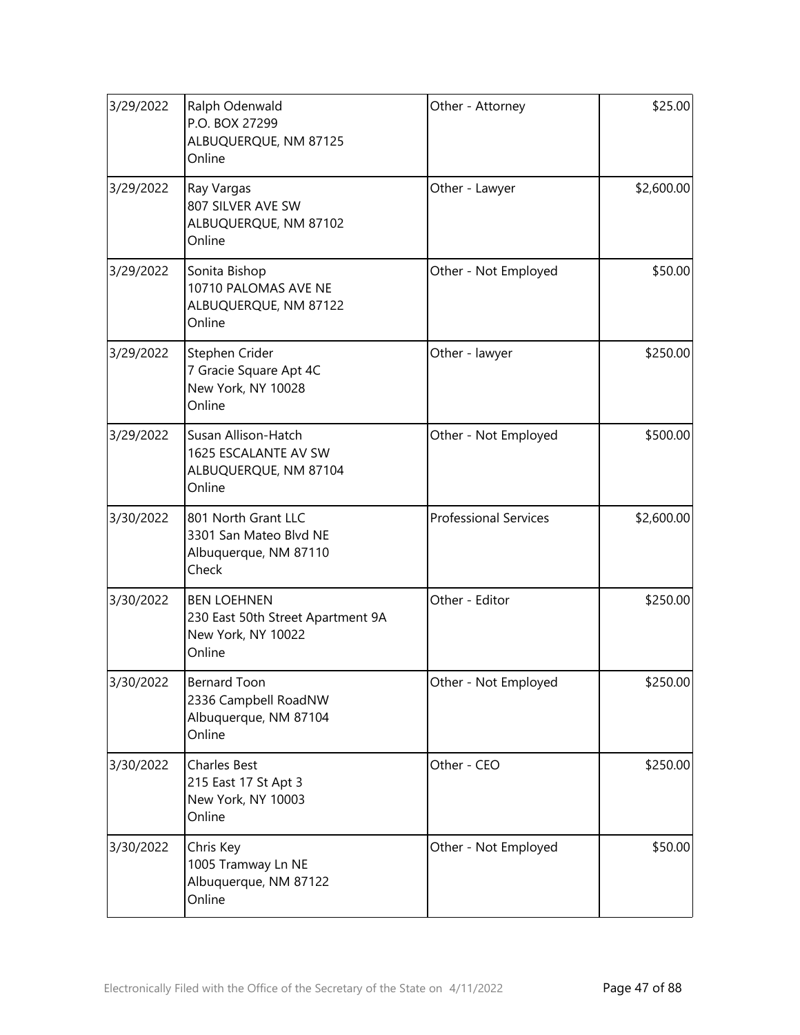| | | | |
|---|---|---|---|
| 3/29/2022 | Ralph Odenwald<br>P.O. BOX 27299<br>ALBUQUERQUE, NM 87125<br>Online | Other - Attorney | $25.00 |
| 3/29/2022 | Ray Vargas<br>807 SILVER AVE SW<br>ALBUQUERQUE, NM 87102<br>Online | Other - Lawyer | $2,600.00 |
| 3/29/2022 | Sonita Bishop<br>10710 PALOMAS AVE NE<br>ALBUQUERQUE, NM 87122<br>Online | Other - Not Employed | $50.00 |
| 3/29/2022 | Stephen Crider<br>7 Gracie Square Apt 4C<br>New York, NY 10028<br>Online | Other - lawyer | $250.00 |
| 3/29/2022 | Susan Allison-Hatch<br>1625 ESCALANTE AV SW<br>ALBUQUERQUE, NM 87104<br>Online | Other - Not Employed | $500.00 |
| 3/30/2022 | 801 North Grant LLC<br>3301 San Mateo Blvd NE<br>Albuquerque, NM 87110<br>Check | Professional Services | $2,600.00 |
| 3/30/2022 | BEN LOEHNEN<br>230 East 50th Street Apartment 9A<br>New York, NY 10022<br>Online | Other - Editor | $250.00 |
| 3/30/2022 | Bernard Toon<br>2336 Campbell RoadNW<br>Albuquerque, NM 87104<br>Online | Other - Not Employed | $250.00 |
| 3/30/2022 | Charles Best<br>215 East 17 St Apt 3<br>New York, NY 10003<br>Online | Other - CEO | $250.00 |
| 3/30/2022 | Chris Key<br>1005 Tramway Ln NE<br>Albuquerque, NM 87122<br>Online | Other - Not Employed | $50.00 |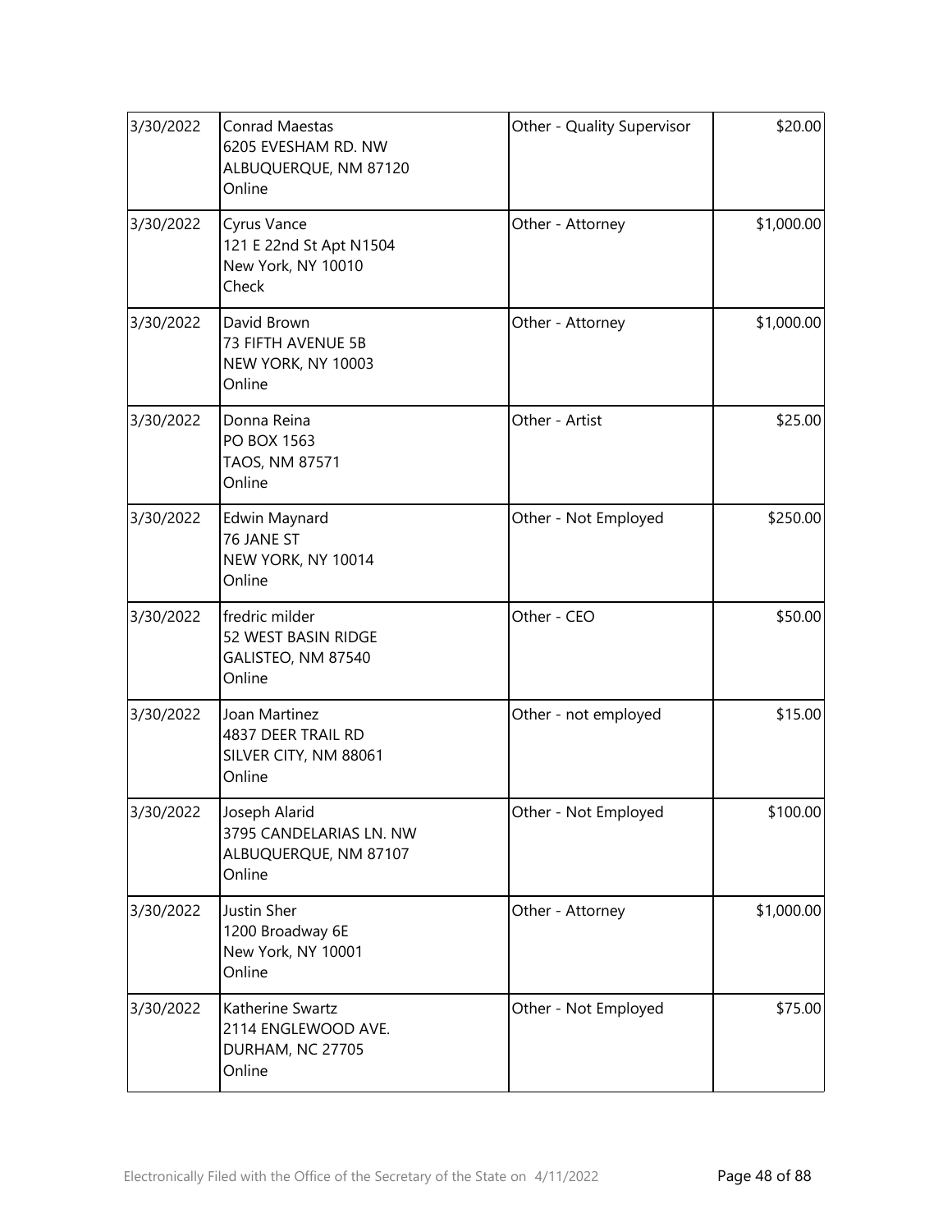| 3/30/2022 | Conrad Maestas<br>6205 EVESHAM RD. NW<br>ALBUQUERQUE, NM 87120<br>Online | Other - Quality Supervisor | $20.00 |
|---|---|---|---|
| 3/30/2022 | Cyrus Vance<br>121 E 22nd St Apt N1504<br>New York, NY 10010<br>Check | Other - Attorney | $1,000.00 |
| 3/30/2022 | David Brown<br>73 FIFTH AVENUE 5B<br>NEW YORK, NY 10003<br>Online | Other - Attorney | $1,000.00 |
| 3/30/2022 | Donna Reina<br>PO BOX 1563<br>TAOS, NM 87571<br>Online | Other - Artist | $25.00 |
| 3/30/2022 | Edwin Maynard<br>76 JANE ST<br>NEW YORK, NY 10014<br>Online | Other - Not Employed | $250.00 |
| 3/30/2022 | fredric milder<br>52 WEST BASIN RIDGE<br>GALISTEO, NM 87540<br>Online | Other - CEO | $50.00 |
| 3/30/2022 | Joan Martinez<br>4837 DEER TRAIL RD<br>SILVER CITY, NM 88061<br>Online | Other - not employed | $15.00 |
| 3/30/2022 | Joseph Alarid<br>3795 CANDELARIAS LN. NW<br>ALBUQUERQUE, NM 87107<br>Online | Other - Not Employed | $100.00 |
| 3/30/2022 | Justin Sher<br>1200 Broadway 6E<br>New York, NY 10001<br>Online | Other - Attorney | $1,000.00 |
| 3/30/2022 | Katherine Swartz<br>2114 ENGLEWOOD AVE.<br>DURHAM, NC 27705<br>Online | Other - Not Employed | $75.00 |

Electronically Filed with the Office of the Secretary of the State on 4/11/2022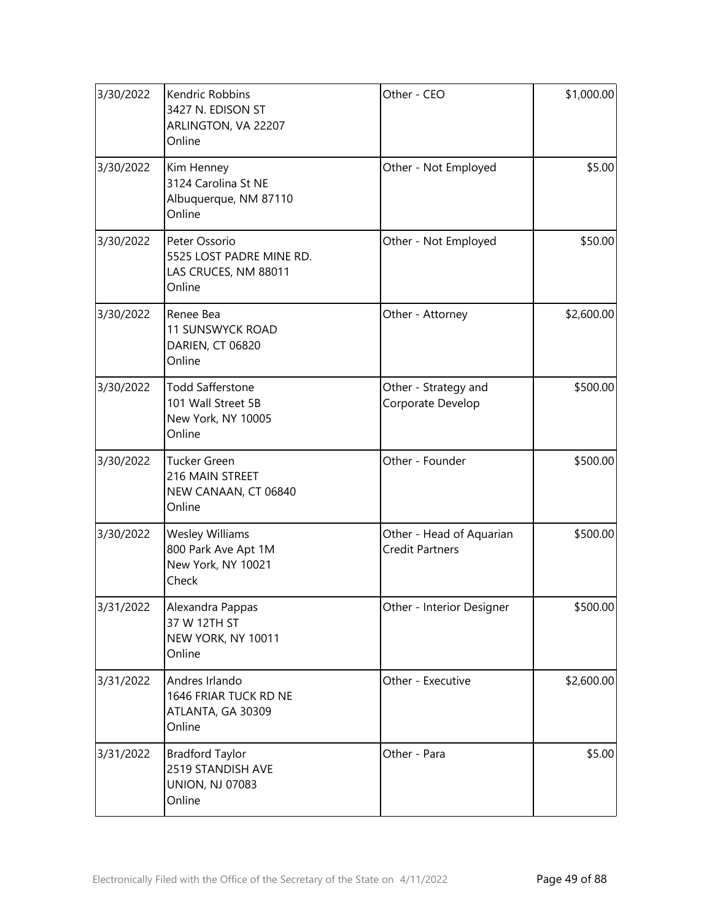| | | | |
|---|---|---|---|
| 3/30/2022 | Kendric Robbins<br>3427 N. EDISON ST<br>ARLINGTON, VA 22207<br>Online | Other - CEO | $1,000.00 |
| 3/30/2022 | Kim Henney<br>3124 Carolina St NE<br>Albuquerque, NM 87110<br>Online | Other - Not Employed | $5.00 |
| 3/30/2022 | Peter Ossorio<br>5525 LOST PADRE MINE RD.<br>LAS CRUCES, NM 88011<br>Online | Other - Not Employed | $50.00 |
| 3/30/2022 | Renee Bea<br>11 SUNSWYCK ROAD<br>DARIEN, CT 06820<br>Online | Other - Attorney | $2,600.00 |
| 3/30/2022 | Todd Safferstone<br>101 Wall Street 5B<br>New York, NY 10005<br>Online | Other - Strategy and Corporate Develop | $500.00 |
| 3/30/2022 | Tucker Green<br>216 MAIN STREET<br>NEW CANAAN, CT 06840<br>Online | Other - Founder | $500.00 |
| 3/30/2022 | Wesley Williams<br>800 Park Ave Apt 1M<br>New York, NY 10021<br>Check | Other - Head of Aquarian Credit Partners | $500.00 |
| 3/31/2022 | Alexandra Pappas<br>37 W 12TH ST<br>NEW YORK, NY 10011<br>Online | Other - Interior Designer | $500.00 |
| 3/31/2022 | Andres Irlando<br>1646 FRIAR TUCK RD NE<br>ATLANTA, GA 30309<br>Online | Other - Executive | $2,600.00 |
| 3/31/2022 | Bradford Taylor<br>2519 STANDISH AVE<br>UNION, NJ 07083<br>Online | Other - Para | $5.00 |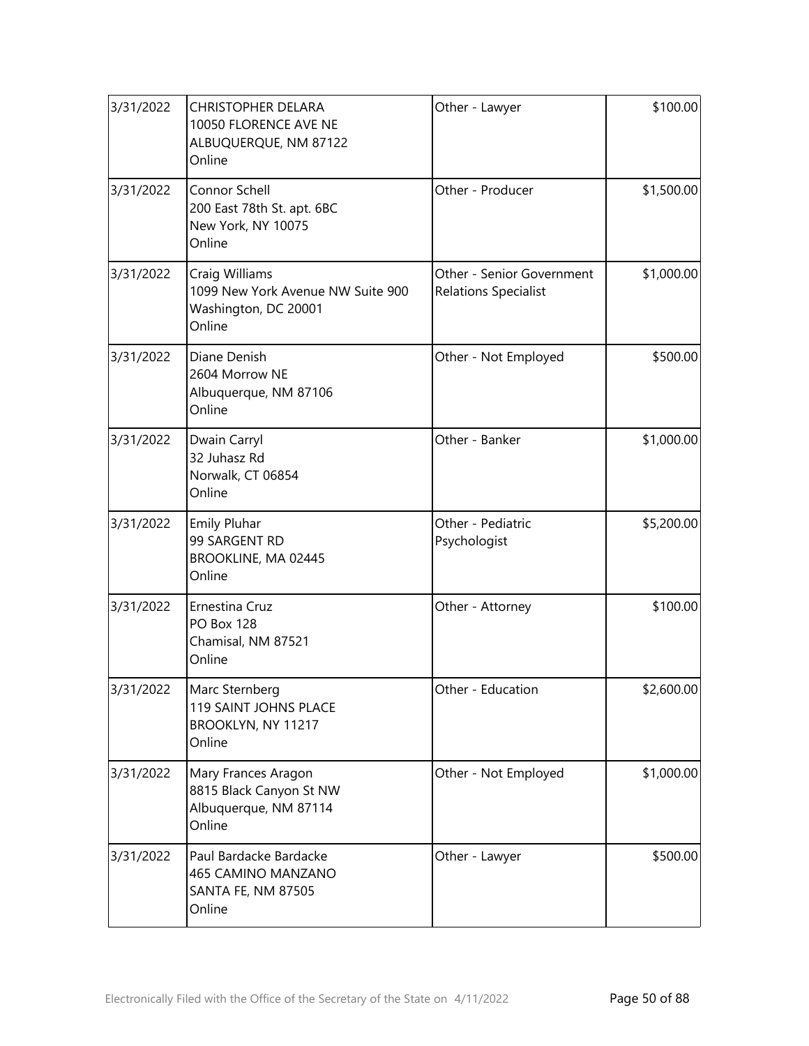| | | | |
|---|---|---|---|
| 3/31/2022 | CHRISTOPHER DELARA<br>10050 FLORENCE AVE NE<br>ALBUQUERQUE, NM 87122<br>Online | Other - Lawyer | \$100.00 |
| 3/31/2022 | Connor Schell<br>200 East 78th St. apt. 6BC<br>New York, NY 10075<br>Online | Other - Producer | \$1,500.00 |
| 3/31/2022 | Craig Williams<br>1099 New York Avenue NW Suite 900<br>Washington, DC 20001<br>Online | Other - Senior Government Relations Specialist | \$1,000.00 |
| 3/31/2022 | Diane Denish<br>2604 Morrow NE<br>Albuquerque, NM 87106<br>Online | Other - Not Employed | \$500.00 |
| 3/31/2022 | Dwain Carryl<br>32 Juhasz Rd<br>Norwalk, CT 06854<br>Online | Other - Banker | \$1,000.00 |
| 3/31/2022 | Emily Pluhar<br>99 SARGENT RD<br>BROOKLINE, MA 02445<br>Online | Other - Pediatric Psychologist | \$5,200.00 |
| 3/31/2022 | Ernestina Cruz<br>PO Box 128<br>Chamisal, NM 87521<br>Online | Other - Attorney | \$100.00 |
| 3/31/2022 | Marc Sternberg<br>119 SAINT JOHNS PLACE<br>BROOKLYN, NY 11217<br>Online | Other - Education | \$2,600.00 |
| 3/31/2022 | Mary Frances Aragon<br>8815 Black Canyon St NW<br>Albuquerque, NM 87114<br>Online | Other - Not Employed | \$1,000.00 |
| 3/31/2022 | Paul Bardacke Bardacke<br>465 CAMINO MANZANO<br>SANTA FE, NM 87505<br>Online | Other - Lawyer | \$500.00 |

Electronically Filed with the Office of the Secretary of the State on 4/11/2022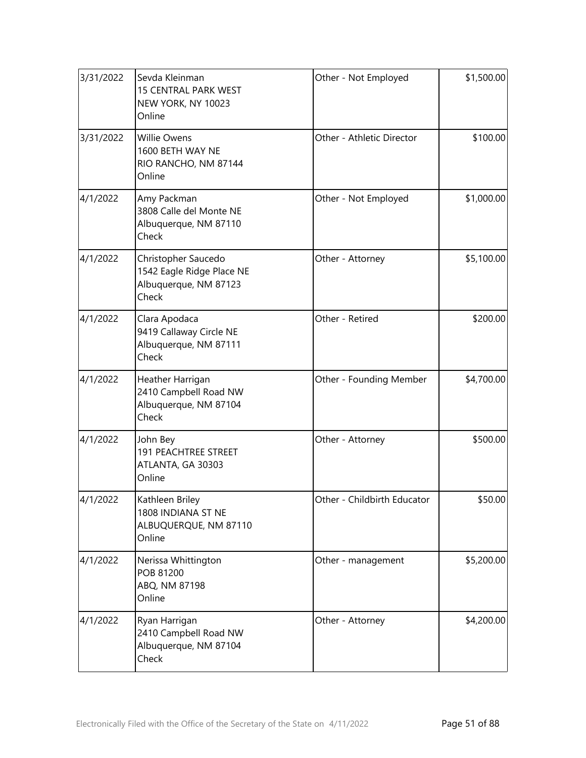| | | | |
|---|---|---|---|
| 3/31/2022 | Sevda Kleinman<br>15 CENTRAL PARK WEST<br>NEW YORK, NY 10023<br>Online | Other - Not Employed | $1,500.00 |
| 3/31/2022 | Willie Owens<br>1600 BETH WAY NE<br>RIO RANCHO, NM 87144<br>Online | Other - Athletic Director | $100.00 |
| 4/1/2022 | Amy Packman<br>3808 Calle del Monte NE<br>Albuquerque, NM 87110<br>Check | Other - Not Employed | $1,000.00 |
| 4/1/2022 | Christopher Saucedo<br>1542 Eagle Ridge Place NE<br>Albuquerque, NM 87123<br>Check | Other - Attorney | $5,100.00 |
| 4/1/2022 | Clara Apodaca<br>9419 Callaway Circle NE<br>Albuquerque, NM 87111<br>Check | Other - Retired | $200.00 |
| 4/1/2022 | Heather Harrigan<br>2410 Campbell Road NW<br>Albuquerque, NM 87104<br>Check | Other - Founding Member | $4,700.00 |
| 4/1/2022 | John Bey<br>191 PEACHTREE STREET<br>ATLANTA, GA 30303<br>Online | Other - Attorney | $500.00 |
| 4/1/2022 | Kathleen Briley<br>1808 INDIANA ST NE<br>ALBUQUERQUE, NM 87110<br>Online | Other - Childbirth Educator | $50.00 |
| 4/1/2022 | Nerissa Whittington<br>POB 81200<br>ABQ, NM 87198<br>Online | Other - management | $5,200.00 |
| 4/1/2022 | Ryan Harrigan<br>2410 Campbell Road NW<br>Albuquerque, NM 87104<br>Check | Other - Attorney | $4,200.00 |

Electronically Filed with the Office of the Secretary of the State on 4/11/2022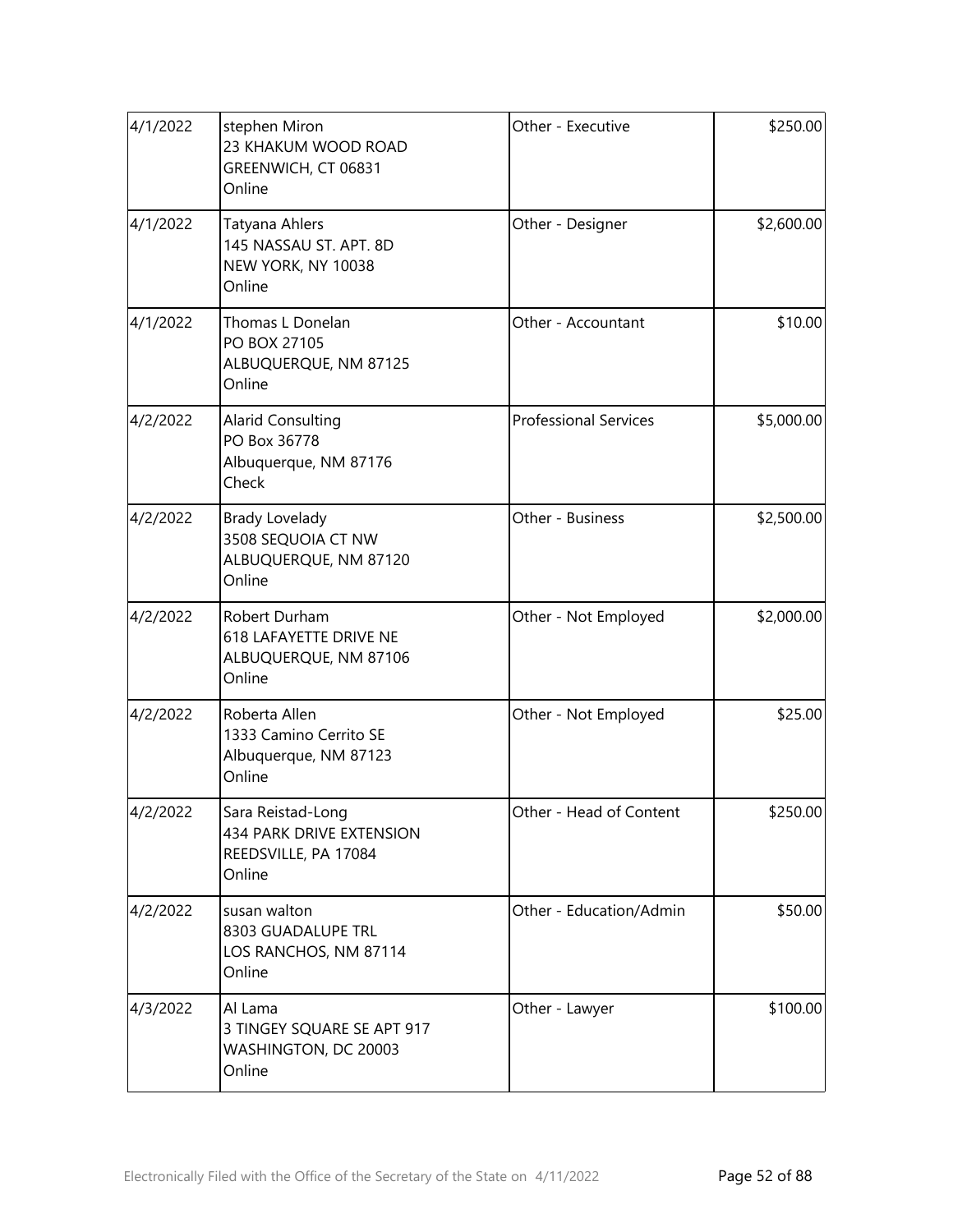| | | | |
|---|---|---|---|
| 4/1/2022 | stephen Miron<br>23 KHAKUM WOOD ROAD<br>GREENWICH, CT 06831<br>Online | Other - Executive | $250.00 |
| 4/1/2022 | Tatyana Ahlers<br>145 NASSAU ST. APT. 8D<br>NEW YORK, NY 10038<br>Online | Other - Designer | $2,600.00 |
| 4/1/2022 | Thomas L Donelan<br>PO BOX 27105<br>ALBUQUERQUE, NM 87125<br>Online | Other - Accountant | $10.00 |
| 4/2/2022 | Alarid Consulting<br>PO Box 36778<br>Albuquerque, NM 87176<br>Check | Professional Services | $5,000.00 |
| 4/2/2022 | Brady Lovelady<br>3508 SEQUOIA CT NW<br>ALBUQUERQUE, NM 87120<br>Online | Other - Business | $2,500.00 |
| 4/2/2022 | Robert Durham<br>618 LAFAYETTE DRIVE NE<br>ALBUQUERQUE, NM 87106<br>Online | Other - Not Employed | $2,000.00 |
| 4/2/2022 | Roberta Allen<br>1333 Camino Cerrito SE<br>Albuquerque, NM 87123<br>Online | Other - Not Employed | $25.00 |
| 4/2/2022 | Sara Reistad-Long<br>434 PARK DRIVE EXTENSION<br>REEDSVILLE, PA 17084<br>Online | Other - Head of Content | $250.00 |
| 4/2/2022 | susan walton<br>8303 GUADALUPE TRL<br>LOS RANCHOS, NM 87114<br>Online | Other - Education/Admin | $50.00 |
| 4/3/2022 | Al Lama<br>3 TINGEY SQUARE SE APT 917<br>WASHINGTON, DC 20003<br>Online | Other - Lawyer | $100.00 |

Electronically Filed with the Office of the Secretary of the State on 4/11/2022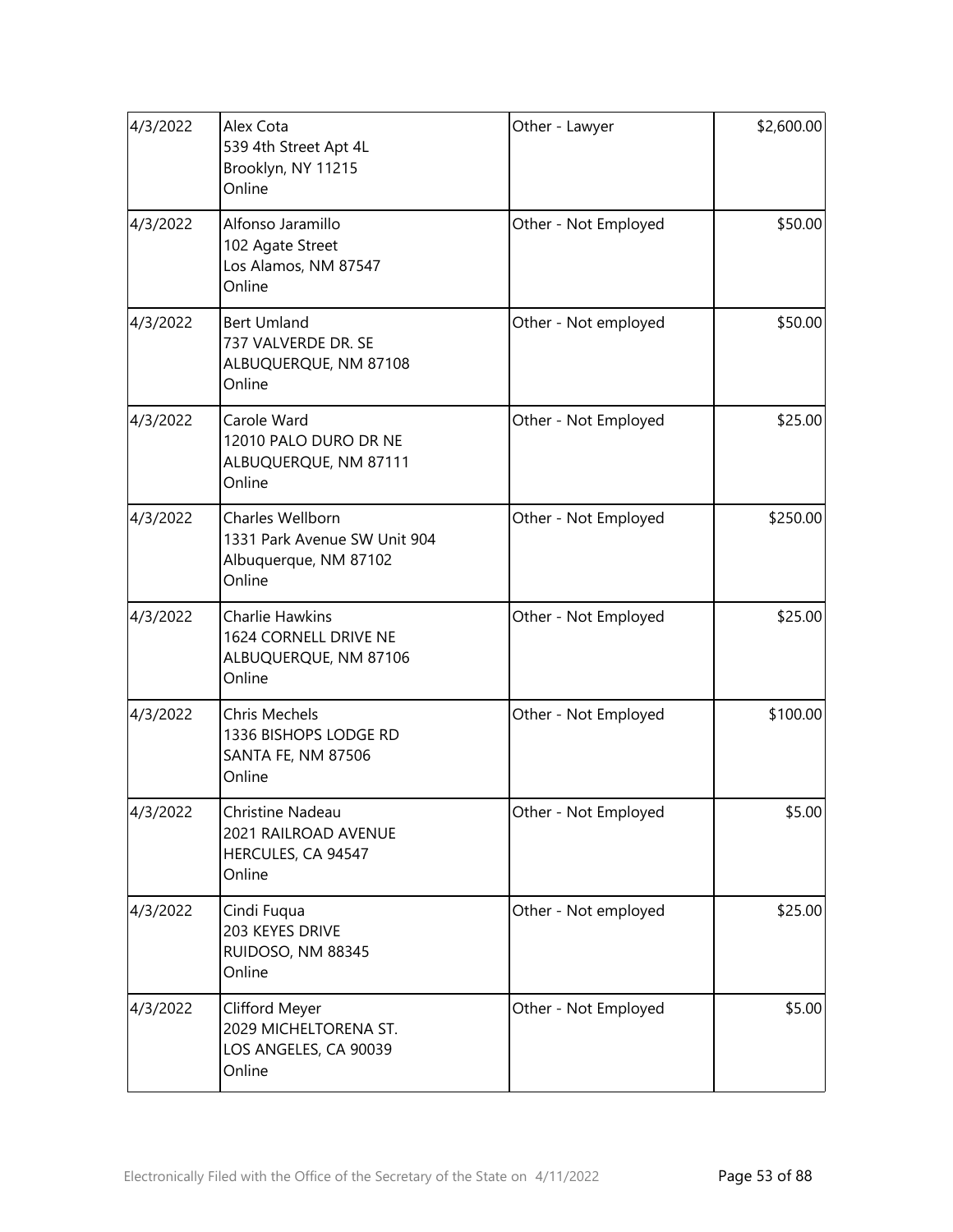| | | | |
|---|---|---|---|
| 4/3/2022 | Alex Cota<br>539 4th Street Apt 4L<br>Brooklyn, NY 11215<br>Online | Other - Lawyer | $2,600.00 |
| 4/3/2022 | Alfonso Jaramillo<br>102 Agate Street<br>Los Alamos, NM 87547<br>Online | Other - Not Employed | $50.00 |
| 4/3/2022 | Bert Umland<br>737 VALVERDE DR. SE<br>ALBUQUERQUE, NM 87108<br>Online | Other - Not employed | $50.00 |
| 4/3/2022 | Carole Ward<br>12010 PALO DURO DR NE<br>ALBUQUERQUE, NM 87111<br>Online | Other - Not Employed | $25.00 |
| 4/3/2022 | Charles Wellborn<br>1331 Park Avenue SW Unit 904<br>Albuquerque, NM 87102<br>Online | Other - Not Employed | $250.00 |
| 4/3/2022 | Charlie Hawkins<br>1624 CORNELL DRIVE NE<br>ALBUQUERQUE, NM 87106<br>Online | Other - Not Employed | $25.00 |
| 4/3/2022 | Chris Mechels<br>1336 BISHOPS LODGE RD<br>SANTA FE, NM 87506<br>Online | Other - Not Employed | $100.00 |
| 4/3/2022 | Christine Nadeau<br>2021 RAILROAD AVENUE<br>HERCULES, CA 94547<br>Online | Other - Not Employed | $5.00 |
| 4/3/2022 | Cindi Fuqua<br>203 KEYES DRIVE<br>RUIDOSO, NM 88345<br>Online | Other - Not employed | $25.00 |
| 4/3/2022 | Clifford Meyer<br>2029 MICHELTORENA ST.<br>LOS ANGELES, CA 90039<br>Online | Other - Not Employed | $5.00 |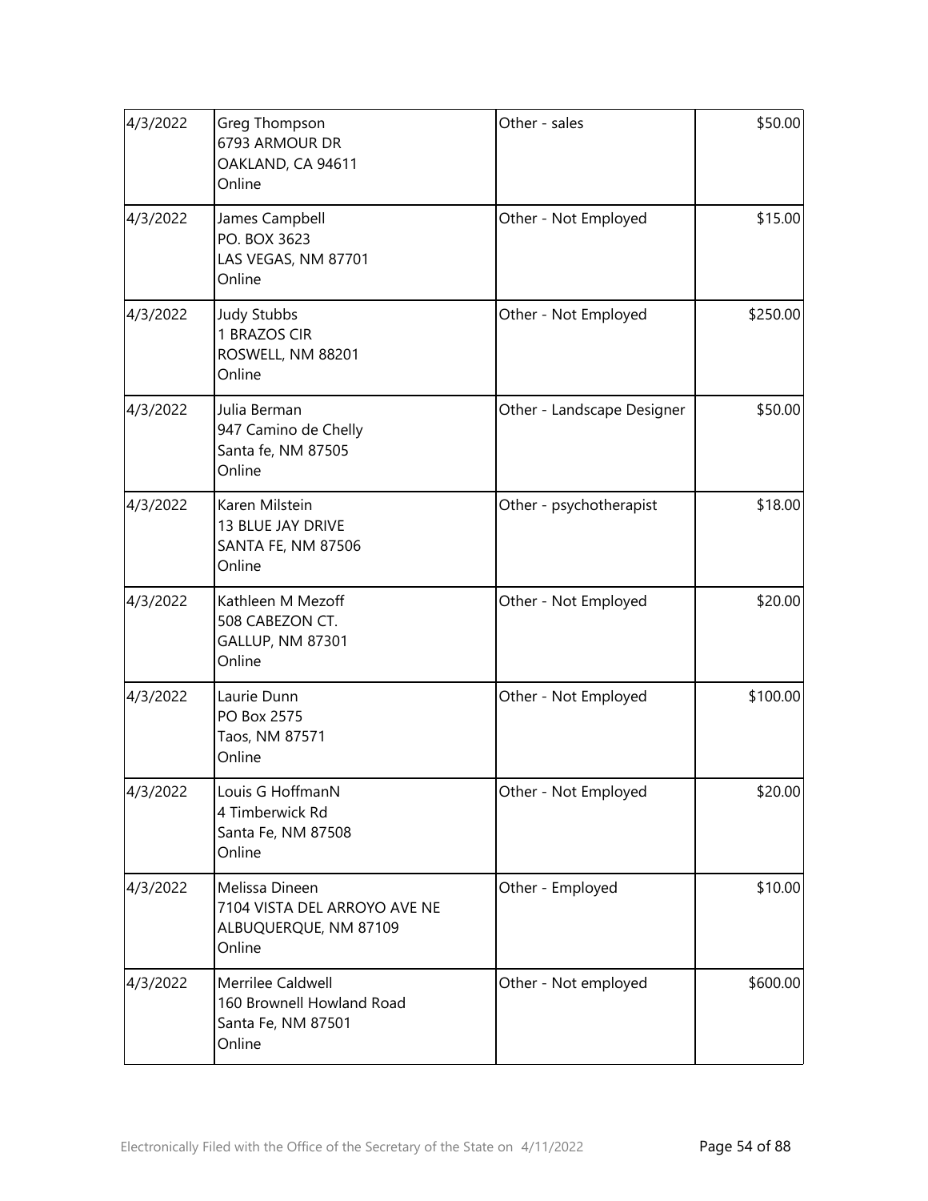| | | | |
|---|---|---|---|
| 4/3/2022 | Greg Thompson<br>6793 ARMOUR DR<br>OAKLAND, CA 94611<br>Online | Other - sales | $50.00 |
| 4/3/2022 | James Campbell<br>PO. BOX 3623<br>LAS VEGAS, NM 87701<br>Online | Other - Not Employed | $15.00 |
| 4/3/2022 | Judy Stubbs<br>1 BRAZOS CIR<br>ROSWELL, NM 88201<br>Online | Other - Not Employed | $250.00 |
| 4/3/2022 | Julia Berman<br>947 Camino de Chelly<br>Santa fe, NM 87505<br>Online | Other - Landscape Designer | $50.00 |
| 4/3/2022 | Karen Milstein<br>13 BLUE JAY DRIVE<br>SANTA FE, NM 87506<br>Online | Other - psychotherapist | $18.00 |
| 4/3/2022 | Kathleen M Mezoff<br>508 CABEZON CT.<br>GALLUP, NM 87301<br>Online | Other - Not Employed | $20.00 |
| 4/3/2022 | Laurie Dunn<br>PO Box 2575<br>Taos, NM 87571<br>Online | Other - Not Employed | $100.00 |
| 4/3/2022 | Louis G HoffmanN<br>4 Timberwick Rd<br>Santa Fe, NM 87508<br>Online | Other - Not Employed | $20.00 |
| 4/3/2022 | Melissa Dineen<br>7104 VISTA DEL ARROYO AVE NE<br>ALBUQUERQUE, NM 87109<br>Online | Other - Employed | $10.00 |
| 4/3/2022 | Merrilee Caldwell<br>160 Brownell Howland Road<br>Santa Fe, NM 87501<br>Online | Other - Not employed | $600.00 |

Electronically Filed with the Office of the Secretary of the State on 4/11/2022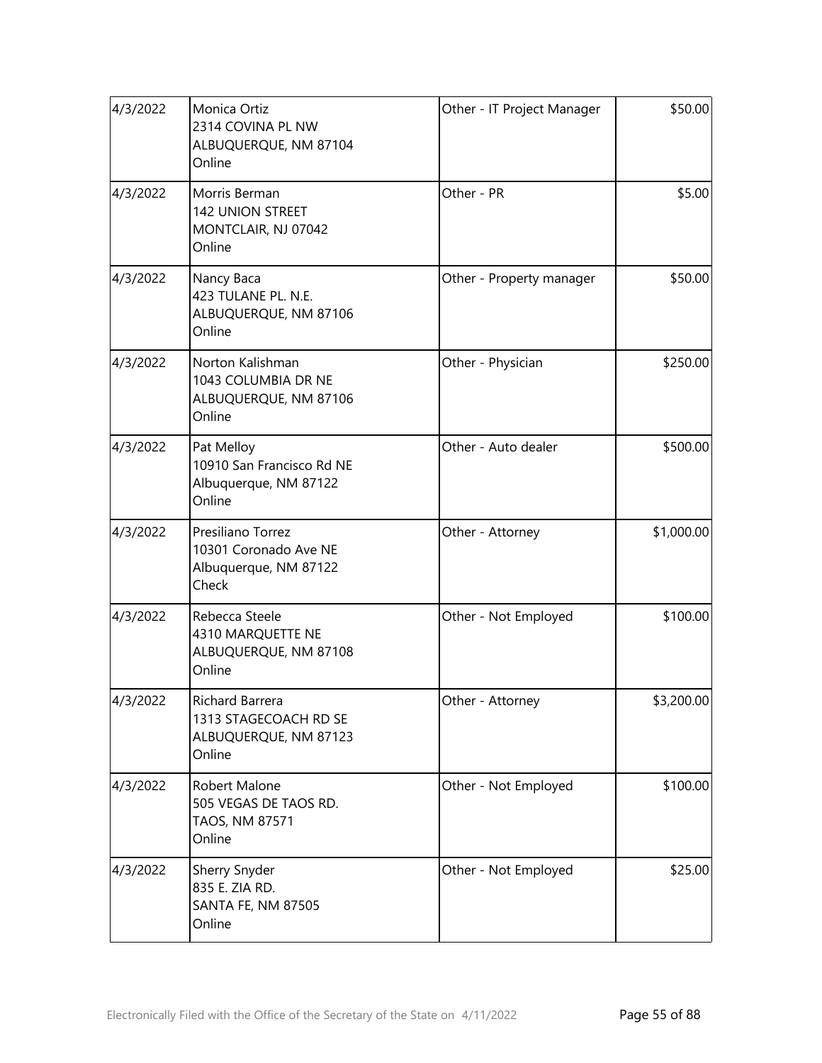| | | | |
|---|---|---|---|
| 4/3/2022 | Monica Ortiz<br>2314 COVINA PL NW<br>ALBUQUERQUE, NM 87104<br>Online | Other - IT Project Manager | $50.00 |
| 4/3/2022 | Morris Berman<br>142 UNION STREET<br>MONTCLAIR, NJ 07042<br>Online | Other - PR | $5.00 |
| 4/3/2022 | Nancy Baca<br>423 TULANE PL. N.E.<br>ALBUQUERQUE, NM 87106<br>Online | Other - Property manager | $50.00 |
| 4/3/2022 | Norton Kalishman<br>1043 COLUMBIA DR NE<br>ALBUQUERQUE, NM 87106<br>Online | Other - Physician | $250.00 |
| 4/3/2022 | Pat Melloy<br>10910 San Francisco Rd NE<br>Albuquerque, NM 87122<br>Online | Other - Auto dealer | $500.00 |
| 4/3/2022 | Presiliano Torrez<br>10301 Coronado Ave NE<br>Albuquerque, NM 87122<br>Check | Other - Attorney | $1,000.00 |
| 4/3/2022 | Rebecca Steele<br>4310 MARQUETTE NE<br>ALBUQUERQUE, NM 87108<br>Online | Other - Not Employed | $100.00 |
| 4/3/2022 | Richard Barrera<br>1313 STAGECOACH RD SE<br>ALBUQUERQUE, NM 87123<br>Online | Other - Attorney | $3,200.00 |
| 4/3/2022 | Robert Malone<br>505 VEGAS DE TAOS RD.<br>TAOS, NM 87571<br>Online | Other - Not Employed | $100.00 |
| 4/3/2022 | Sherry Snyder<br>835 E. ZIA RD.<br>SANTA FE, NM 87505<br>Online | Other - Not Employed | $25.00 |

Electronically Filed with the Office of the Secretary of the State on 4/11/2022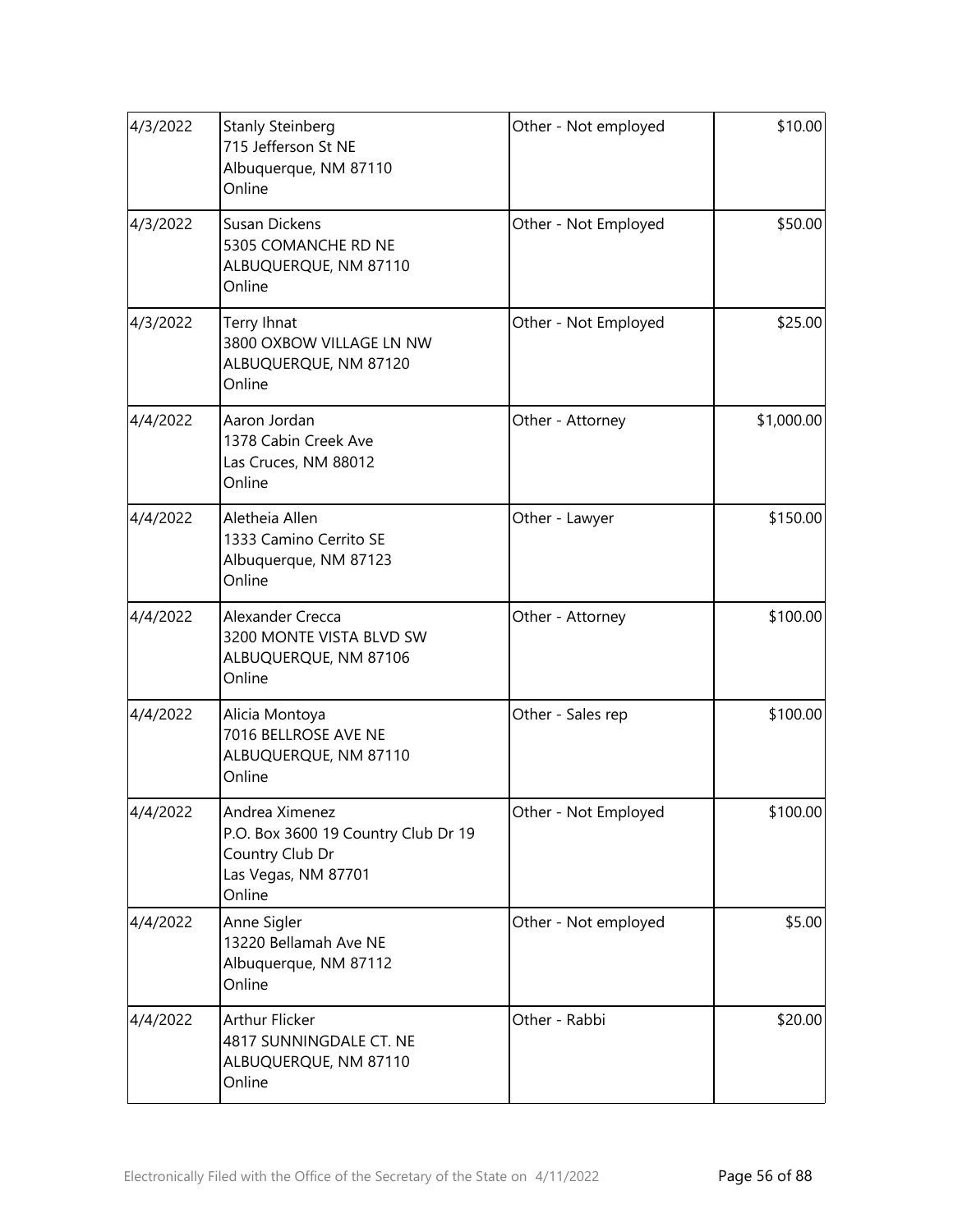| | | | |
|---|---|---|---|
| 4/3/2022 | Stanly Steinberg<br>715 Jefferson St NE<br>Albuquerque, NM 87110<br>Online | Other - Not employed | $10.00 |
| 4/3/2022 | Susan Dickens<br>5305 COMANCHE RD NE<br>ALBUQUERQUE, NM 87110<br>Online | Other - Not Employed | $50.00 |
| 4/3/2022 | Terry Ihnat<br>3800 OXBOW VILLAGE LN NW<br>ALBUQUERQUE, NM 87120<br>Online | Other - Not Employed | $25.00 |
| 4/4/2022 | Aaron Jordan<br>1378 Cabin Creek Ave<br>Las Cruces, NM 88012<br>Online | Other - Attorney | $1,000.00 |
| 4/4/2022 | Aletheia Allen<br>1333 Camino Cerrito SE<br>Albuquerque, NM 87123<br>Online | Other - Lawyer | $150.00 |
| 4/4/2022 | Alexander Crecca<br>3200 MONTE VISTA BLVD SW<br>ALBUQUERQUE, NM 87106<br>Online | Other - Attorney | $100.00 |
| 4/4/2022 | Alicia Montoya<br>7016 BELLROSE AVE NE<br>ALBUQUERQUE, NM 87110<br>Online | Other - Sales rep | $100.00 |
| 4/4/2022 | Andrea Ximenez<br>P.O. Box 3600 19 Country Club Dr 19 Country Club Dr<br>Las Vegas, NM 87701<br>Online | Other - Not Employed | $100.00 |
| 4/4/2022 | Anne Sigler<br>13220 Bellamah Ave NE<br>Albuquerque, NM 87112<br>Online | Other - Not employed | $5.00 |
| 4/4/2022 | Arthur Flicker<br>4817 SUNNINGDALE CT. NE<br>ALBUQUERQUE, NM 87110<br>Online | Other - Rabbi | $20.00 |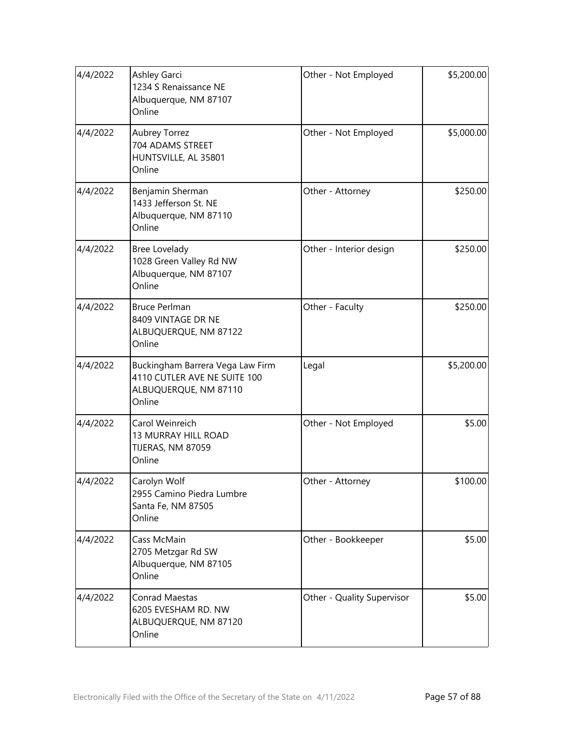| | | | |
|---|---|---|---|
| 4/4/2022 | Ashley Garci<br>1234 S Renaissance NE<br>Albuquerque, NM 87107<br>Online | Other - Not Employed | $5,200.00 |
| 4/4/2022 | Aubrey Torrez<br>704 ADAMS STREET<br>HUNTSVILLE, AL 35801<br>Online | Other - Not Employed | $5,000.00 |
| 4/4/2022 | Benjamin Sherman<br>1433 Jefferson St. NE<br>Albuquerque, NM 87110<br>Online | Other - Attorney | $250.00 |
| 4/4/2022 | Bree Lovelady<br>1028 Green Valley Rd NW<br>Albuquerque, NM 87107<br>Online | Other - Interior design | $250.00 |
| 4/4/2022 | Bruce Perlman<br>8409 VINTAGE DR NE<br>ALBUQUERQUE, NM 87122<br>Online | Other - Faculty | $250.00 |
| 4/4/2022 | Buckingham Barrera Vega Law Firm<br>4110 CUTLER AVE NE SUITE 100<br>ALBUQUERQUE, NM 87110<br>Online | Legal | $5,200.00 |
| 4/4/2022 | Carol Weinreich<br>13 MURRAY HILL ROAD<br>TIJERAS, NM 87059<br>Online | Other - Not Employed | $5.00 |
| 4/4/2022 | Carolyn Wolf<br>2955 Camino Piedra Lumbre<br>Santa Fe, NM 87505<br>Online | Other - Attorney | $100.00 |
| 4/4/2022 | Cass McMain<br>2705 Metzgar Rd SW<br>Albuquerque, NM 87105<br>Online | Other - Bookkeeper | $5.00 |
| 4/4/2022 | Conrad Maestas<br>6205 EVESHAM RD. NW<br>ALBUQUERQUE, NM 87120<br>Online | Other - Quality Supervisor | $5.00 |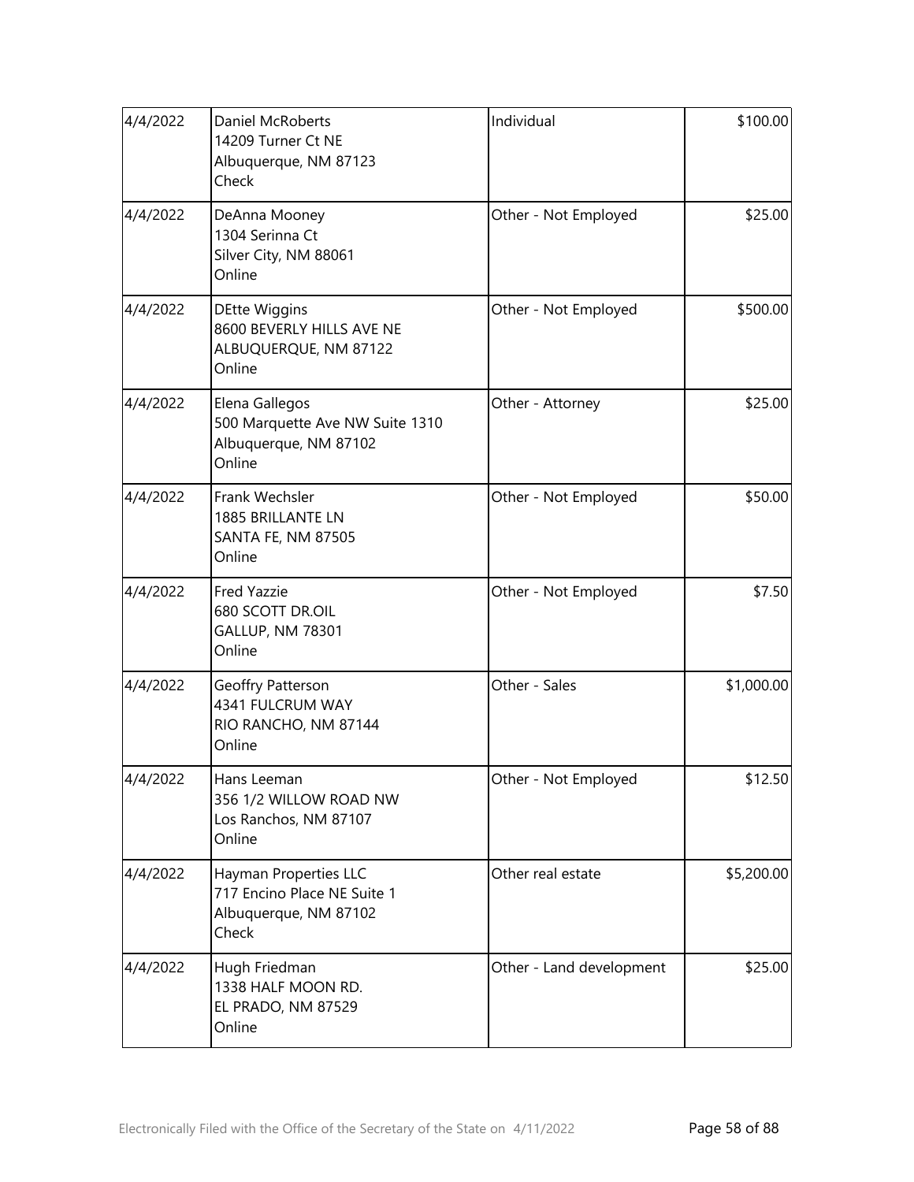| | | | |
|---|---|---|---|
| 4/4/2022 | Daniel McRoberts<br>14209 Turner Ct NE<br>Albuquerque, NM 87123<br>Check | Individual | $100.00 |
| 4/4/2022 | DeAnna Mooney<br>1304 Serinna Ct<br>Silver City, NM 88061<br>Online | Other - Not Employed | $25.00 |
| 4/4/2022 | DEtte Wiggins<br>8600 BEVERLY HILLS AVE NE<br>ALBUQUERQUE, NM 87122<br>Online | Other - Not Employed | $500.00 |
| 4/4/2022 | Elena Gallegos<br>500 Marquette Ave NW Suite 1310<br>Albuquerque, NM 87102<br>Online | Other - Attorney | $25.00 |
| 4/4/2022 | Frank Wechsler<br>1885 BRILLANTE LN<br>SANTA FE, NM 87505<br>Online | Other - Not Employed | $50.00 |
| 4/4/2022 | Fred Yazzie<br>680 SCOTT DR.OIL<br>GALLUP, NM 78301<br>Online | Other - Not Employed | $7.50 |
| 4/4/2022 | Geoffry Patterson<br>4341 FULCRUM WAY<br>RIO RANCHO, NM 87144<br>Online | Other - Sales | $1,000.00 |
| 4/4/2022 | Hans Leeman<br>356 1/2 WILLOW ROAD NW<br>Los Ranchos, NM 87107<br>Online | Other - Not Employed | $12.50 |
| 4/4/2022 | Hayman Properties LLC<br>717 Encino Place NE Suite 1<br>Albuquerque, NM 87102<br>Check | Other real estate | $5,200.00 |
| 4/4/2022 | Hugh Friedman<br>1338 HALF MOON RD.<br>EL PRADO, NM 87529<br>Online | Other - Land development | $25.00 |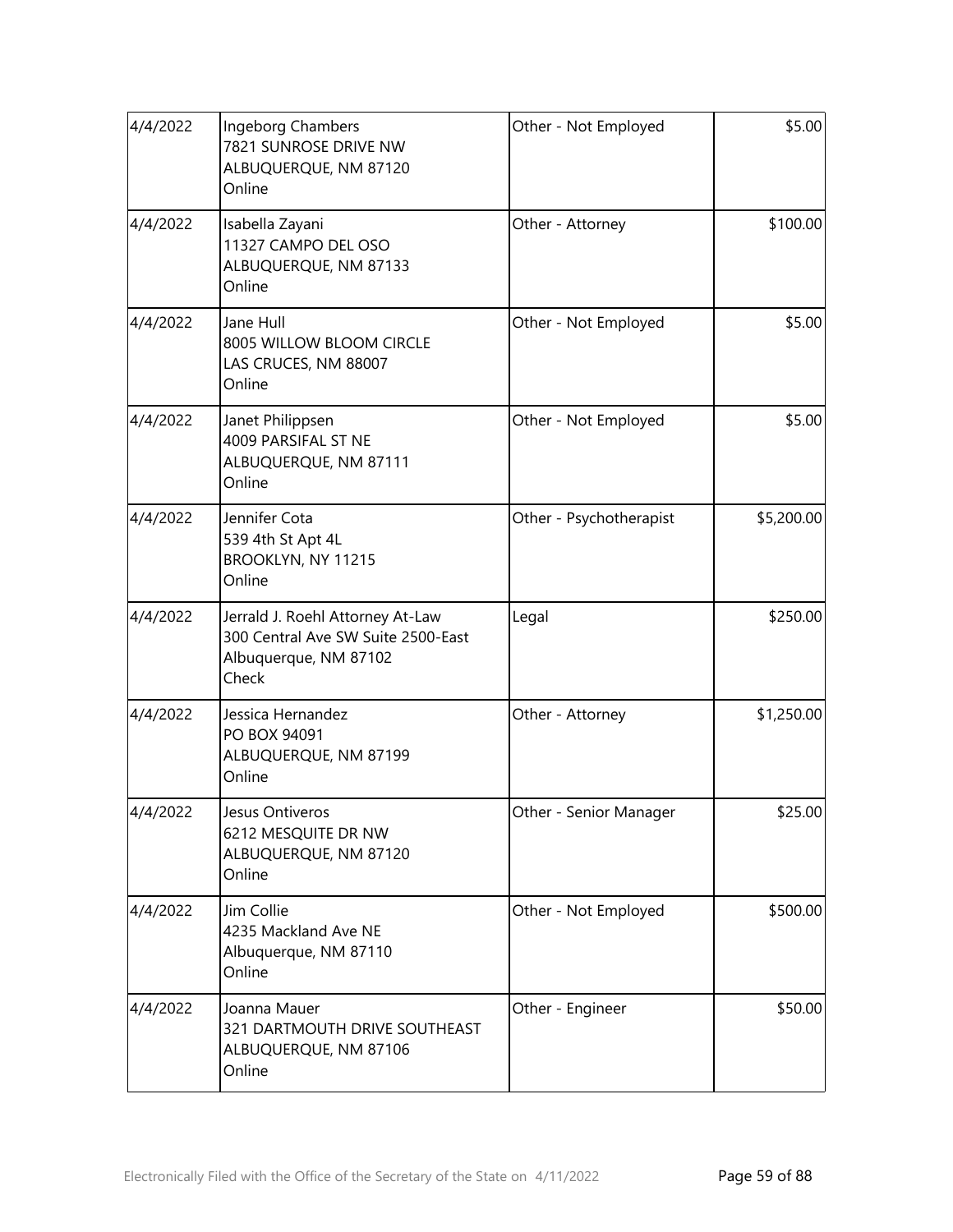| | | | |
|---|---|---|---|
| 4/4/2022 | Ingeborg Chambers<br>7821 SUNROSE DRIVE NW<br>ALBUQUERQUE, NM 87120<br>Online | Other - Not Employed | $5.00 |
| 4/4/2022 | Isabella Zayani<br>11327 CAMPO DEL OSO<br>ALBUQUERQUE, NM 87133<br>Online | Other - Attorney | $100.00 |
| 4/4/2022 | Jane Hull<br>8005 WILLOW BLOOM CIRCLE<br>LAS CRUCES, NM 88007<br>Online | Other - Not Employed | $5.00 |
| 4/4/2022 | Janet Philippsen<br>4009 PARSIFAL ST NE<br>ALBUQUERQUE, NM 87111<br>Online | Other - Not Employed | $5.00 |
| 4/4/2022 | Jennifer Cota<br>539 4th St Apt 4L<br>BROOKLYN, NY 11215<br>Online | Other - Psychotherapist | $5,200.00 |
| 4/4/2022 | Jerrald J. Roehl Attorney At-Law<br>300 Central Ave SW Suite 2500-East<br>Albuquerque, NM 87102<br>Check | Legal | $250.00 |
| 4/4/2022 | Jessica Hernandez<br>PO BOX 94091<br>ALBUQUERQUE, NM 87199<br>Online | Other - Attorney | $1,250.00 |
| 4/4/2022 | Jesus Ontiveros<br>6212 MESQUITE DR NW<br>ALBUQUERQUE, NM 87120<br>Online | Other - Senior Manager | $25.00 |
| 4/4/2022 | Jim Collie<br>4235 Mackland Ave NE<br>Albuquerque, NM 87110<br>Online | Other - Not Employed | $500.00 |
| 4/4/2022 | Joanna Mauer<br>321 DARTMOUTH DRIVE SOUTHEAST<br>ALBUQUERQUE, NM 87106<br>Online | Other - Engineer | $50.00 |

Electronically Filed with the Office of the Secretary of the State on 4/11/2022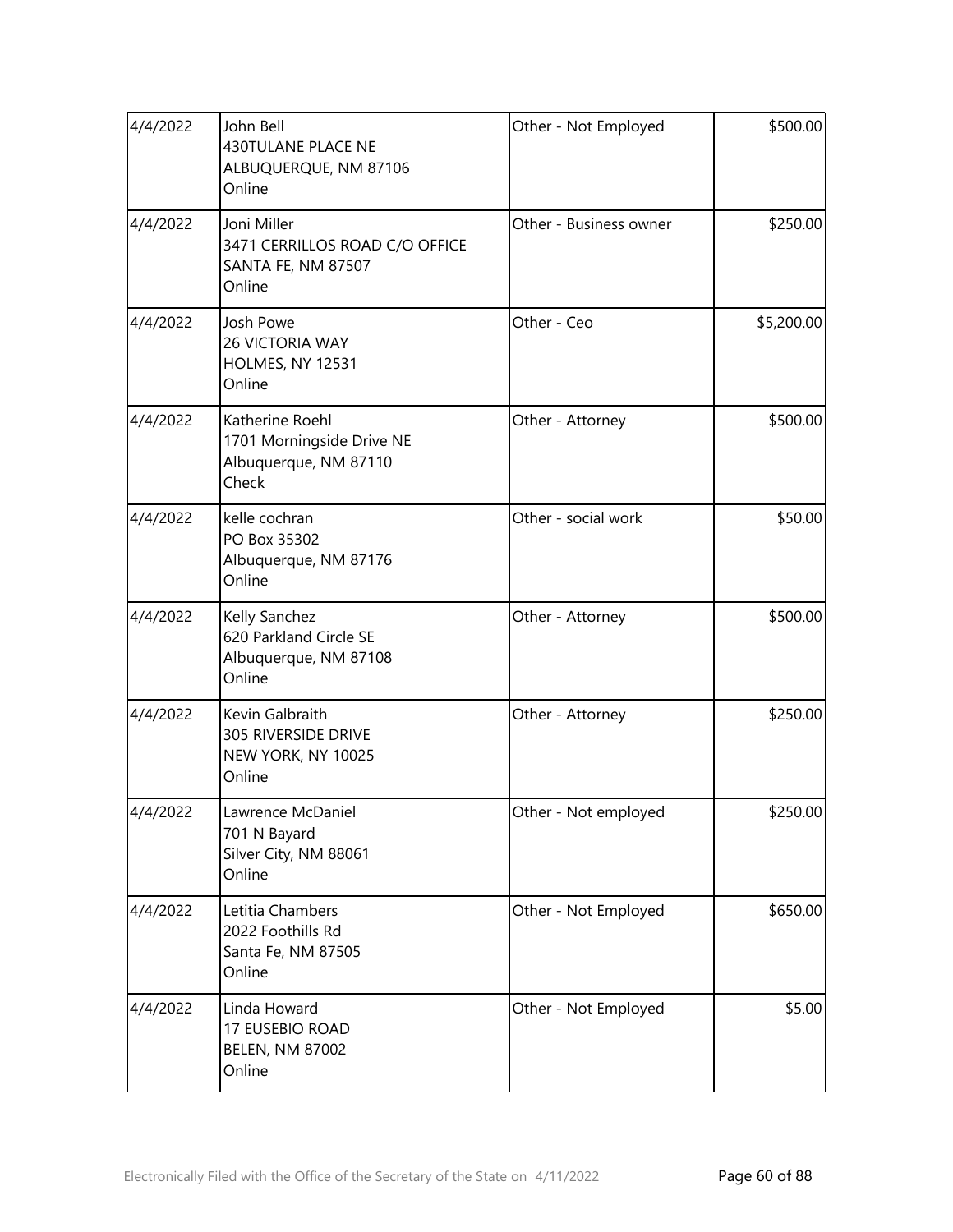| | | | |
|---|---|---|---|
| 4/4/2022 | John Bell<br>430TULANE PLACE NE<br>ALBUQUERQUE, NM 87106<br>Online | Other - Not Employed | \$500.00 |
| 4/4/2022 | Joni Miller<br>3471 CERRILLOS ROAD C/O OFFICE<br>SANTA FE, NM 87507<br>Online | Other - Business owner | \$250.00 |
| 4/4/2022 | Josh Powe<br>26 VICTORIA WAY<br>HOLMES, NY 12531<br>Online | Other - Ceo | \$5,200.00 |
| 4/4/2022 | Katherine Roehl<br>1701 Morningside Drive NE<br>Albuquerque, NM 87110<br>Check | Other - Attorney | \$500.00 |
| 4/4/2022 | kelle cochran<br>PO Box 35302<br>Albuquerque, NM 87176<br>Online | Other - social work | \$50.00 |
| 4/4/2022 | Kelly Sanchez<br>620 Parkland Circle SE<br>Albuquerque, NM 87108<br>Online | Other - Attorney | \$500.00 |
| 4/4/2022 | Kevin Galbraith<br>305 RIVERSIDE DRIVE<br>NEW YORK, NY 10025<br>Online | Other - Attorney | \$250.00 |
| 4/4/2022 | Lawrence McDaniel<br>701 N Bayard<br>Silver City, NM 88061<br>Online | Other - Not employed | \$250.00 |
| 4/4/2022 | Letitia Chambers<br>2022 Foothills Rd<br>Santa Fe, NM 87505<br>Online | Other - Not Employed | \$650.00 |
| 4/4/2022 | Linda Howard<br>17 EUSEBIO ROAD<br>BELEN, NM 87002<br>Online | Other - Not Employed | \$5.00 |

Electronically Filed with the Office of the Secretary of the State on 4/11/2022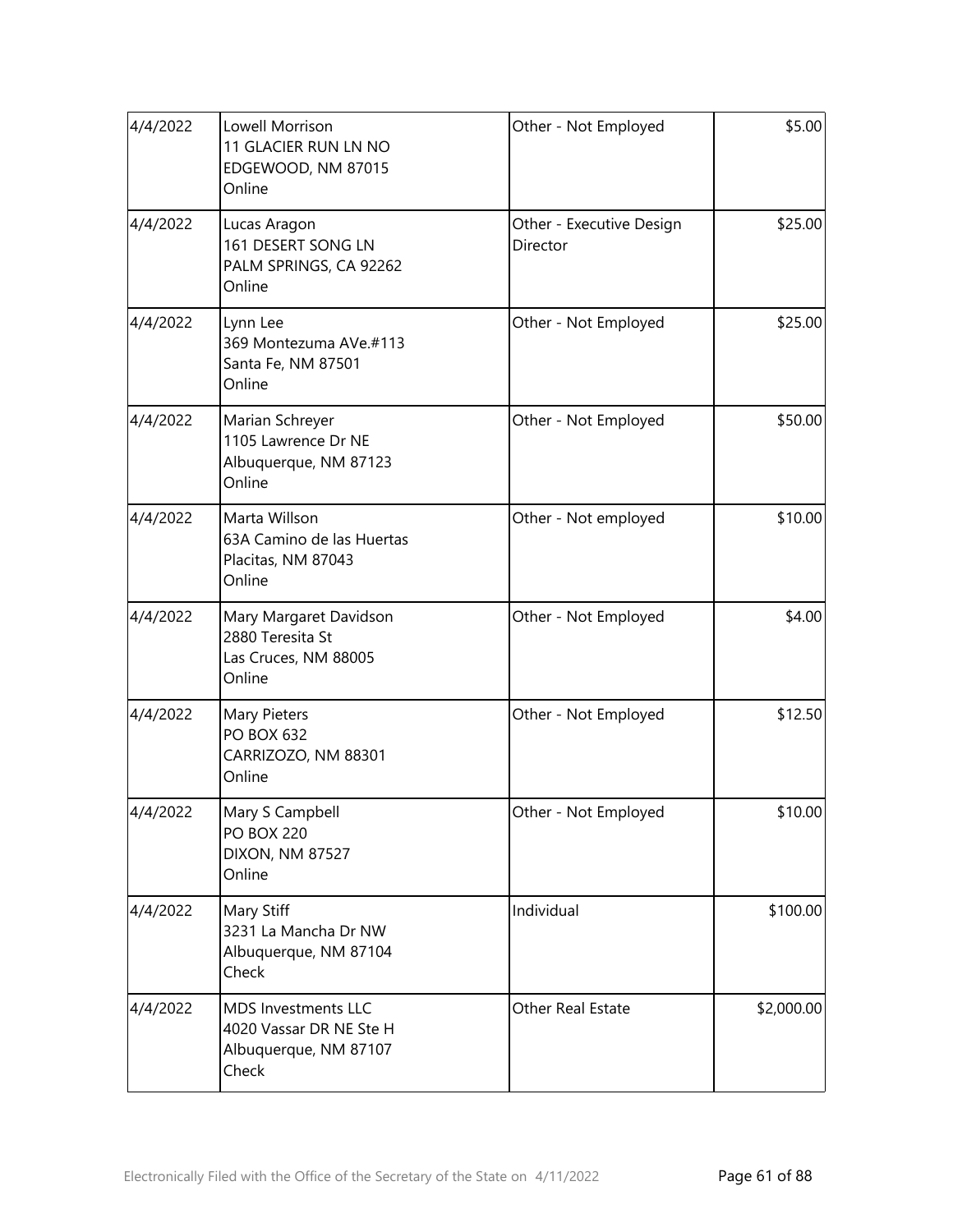| | | | |
|---|---|---|---|
| 4/4/2022 | Lowell Morrison<br>11 GLACIER RUN LN NO<br>EDGEWOOD, NM 87015<br>Online | Other - Not Employed | $5.00 |
| 4/4/2022 | Lucas Aragon<br>161 DESERT SONG LN<br>PALM SPRINGS, CA 92262<br>Online | Other - Executive Design Director | $25.00 |
| 4/4/2022 | Lynn Lee<br>369 Montezuma AVe.#113<br>Santa Fe, NM 87501<br>Online | Other - Not Employed | $25.00 |
| 4/4/2022 | Marian Schreyer<br>1105 Lawrence Dr NE<br>Albuquerque, NM 87123<br>Online | Other - Not Employed | $50.00 |
| 4/4/2022 | Marta Willson<br>63A Camino de las Huertas<br>Placitas, NM 87043<br>Online | Other - Not employed | $10.00 |
| 4/4/2022 | Mary Margaret Davidson<br>2880 Teresita St<br>Las Cruces, NM 88005<br>Online | Other - Not Employed | $4.00 |
| 4/4/2022 | Mary Pieters<br>PO BOX 632<br>CARRIZOZO, NM 88301<br>Online | Other - Not Employed | $12.50 |
| 4/4/2022 | Mary S Campbell<br>PO BOX 220<br>DIXON, NM 87527<br>Online | Other - Not Employed | $10.00 |
| 4/4/2022 | Mary Stiff<br>3231 La Mancha Dr NW<br>Albuquerque, NM 87104<br>Check | Individual | $100.00 |
| 4/4/2022 | MDS Investments LLC<br>4020 Vassar DR NE Ste H<br>Albuquerque, NM 87107<br>Check | Other Real Estate | $2,000.00 |

Electronically Filed with the Office of the Secretary of the State on 4/11/2022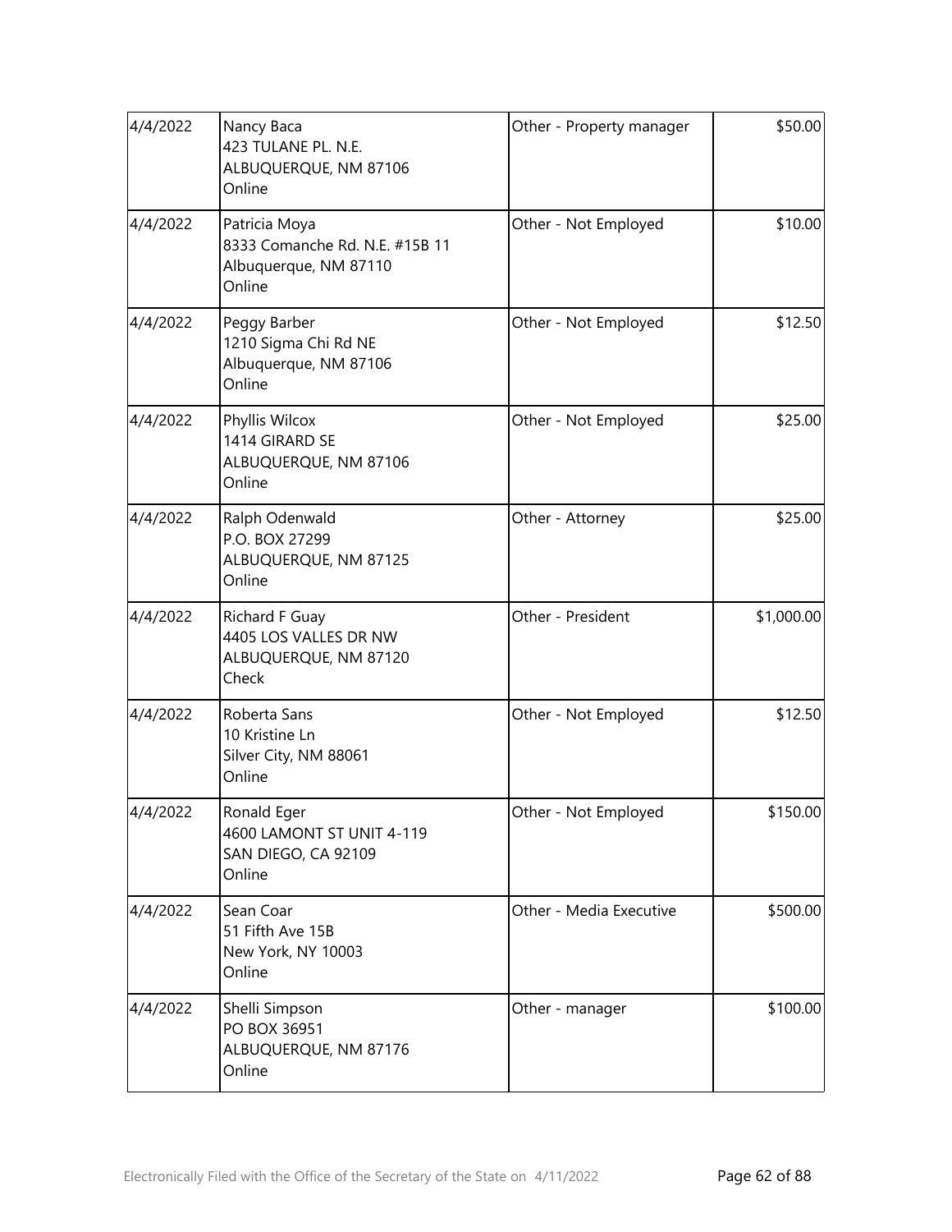| | | | |
|---|---|---|---|
| 4/4/2022 | Nancy Baca<br>423 TULANE PL. N.E.<br>ALBUQUERQUE, NM 87106<br>Online | Other - Property manager | $50.00 |
| 4/4/2022 | Patricia Moya<br>8333 Comanche Rd. N.E. #15B 11<br>Albuquerque, NM 87110<br>Online | Other - Not Employed | $10.00 |
| 4/4/2022 | Peggy Barber<br>1210 Sigma Chi Rd NE<br>Albuquerque, NM 87106<br>Online | Other - Not Employed | $12.50 |
| 4/4/2022 | Phyllis Wilcox<br>1414 GIRARD SE<br>ALBUQUERQUE, NM 87106<br>Online | Other - Not Employed | $25.00 |
| 4/4/2022 | Ralph Odenwald<br>P.O. BOX 27299<br>ALBUQUERQUE, NM 87125<br>Online | Other - Attorney | $25.00 |
| 4/4/2022 | Richard F Guay<br>4405 LOS VALLES DR NW<br>ALBUQUERQUE, NM 87120<br>Check | Other - President | $1,000.00 |
| 4/4/2022 | Roberta Sans<br>10 Kristine Ln<br>Silver City, NM 88061<br>Online | Other - Not Employed | $12.50 |
| 4/4/2022 | Ronald Eger<br>4600 LAMONT ST UNIT 4-119<br>SAN DIEGO, CA 92109<br>Online | Other - Not Employed | $150.00 |
| 4/4/2022 | Sean Coar<br>51 Fifth Ave 15B<br>New York, NY 10003<br>Online | Other - Media Executive | $500.00 |
| 4/4/2022 | Shelli Simpson<br>PO BOX 36951<br>ALBUQUERQUE, NM 87176<br>Online | Other - manager | $100.00 |

Electronically Filed with the Office of the Secretary of the State on 4/11/2022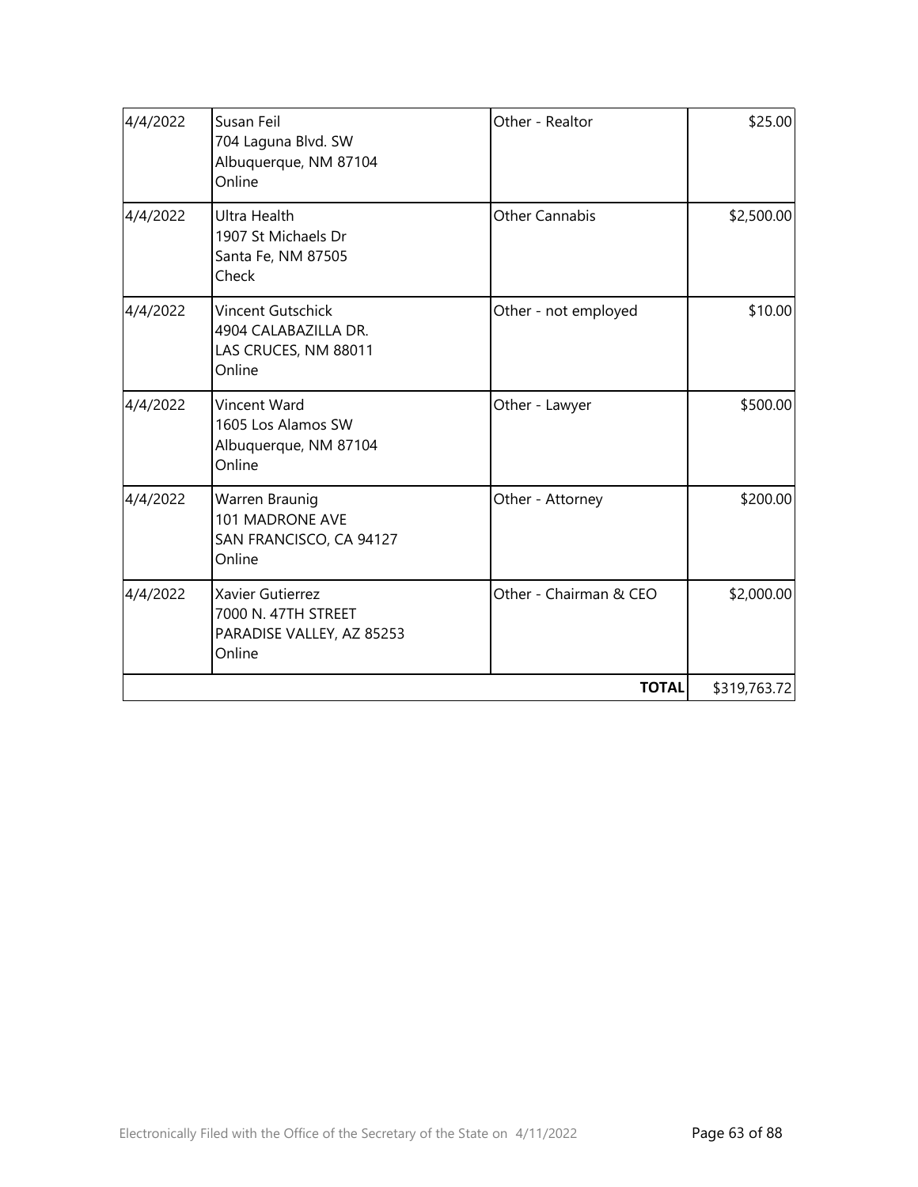| | | | |
|---|---|---|---|
| 4/4/2022 | Susan Feil<br>704 Laguna Blvd. SW<br>Albuquerque, NM 87104<br>Online | Other - Realtor | $25.00 |
| 4/4/2022 | Ultra Health<br>1907 St Michaels Dr<br>Santa Fe, NM 87505<br>Check | Other Cannabis | $2,500.00 |
| 4/4/2022 | Vincent Gutschick<br>4904 CALABAZILLA DR.<br>LAS CRUCES, NM 88011<br>Online | Other - not employed | $10.00 |
| 4/4/2022 | Vincent Ward<br>1605 Los Alamos SW<br>Albuquerque, NM 87104<br>Online | Other - Lawyer | $500.00 |
| 4/4/2022 | Warren Braunig<br>101 MADRONE AVE<br>SAN FRANCISCO, CA 94127<br>Online | Other - Attorney | $200.00 |
| 4/4/2022 | Xavier Gutierrez<br>7000 N. 47TH STREET<br>PARADISE VALLEY, AZ 85253<br>Online | Other - Chairman & CEO | $2,000.00 |
| | | **TOTAL** | $319,763.72 |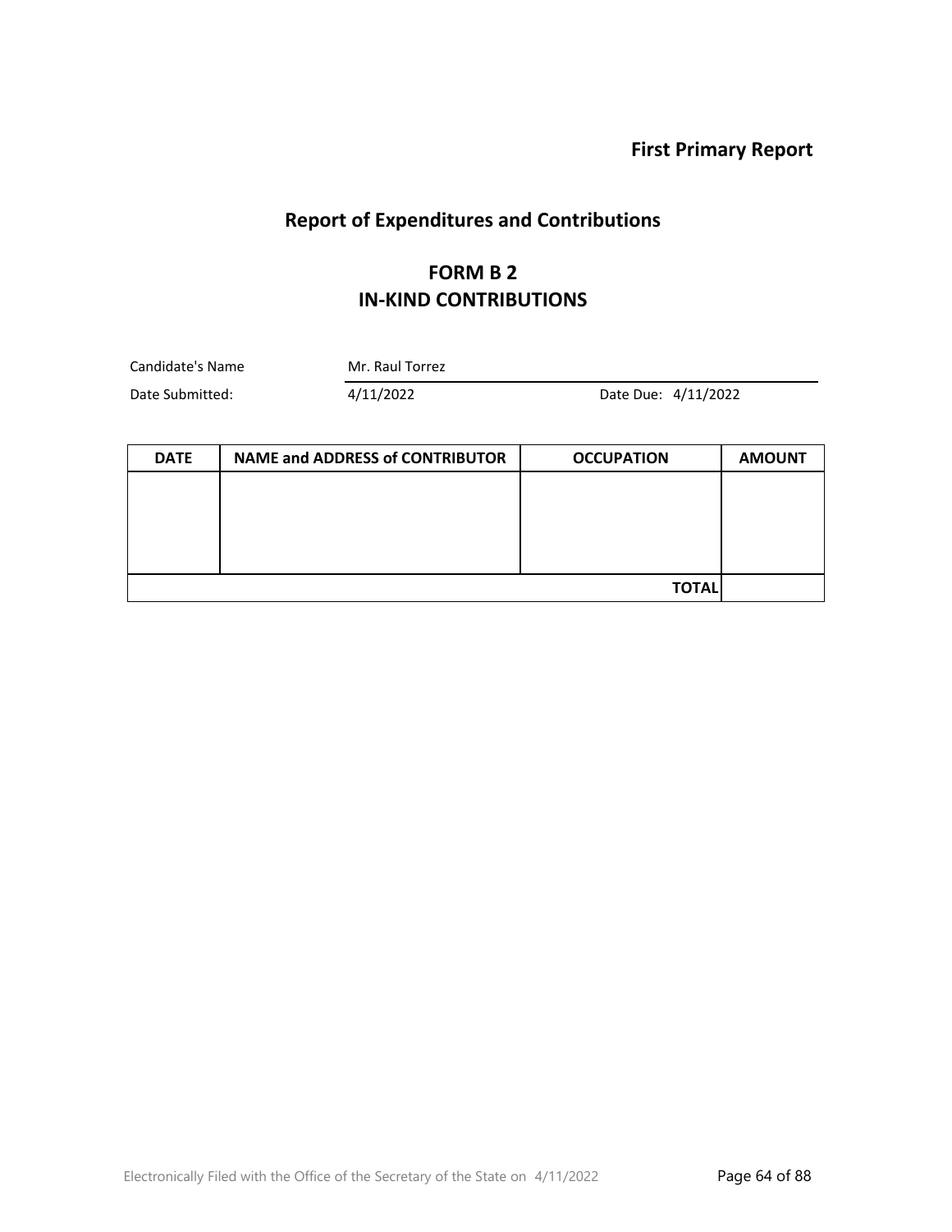**First Primary Report**

## Report of Expenditures and Contributions

## FORM B 2
## IN-KIND CONTRIBUTIONS

Candidate's Name: Mr. Raul Torrez

Date Submitted: 4/11/2022 Date Due: 4/11/2022

| DATE | NAME and ADDRESS of CONTRIBUTOR | OCCUPATION | AMOUNT |
|---|---|---|---|
| | | | |
| | | **TOTAL** | |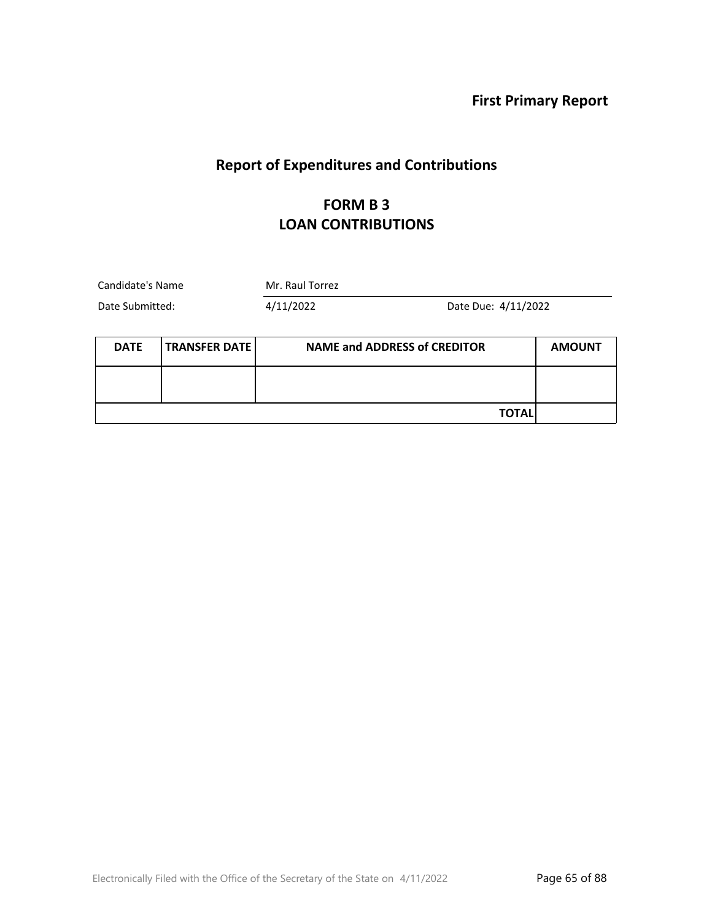**First Primary Report**

## Report of Expenditures and Contributions

## FORM B 3
## LOAN CONTRIBUTIONS

Candidate's Name: Mr. Raul Torrez

Date Submitted: 4/11/2022 Date Due: 4/11/2022

| DATE | TRANSFER DATE | NAME and ADDRESS of CREDITOR | AMOUNT |
|---|---|---|---|
| | | | |
| | | **TOTAL** | |

Electronically Filed with the Office of the Secretary of the State on 4/11/2022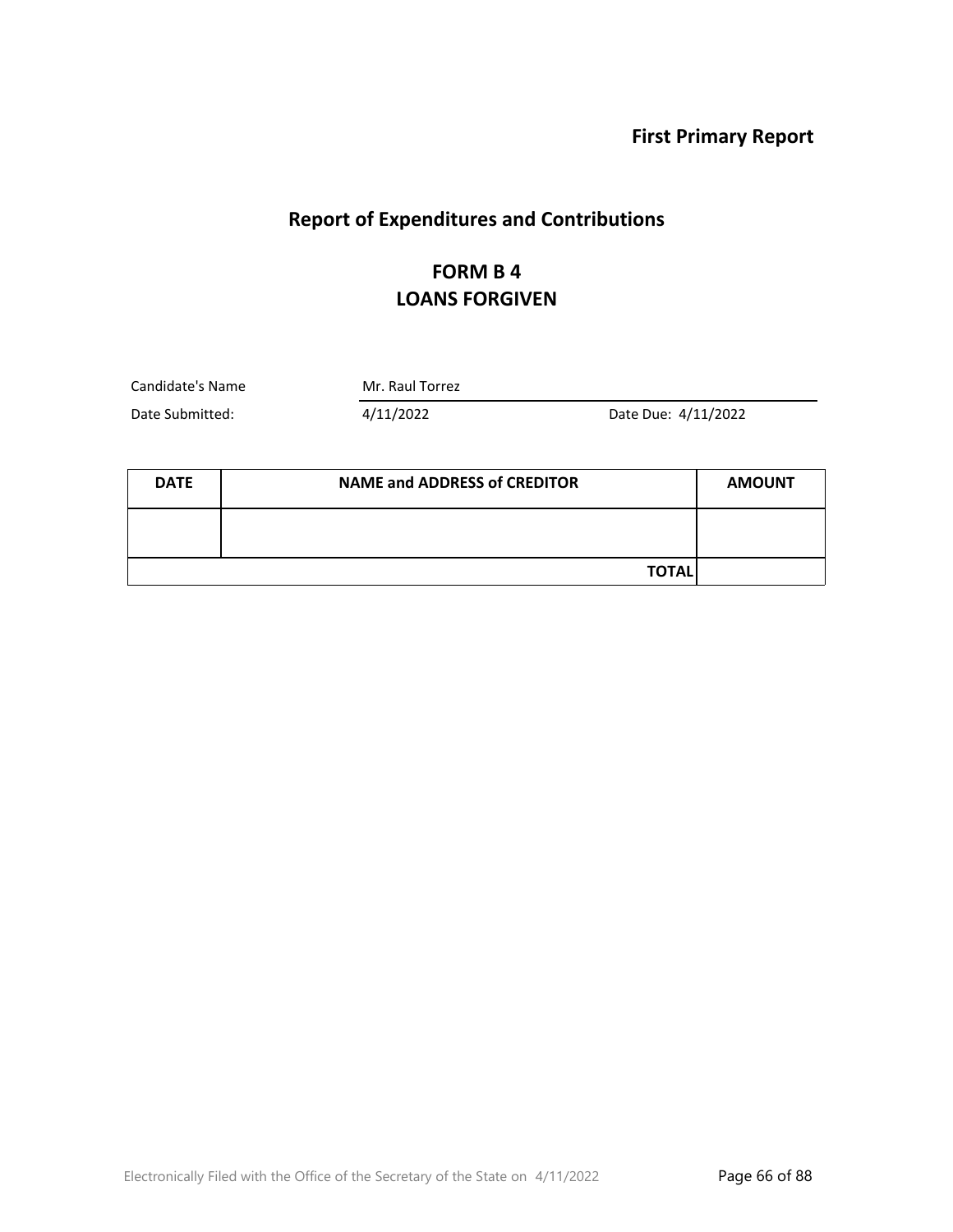**First Primary Report**

## Report of Expenditures and Contributions

## FORM B 4
## LOANS FORGIVEN

Candidate's Name: Mr. Raul Torrez

Date Submitted: 4/11/2022 Date Due: 4/11/2022

| DATE | NAME and ADDRESS of CREDITOR | AMOUNT |
|---|---|---|
| | | |
| | **TOTAL** | |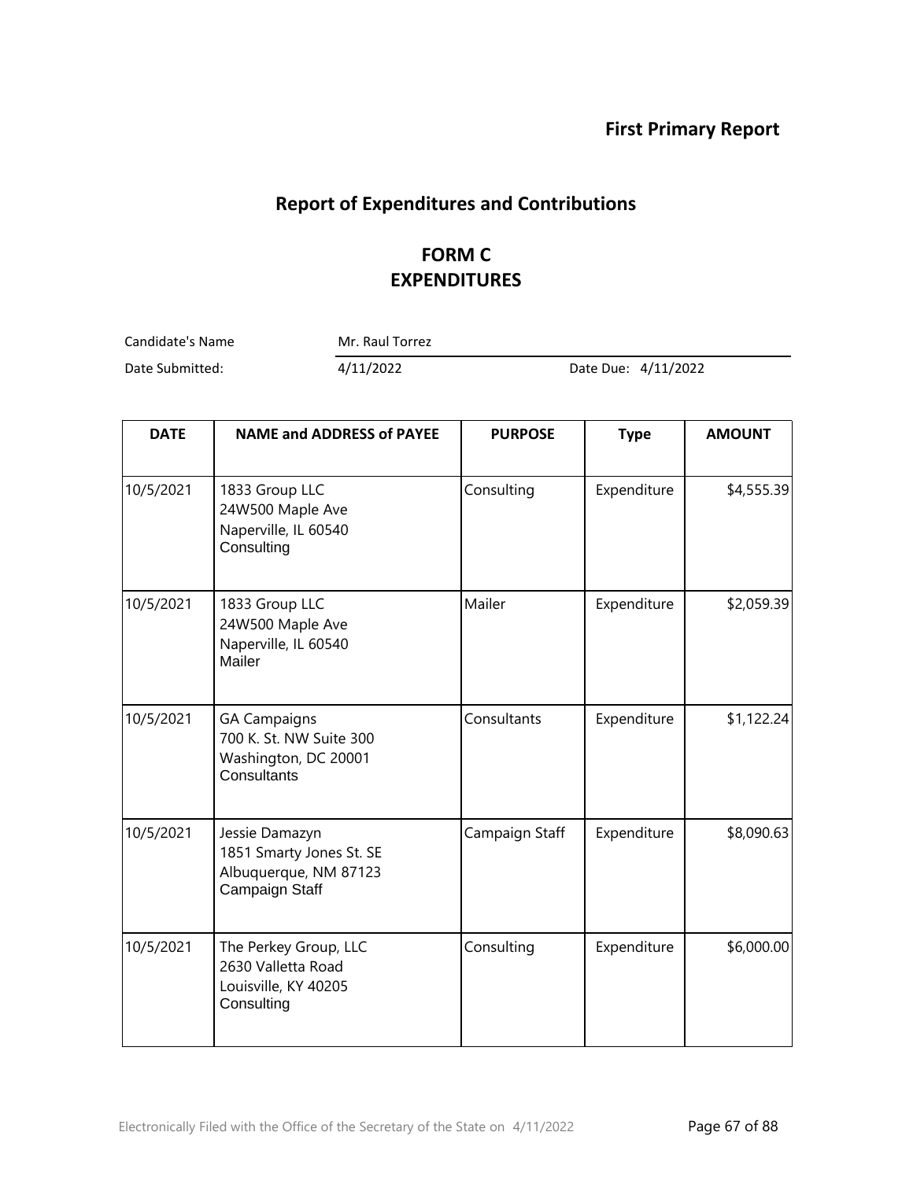**First Primary Report**

## Report of Expenditures and Contributions

### FORM C
### EXPENDITURES

Candidate's Name: Mr. Raul Torrez

Date Submitted: 4/11/2022 Date Due: 4/11/2022

| DATE | NAME and ADDRESS of PAYEE | PURPOSE | Type | AMOUNT |
|---|---|---|---|---|
| 10/5/2021 | 1833 Group LLC<br>24W500 Maple Ave<br>Naperville, IL 60540<br>Consulting | Consulting | Expenditure | $4,555.39 |
| 10/5/2021 | 1833 Group LLC<br>24W500 Maple Ave<br>Naperville, IL 60540<br>Mailer | Mailer | Expenditure | $2,059.39 |
| 10/5/2021 | GA Campaigns<br>700 K. St. NW Suite 300<br>Washington, DC 20001<br>Consultants | Consultants | Expenditure | $1,122.24 |
| 10/5/2021 | Jessie Damazyn<br>1851 Smarty Jones St. SE<br>Albuquerque, NM 87123<br>Campaign Staff | Campaign Staff | Expenditure | $8,090.63 |
| 10/5/2021 | The Perkey Group, LLC<br>2630 Valletta Road<br>Louisville, KY 40205<br>Consulting | Consulting | Expenditure | $6,000.00 |

Electronically Filed with the Office of the Secretary of the State on 4/11/2022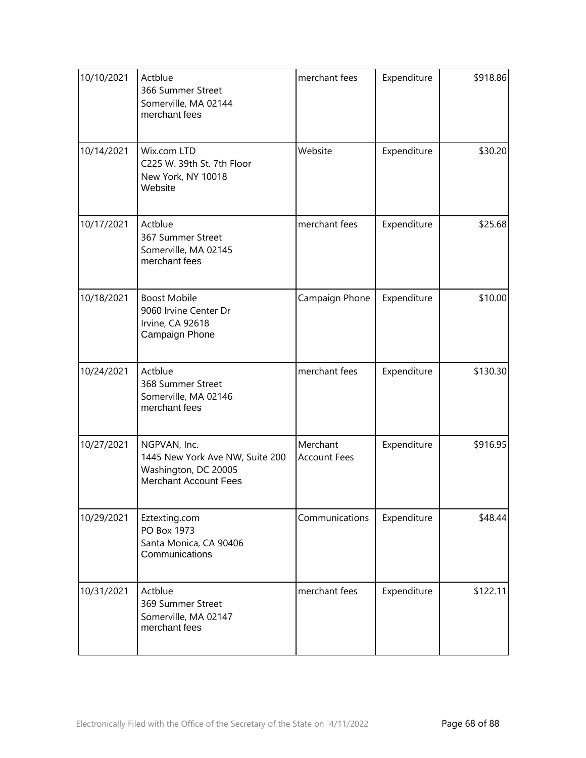| | | | | |
|---|---|---|---|---|
| 10/10/2021 | Actblue<br>366 Summer Street<br>Somerville, MA 02144<br>merchant fees | merchant fees | Expenditure | $918.86 |
| 10/14/2021 | Wix.com LTD<br>C225 W. 39th St. 7th Floor<br>New York, NY 10018<br>Website | Website | Expenditure | $30.20 |
| 10/17/2021 | Actblue<br>367 Summer Street<br>Somerville, MA 02145<br>merchant fees | merchant fees | Expenditure | $25.68 |
| 10/18/2021 | Boost Mobile<br>9060 Irvine Center Dr<br>Irvine, CA 92618<br>Campaign Phone | Campaign Phone | Expenditure | $10.00 |
| 10/24/2021 | Actblue<br>368 Summer Street<br>Somerville, MA 02146<br>merchant fees | merchant fees | Expenditure | $130.30 |
| 10/27/2021 | NGPVAN, Inc.<br>1445 New York Ave NW, Suite 200<br>Washington, DC 20005<br>Merchant Account Fees | Merchant Account Fees | Expenditure | $916.95 |
| 10/29/2021 | Eztexting.com<br>PO Box 1973<br>Santa Monica, CA 90406<br>Communications | Communications | Expenditure | $48.44 |
| 10/31/2021 | Actblue<br>369 Summer Street<br>Somerville, MA 02147<br>merchant fees | merchant fees | Expenditure | $122.11 |

Electronically Filed with the Office of the Secretary of the State on 4/11/2022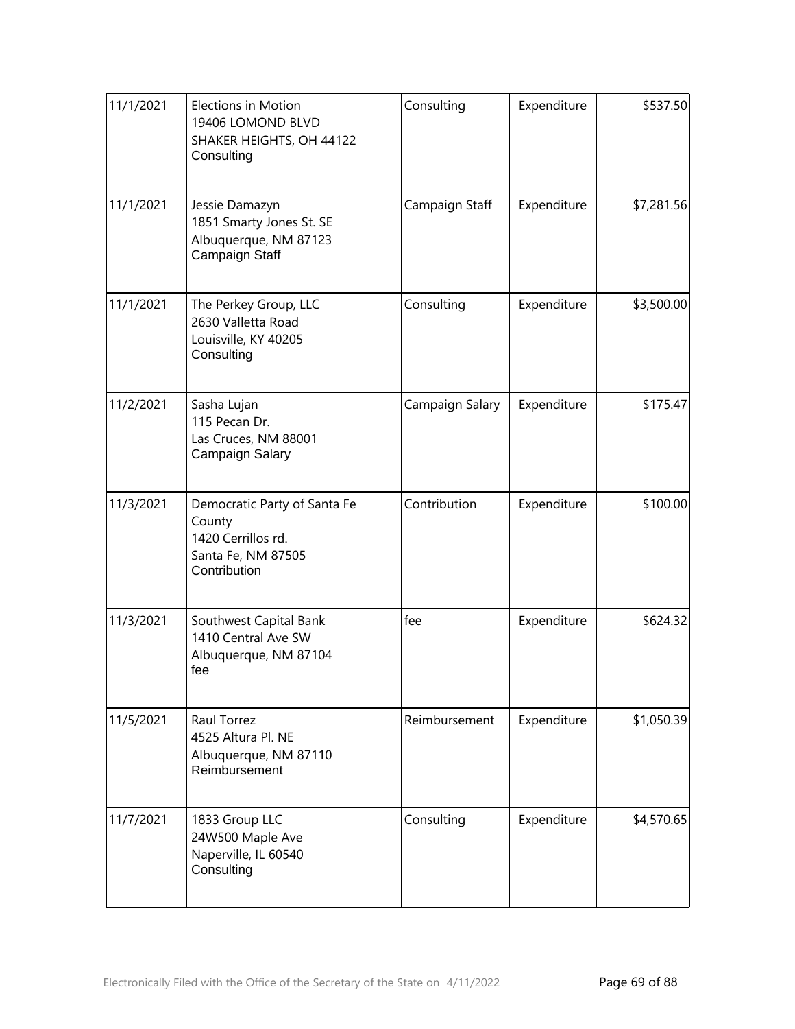| | | | | |
|---|---|---|---|---|
| 11/1/2021 | Elections in Motion<br>19406 LOMOND BLVD<br>SHAKER HEIGHTS, OH 44122<br>Consulting | Consulting | Expenditure | $537.50 |
| 11/1/2021 | Jessie Damazyn<br>1851 Smarty Jones St. SE<br>Albuquerque, NM 87123<br>Campaign Staff | Campaign Staff | Expenditure | $7,281.56 |
| 11/1/2021 | The Perkey Group, LLC<br>2630 Valletta Road<br>Louisville, KY 40205<br>Consulting | Consulting | Expenditure | $3,500.00 |
| 11/2/2021 | Sasha Lujan<br>115 Pecan Dr.<br>Las Cruces, NM 88001<br>Campaign Salary | Campaign Salary | Expenditure | $175.47 |
| 11/3/2021 | Democratic Party of Santa Fe County<br>1420 Cerrillos rd.<br>Santa Fe, NM 87505<br>Contribution | Contribution | Expenditure | $100.00 |
| 11/3/2021 | Southwest Capital Bank<br>1410 Central Ave SW<br>Albuquerque, NM 87104<br>fee | fee | Expenditure | $624.32 |
| 11/5/2021 | Raul Torrez<br>4525 Altura Pl. NE<br>Albuquerque, NM 87110<br>Reimbursement | Reimbursement | Expenditure | $1,050.39 |
| 11/7/2021 | 1833 Group LLC<br>24W500 Maple Ave<br>Naperville, IL 60540<br>Consulting | Consulting | Expenditure | $4,570.65 |

Electronically Filed with the Office of the Secretary of the State on 4/11/2022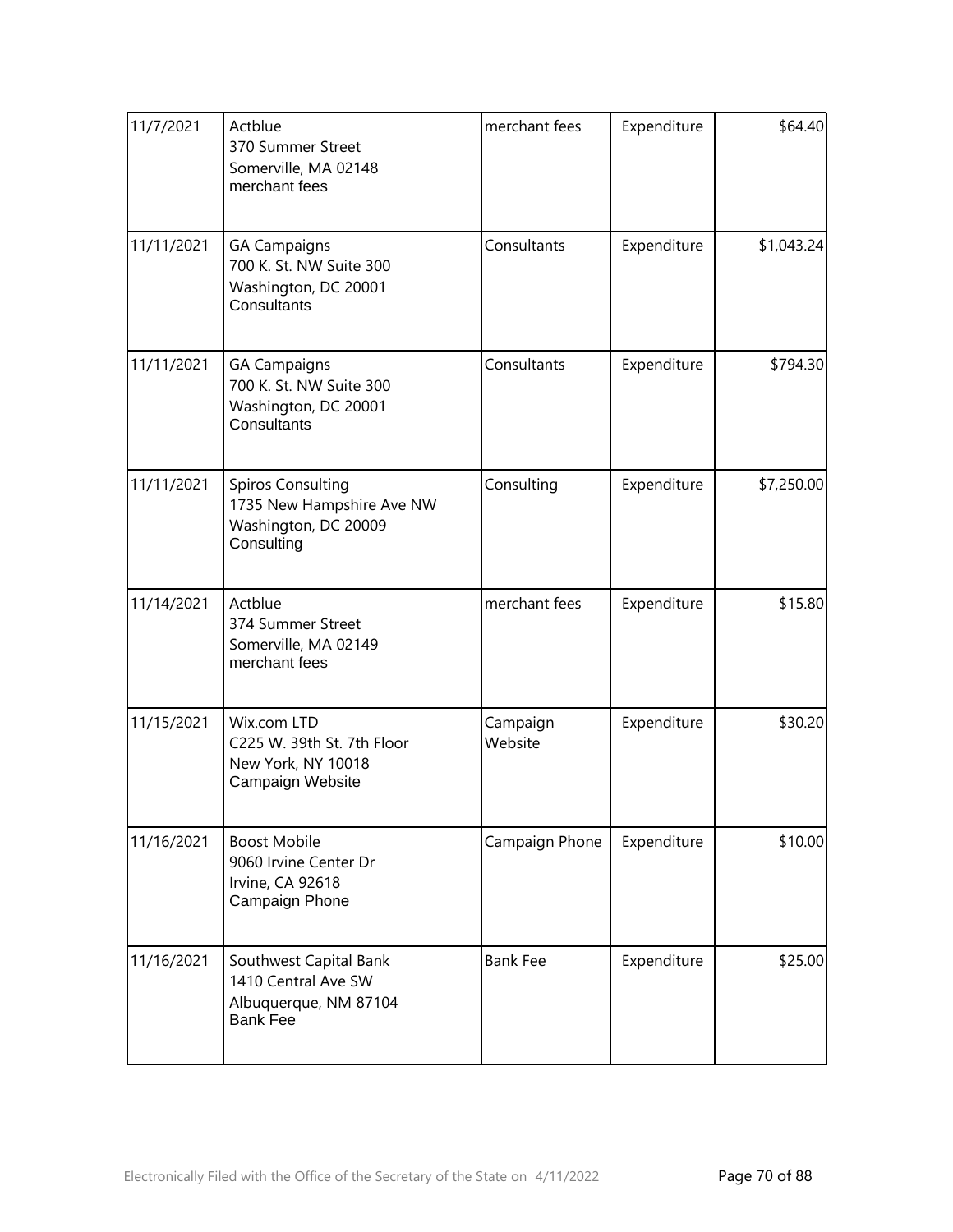| 11/7/2021 | Actblue<br>370 Summer Street<br>Somerville, MA 02148<br>merchant fees | merchant fees | Expenditure | $64.40 |
|---|---|---|---|---|
| 11/11/2021 | GA Campaigns<br>700 K. St. NW Suite 300<br>Washington, DC 20001<br>Consultants | Consultants | Expenditure | $1,043.24 |
| 11/11/2021 | GA Campaigns<br>700 K. St. NW Suite 300<br>Washington, DC 20001<br>Consultants | Consultants | Expenditure | $794.30 |
| 11/11/2021 | Spiros Consulting<br>1735 New Hampshire Ave NW<br>Washington, DC 20009<br>Consulting | Consulting | Expenditure | $7,250.00 |
| 11/14/2021 | Actblue<br>374 Summer Street<br>Somerville, MA 02149<br>merchant fees | merchant fees | Expenditure | $15.80 |
| 11/15/2021 | Wix.com LTD<br>C225 W. 39th St. 7th Floor<br>New York, NY 10018<br>Campaign Website | Campaign Website | Expenditure | $30.20 |
| 11/16/2021 | Boost Mobile<br>9060 Irvine Center Dr<br>Irvine, CA 92618<br>Campaign Phone | Campaign Phone | Expenditure | $10.00 |
| 11/16/2021 | Southwest Capital Bank<br>1410 Central Ave SW<br>Albuquerque, NM 87104<br>Bank Fee | Bank Fee | Expenditure | $25.00 |

Electronically Filed with the Office of the Secretary of the State on 4/11/2022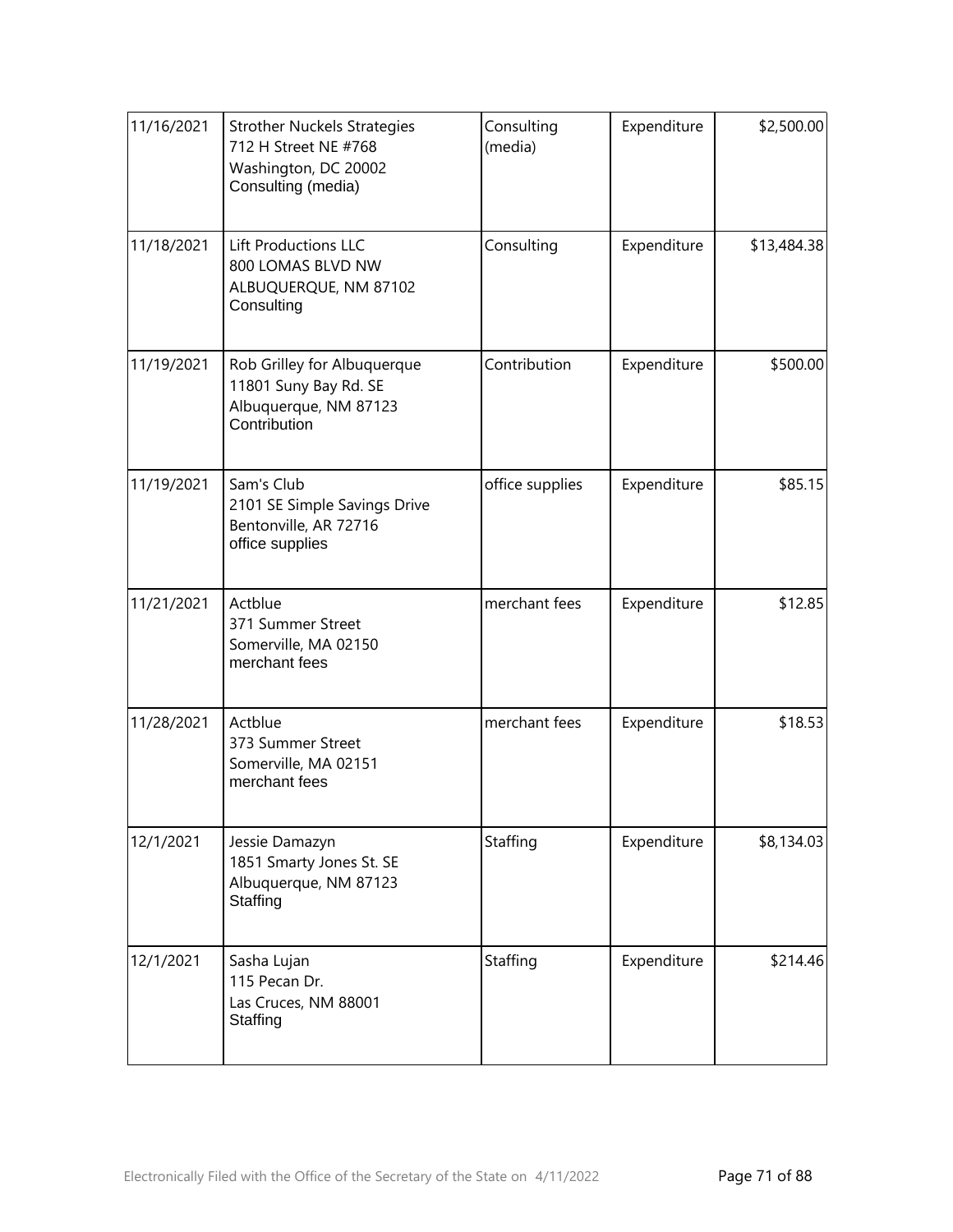| | | | | |
|---|---|---|---|---|
| 11/16/2021 | Strother Nuckels Strategies<br>712 H Street NE #768<br>Washington, DC 20002<br>Consulting (media) | Consulting (media) | Expenditure | $2,500.00 |
| 11/18/2021 | Lift Productions LLC<br>800 LOMAS BLVD NW<br>ALBUQUERQUE, NM 87102<br>Consulting | Consulting | Expenditure | $13,484.38 |
| 11/19/2021 | Rob Grilley for Albuquerque<br>11801 Suny Bay Rd. SE<br>Albuquerque, NM 87123<br>Contribution | Contribution | Expenditure | $500.00 |
| 11/19/2021 | Sam's Club<br>2101 SE Simple Savings Drive<br>Bentonville, AR 72716<br>office supplies | office supplies | Expenditure | $85.15 |
| 11/21/2021 | Actblue<br>371 Summer Street<br>Somerville, MA 02150<br>merchant fees | merchant fees | Expenditure | $12.85 |
| 11/28/2021 | Actblue<br>373 Summer Street<br>Somerville, MA 02151<br>merchant fees | merchant fees | Expenditure | $18.53 |
| 12/1/2021 | Jessie Damazyn<br>1851 Smarty Jones St. SE<br>Albuquerque, NM 87123<br>Staffing | Staffing | Expenditure | $8,134.03 |
| 12/1/2021 | Sasha Lujan<br>115 Pecan Dr.<br>Las Cruces, NM 88001<br>Staffing | Staffing | Expenditure | $214.46 |

Electronically Filed with the Office of the Secretary of the State on 4/11/2022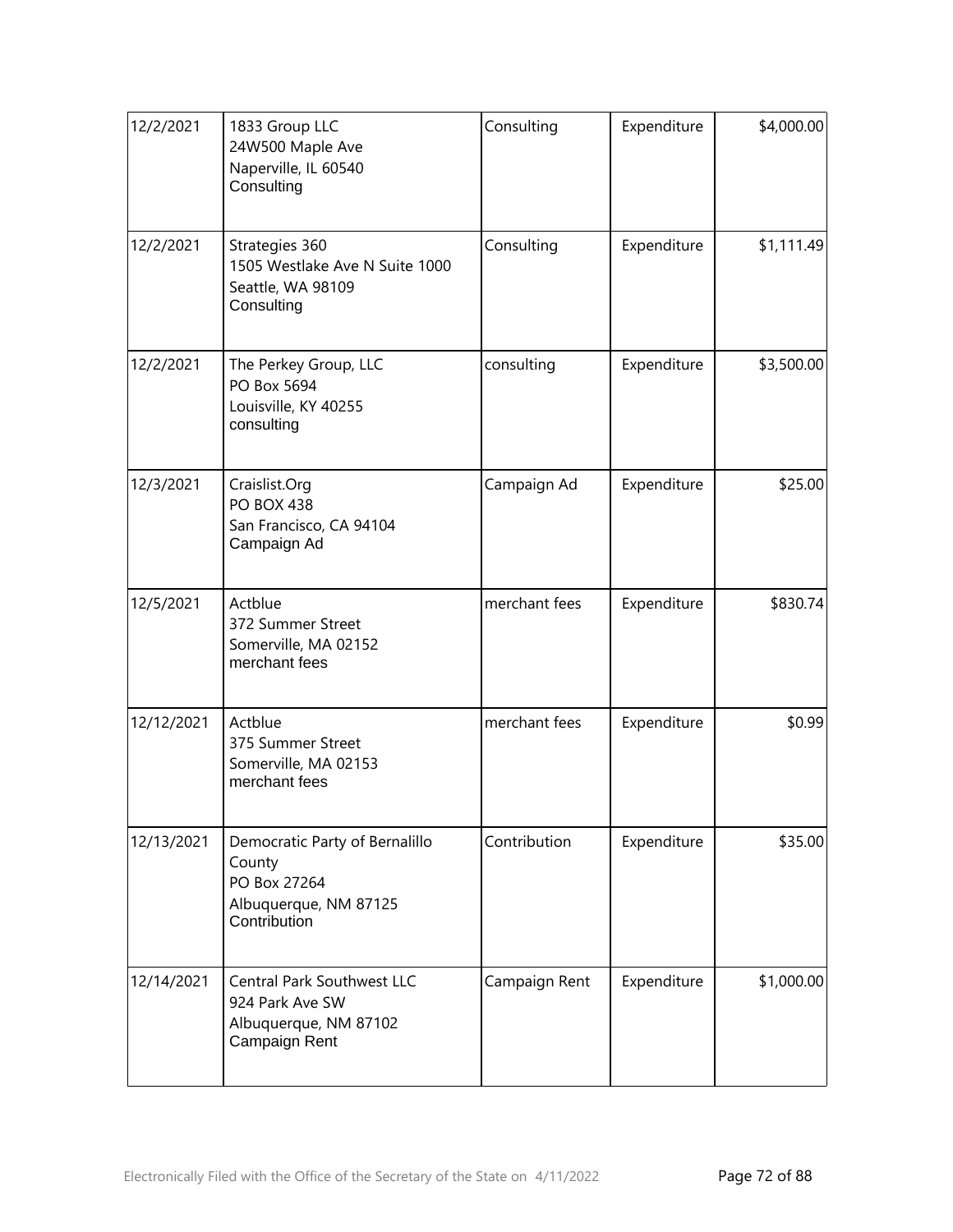| 12/2/2021 | 1833 Group LLC<br>24W500 Maple Ave<br>Naperville, IL 60540<br>Consulting | Consulting | Expenditure | $4,000.00 |
|---|---|---|---|---|
| 12/2/2021 | Strategies 360<br>1505 Westlake Ave N Suite 1000<br>Seattle, WA 98109<br>Consulting | Consulting | Expenditure | $1,111.49 |
| 12/2/2021 | The Perkey Group, LLC<br>PO Box 5694<br>Louisville, KY 40255<br>consulting | consulting | Expenditure | $3,500.00 |
| 12/3/2021 | Craislist.Org<br>PO BOX 438<br>San Francisco, CA 94104<br>Campaign Ad | Campaign Ad | Expenditure | $25.00 |
| 12/5/2021 | Actblue<br>372 Summer Street<br>Somerville, MA 02152<br>merchant fees | merchant fees | Expenditure | $830.74 |
| 12/12/2021 | Actblue<br>375 Summer Street<br>Somerville, MA 02153<br>merchant fees | merchant fees | Expenditure | $0.99 |
| 12/13/2021 | Democratic Party of Bernalillo County<br>PO Box 27264<br>Albuquerque, NM 87125<br>Contribution | Contribution | Expenditure | $35.00 |
| 12/14/2021 | Central Park Southwest LLC<br>924 Park Ave SW<br>Albuquerque, NM 87102<br>Campaign Rent | Campaign Rent | Expenditure | $1,000.00 |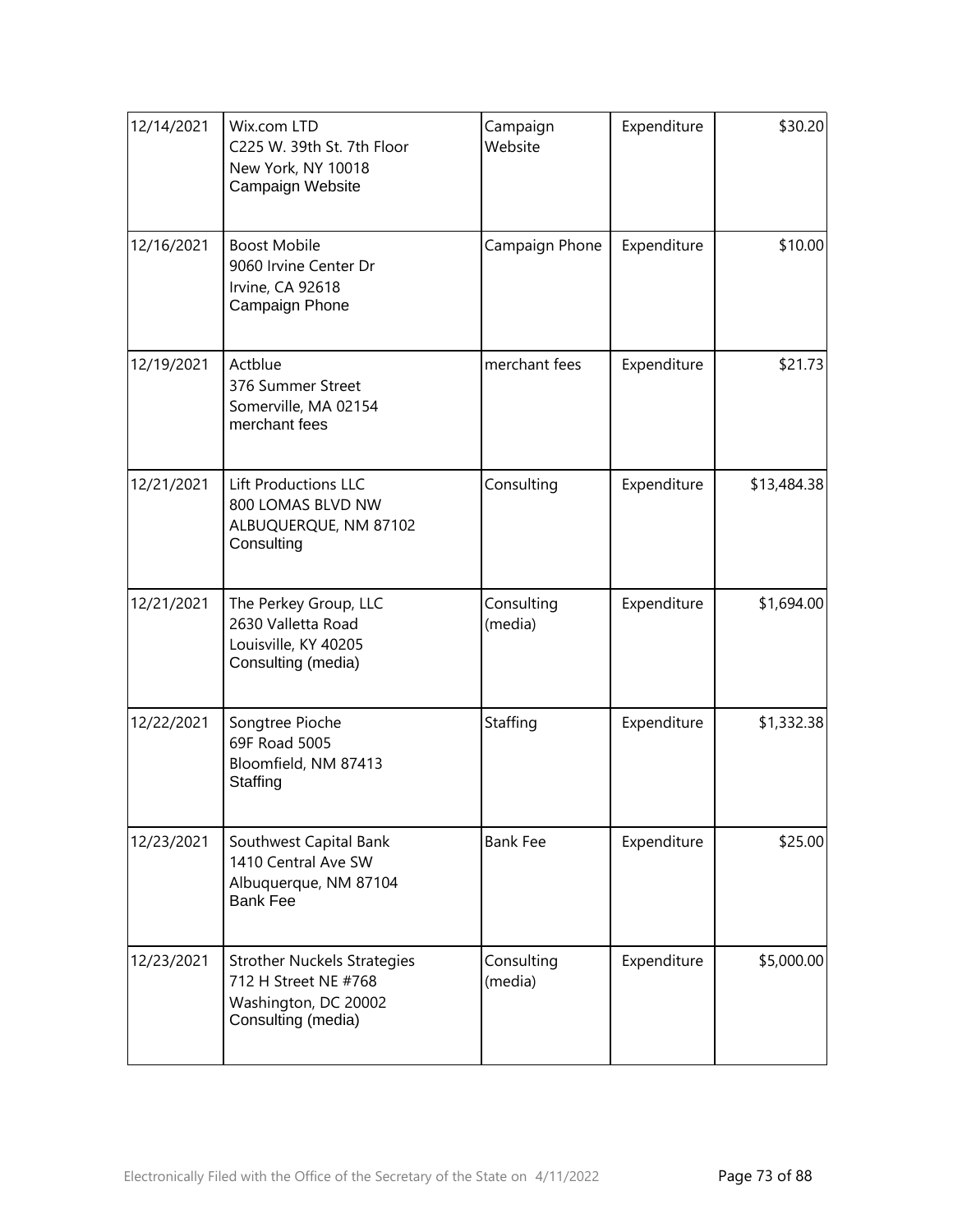| | | | | |
|---|---|---|---|---|
| 12/14/2021 | Wix.com LTD<br>C225 W. 39th St. 7th Floor<br>New York, NY 10018<br>Campaign Website | Campaign Website | Expenditure | $30.20 |
| 12/16/2021 | Boost Mobile<br>9060 Irvine Center Dr<br>Irvine, CA 92618<br>Campaign Phone | Campaign Phone | Expenditure | $10.00 |
| 12/19/2021 | Actblue<br>376 Summer Street<br>Somerville, MA 02154<br>merchant fees | merchant fees | Expenditure | $21.73 |
| 12/21/2021 | Lift Productions LLC<br>800 LOMAS BLVD NW<br>ALBUQUERQUE, NM 87102<br>Consulting | Consulting | Expenditure | $13,484.38 |
| 12/21/2021 | The Perkey Group, LLC<br>2630 Valletta Road<br>Louisville, KY 40205<br>Consulting (media) | Consulting (media) | Expenditure | $1,694.00 |
| 12/22/2021 | Songtree Pioche<br>69F Road 5005<br>Bloomfield, NM 87413<br>Staffing | Staffing | Expenditure | $1,332.38 |
| 12/23/2021 | Southwest Capital Bank<br>1410 Central Ave SW<br>Albuquerque, NM 87104<br>Bank Fee | Bank Fee | Expenditure | $25.00 |
| 12/23/2021 | Strother Nuckels Strategies<br>712 H Street NE #768<br>Washington, DC 20002<br>Consulting (media) | Consulting (media) | Expenditure | $5,000.00 |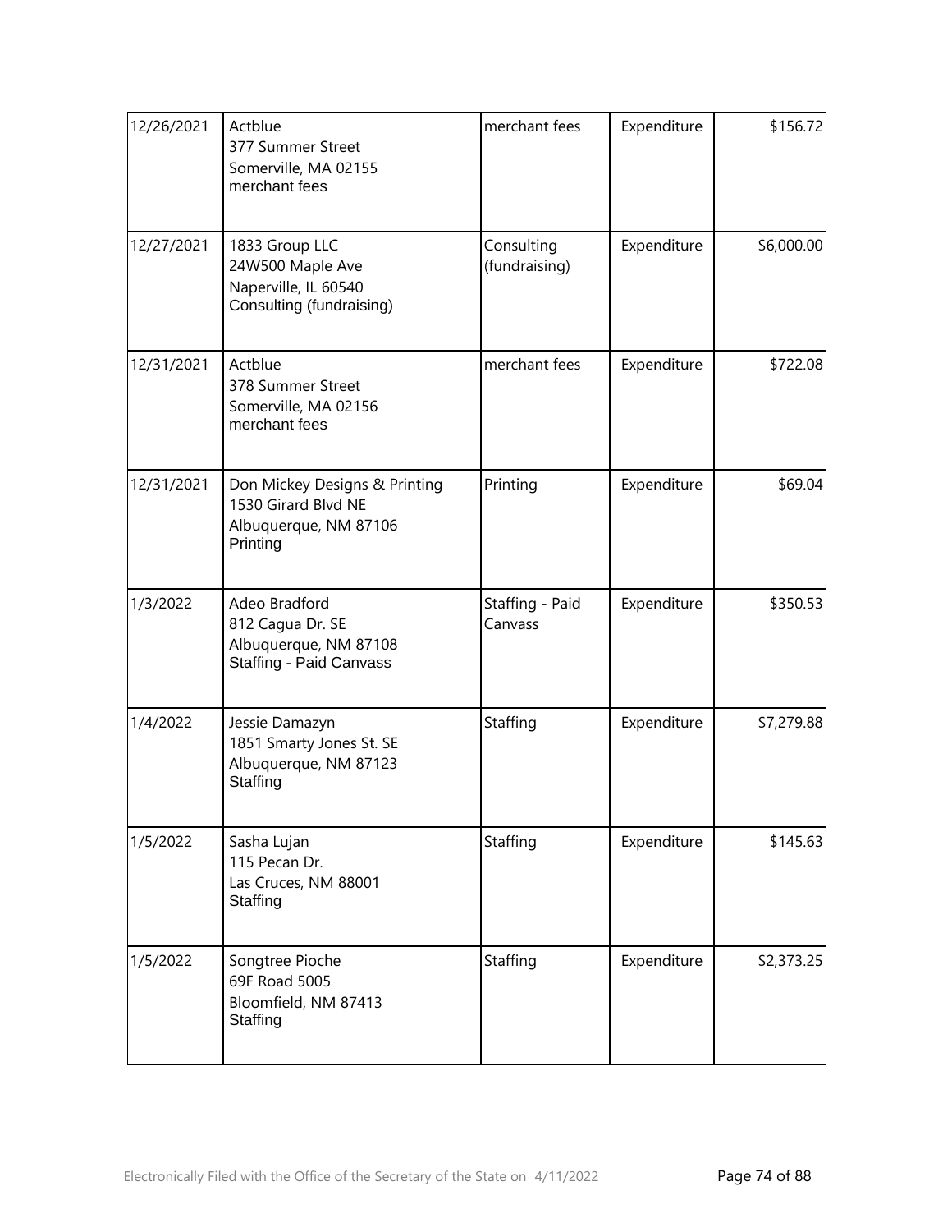| | | | | |
|---|---|---|---|---|
| 12/26/2021 | Actblue<br>377 Summer Street<br>Somerville, MA 02155<br>merchant fees | merchant fees | Expenditure | $156.72 |
| 12/27/2021 | 1833 Group LLC<br>24W500 Maple Ave<br>Naperville, IL 60540<br>Consulting (fundraising) | Consulting (fundraising) | Expenditure | $6,000.00 |
| 12/31/2021 | Actblue<br>378 Summer Street<br>Somerville, MA 02156<br>merchant fees | merchant fees | Expenditure | $722.08 |
| 12/31/2021 | Don Mickey Designs & Printing<br>1530 Girard Blvd NE<br>Albuquerque, NM 87106<br>Printing | Printing | Expenditure | $69.04 |
| 1/3/2022 | Adeo Bradford<br>812 Cagua Dr. SE<br>Albuquerque, NM 87108<br>Staffing - Paid Canvass | Staffing - Paid Canvass | Expenditure | $350.53 |
| 1/4/2022 | Jessie Damazyn<br>1851 Smarty Jones St. SE<br>Albuquerque, NM 87123<br>Staffing | Staffing | Expenditure | $7,279.88 |
| 1/5/2022 | Sasha Lujan<br>115 Pecan Dr.<br>Las Cruces, NM 88001<br>Staffing | Staffing | Expenditure | $145.63 |
| 1/5/2022 | Songtree Pioche<br>69F Road 5005<br>Bloomfield, NM 87413<br>Staffing | Staffing | Expenditure | $2,373.25 |

Electronically Filed with the Office of the Secretary of the State on 4/11/2022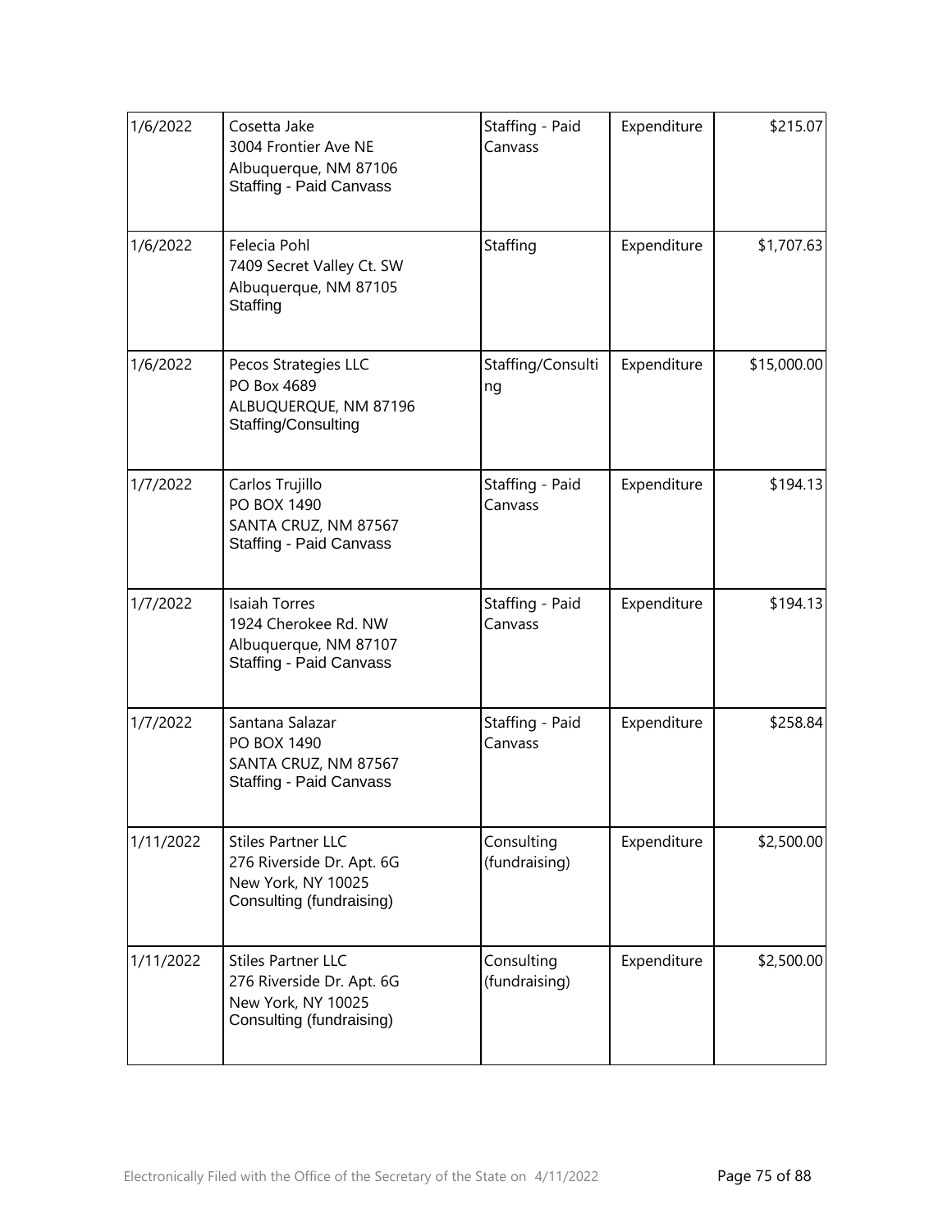| | | | | |
|---|---|---|---|---|
| 1/6/2022 | Cosetta Jake<br>3004 Frontier Ave NE<br>Albuquerque, NM 87106<br>Staffing - Paid Canvass | Staffing - Paid Canvass | Expenditure | $215.07 |
| 1/6/2022 | Felecia Pohl<br>7409 Secret Valley Ct. SW<br>Albuquerque, NM 87105<br>Staffing | Staffing | Expenditure | $1,707.63 |
| 1/6/2022 | Pecos Strategies LLC<br>PO Box 4689<br>ALBUQUERQUE, NM 87196<br>Staffing/Consulting | Staffing/Consulting | Expenditure | $15,000.00 |
| 1/7/2022 | Carlos Trujillo<br>PO BOX 1490<br>SANTA CRUZ, NM 87567<br>Staffing - Paid Canvass | Staffing - Paid Canvass | Expenditure | $194.13 |
| 1/7/2022 | Isaiah Torres<br>1924 Cherokee Rd. NW<br>Albuquerque, NM 87107<br>Staffing - Paid Canvass | Staffing - Paid Canvass | Expenditure | $194.13 |
| 1/7/2022 | Santana Salazar<br>PO BOX 1490<br>SANTA CRUZ, NM 87567<br>Staffing - Paid Canvass | Staffing - Paid Canvass | Expenditure | $258.84 |
| 1/11/2022 | Stiles Partner LLC<br>276 Riverside Dr. Apt. 6G<br>New York, NY 10025<br>Consulting (fundraising) | Consulting (fundraising) | Expenditure | $2,500.00 |
| 1/11/2022 | Stiles Partner LLC<br>276 Riverside Dr. Apt. 6G<br>New York, NY 10025<br>Consulting (fundraising) | Consulting (fundraising) | Expenditure | $2,500.00 |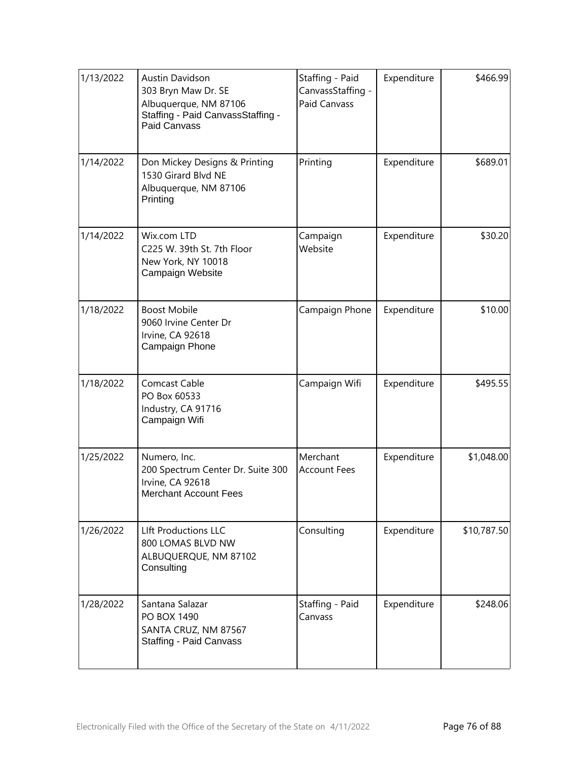| | | | | |
|---|---|---|---|---|
| 1/13/2022 | Austin Davidson<br>303 Bryn Maw Dr. SE<br>Albuquerque, NM 87106<br>Staffing - Paid CanvassStaffing - Paid Canvass | Staffing - Paid CanvassStaffing - Paid Canvass | Expenditure | $466.99 |
| 1/14/2022 | Don Mickey Designs & Printing<br>1530 Girard Blvd NE<br>Albuquerque, NM 87106<br>Printing | Printing | Expenditure | $689.01 |
| 1/14/2022 | Wix.com LTD<br>C225 W. 39th St. 7th Floor<br>New York, NY 10018<br>Campaign Website | Campaign Website | Expenditure | $30.20 |
| 1/18/2022 | Boost Mobile<br>9060 Irvine Center Dr<br>Irvine, CA 92618<br>Campaign Phone | Campaign Phone | Expenditure | $10.00 |
| 1/18/2022 | Comcast Cable<br>PO Box 60533<br>Industry, CA 91716<br>Campaign Wifi | Campaign Wifi | Expenditure | $495.55 |
| 1/25/2022 | Numero, Inc.<br>200 Spectrum Center Dr. Suite 300<br>Irvine, CA 92618<br>Merchant Account Fees | Merchant Account Fees | Expenditure | $1,048.00 |
| 1/26/2022 | LIft Productions LLC<br>800 LOMAS BLVD NW<br>ALBUQUERQUE, NM 87102<br>Consulting | Consulting | Expenditure | $10,787.50 |
| 1/28/2022 | Santana Salazar<br>PO BOX 1490<br>SANTA CRUZ, NM 87567<br>Staffing - Paid Canvass | Staffing - Paid Canvass | Expenditure | $248.06 |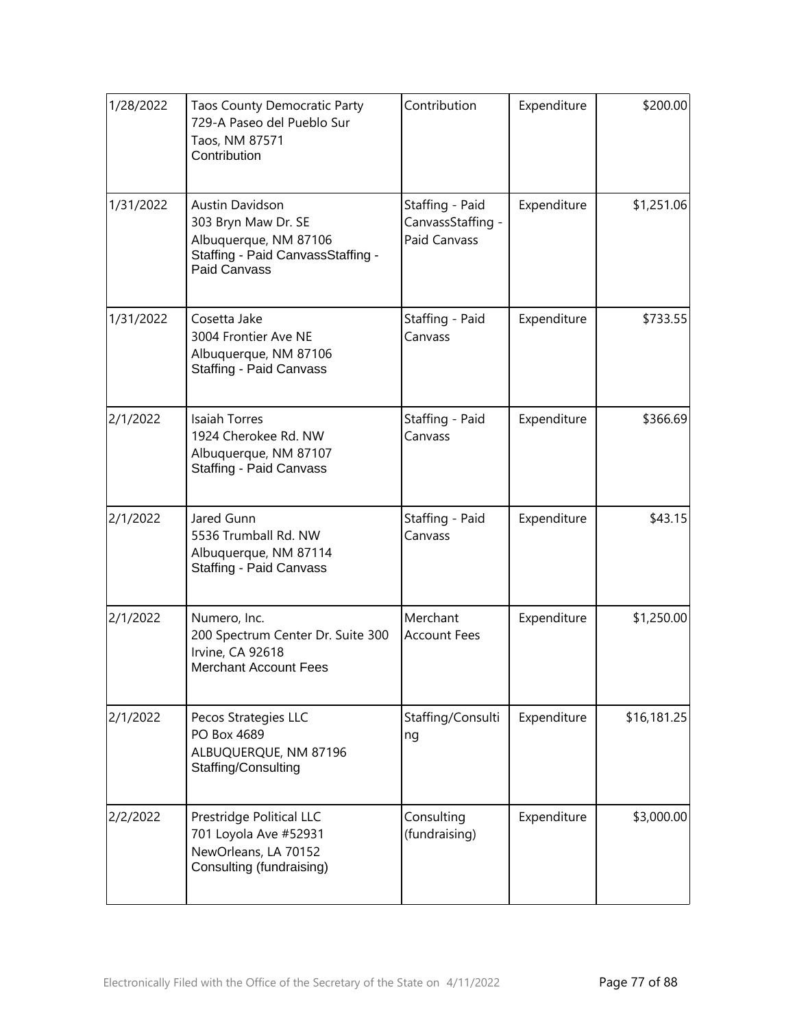| | | | | |
|---|---|---|---|---|
| 1/28/2022 | Taos County Democratic Party<br>729-A Paseo del Pueblo Sur<br>Taos, NM 87571<br>Contribution | Contribution | Expenditure | $200.00 |
| 1/31/2022 | Austin Davidson<br>303 Bryn Maw Dr. SE<br>Albuquerque, NM 87106<br>Staffing - Paid CanvassStaffing - Paid Canvass | Staffing - Paid CanvassStaffing - Paid Canvass | Expenditure | $1,251.06 |
| 1/31/2022 | Cosetta Jake<br>3004 Frontier Ave NE<br>Albuquerque, NM 87106<br>Staffing - Paid Canvass | Staffing - Paid Canvass | Expenditure | $733.55 |
| 2/1/2022 | Isaiah Torres<br>1924 Cherokee Rd. NW<br>Albuquerque, NM 87107<br>Staffing - Paid Canvass | Staffing - Paid Canvass | Expenditure | $366.69 |
| 2/1/2022 | Jared Gunn<br>5536 Trumball Rd. NW<br>Albuquerque, NM 87114<br>Staffing - Paid Canvass | Staffing - Paid Canvass | Expenditure | $43.15 |
| 2/1/2022 | Numero, Inc.<br>200 Spectrum Center Dr. Suite 300<br>Irvine, CA 92618<br>Merchant Account Fees | Merchant Account Fees | Expenditure | $1,250.00 |
| 2/1/2022 | Pecos Strategies LLC<br>PO Box 4689<br>ALBUQUERQUE, NM 87196<br>Staffing/Consulting | Staffing/Consulting | Expenditure | $16,181.25 |
| 2/2/2022 | Prestridge Political LLC<br>701 Loyola Ave #52931<br>NewOrleans, LA 70152<br>Consulting (fundraising) | Consulting (fundraising) | Expenditure | $3,000.00 |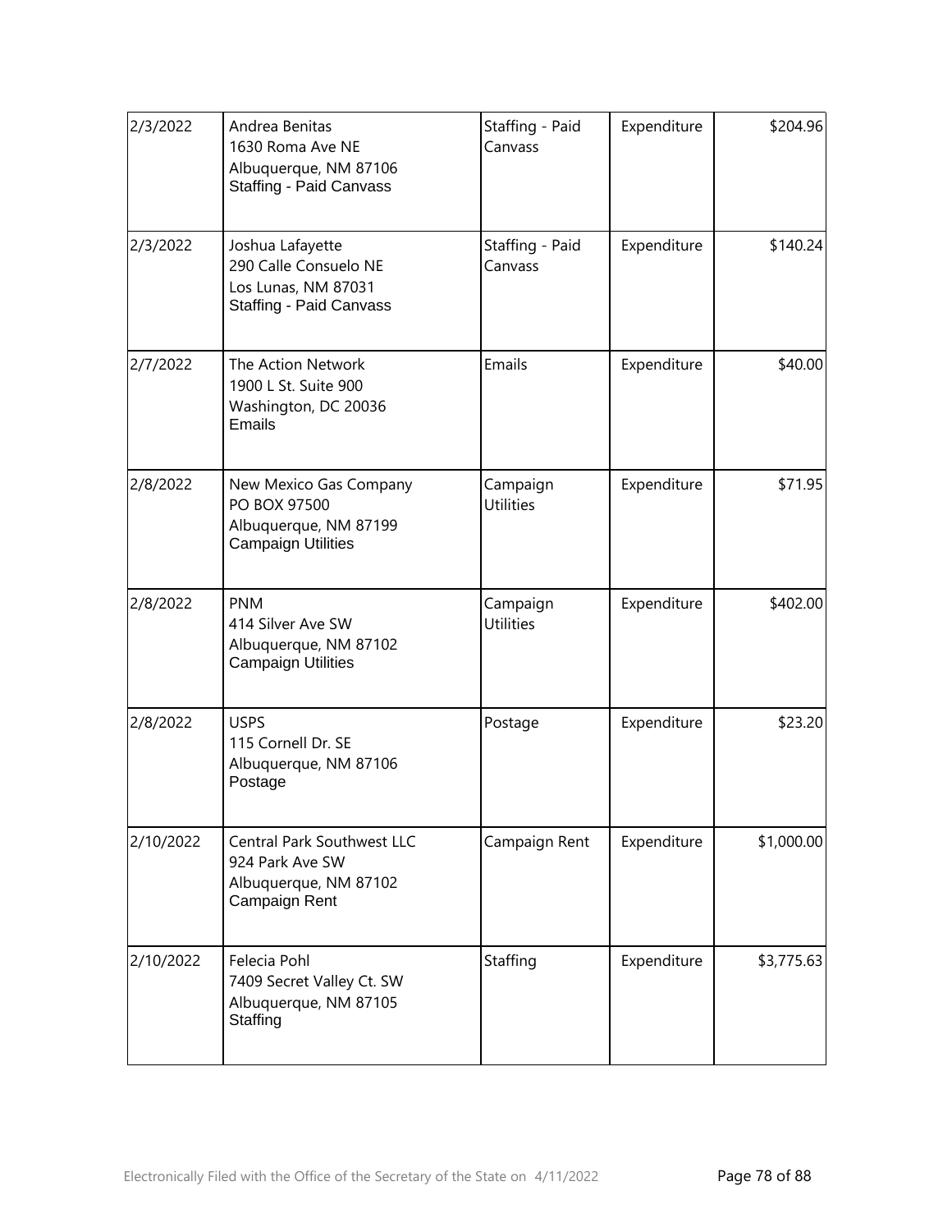| | | | | |
|---|---|---|---|---|
| 2/3/2022 | Andrea Benitas<br>1630 Roma Ave NE<br>Albuquerque, NM 87106<br>Staffing - Paid Canvass | Staffing - Paid Canvass | Expenditure | $204.96 |
| 2/3/2022 | Joshua Lafayette<br>290 Calle Consuelo NE<br>Los Lunas, NM 87031<br>Staffing - Paid Canvass | Staffing - Paid Canvass | Expenditure | $140.24 |
| 2/7/2022 | The Action Network<br>1900 L St. Suite 900<br>Washington, DC 20036<br>Emails | Emails | Expenditure | $40.00 |
| 2/8/2022 | New Mexico Gas Company<br>PO BOX 97500<br>Albuquerque, NM 87199<br>Campaign Utilities | Campaign Utilities | Expenditure | $71.95 |
| 2/8/2022 | PNM<br>414 Silver Ave SW<br>Albuquerque, NM 87102<br>Campaign Utilities | Campaign Utilities | Expenditure | $402.00 |
| 2/8/2022 | USPS<br>115 Cornell Dr. SE<br>Albuquerque, NM 87106<br>Postage | Postage | Expenditure | $23.20 |
| 2/10/2022 | Central Park Southwest LLC<br>924 Park Ave SW<br>Albuquerque, NM 87102<br>Campaign Rent | Campaign Rent | Expenditure | $1,000.00 |
| 2/10/2022 | Felecia Pohl<br>7409 Secret Valley Ct. SW<br>Albuquerque, NM 87105<br>Staffing | Staffing | Expenditure | $3,775.63 |

Electronically Filed with the Office of the Secretary of the State on 4/11/2022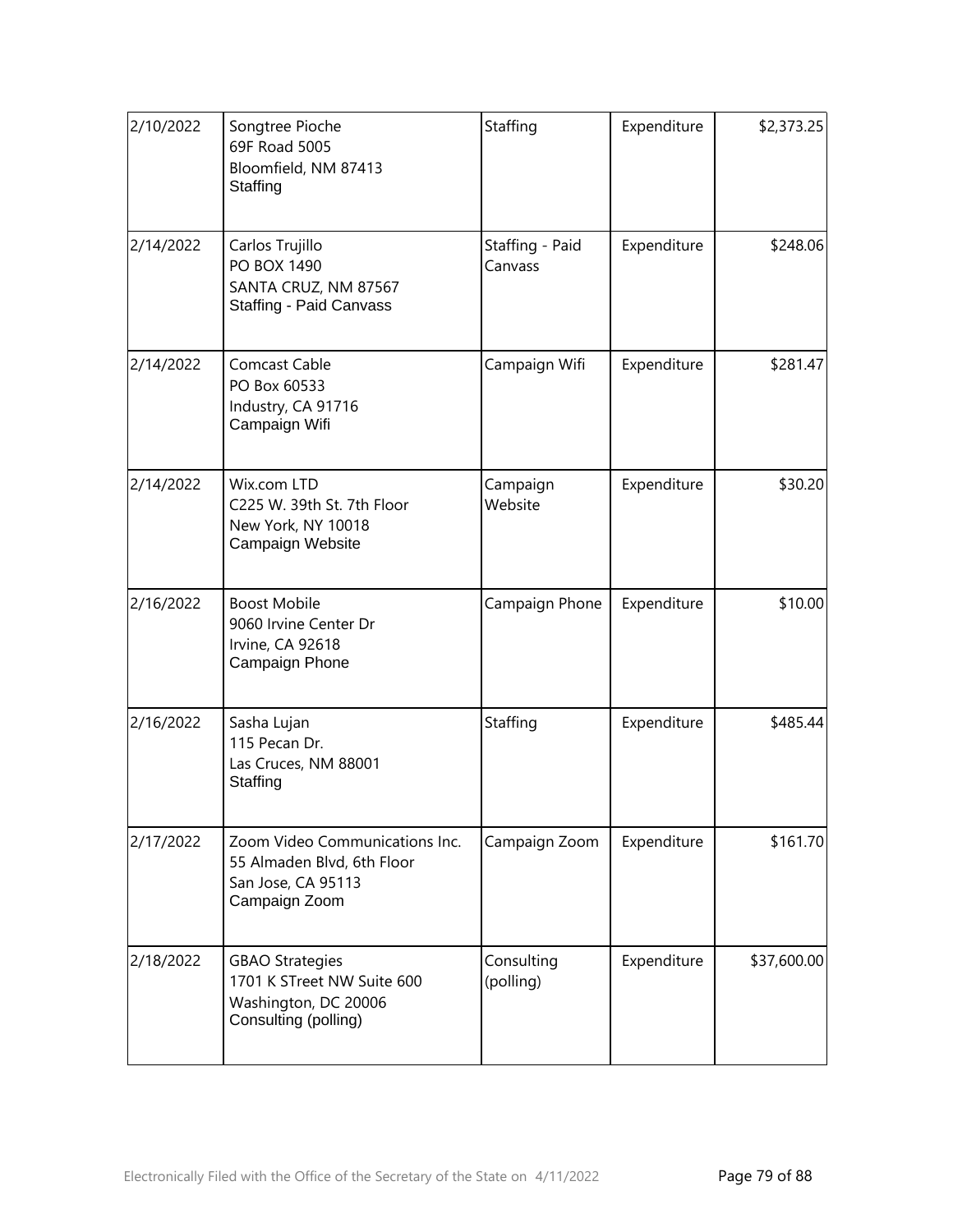| | | | | |
|---|---|---|---|---|
| 2/10/2022 | Songtree Pioche<br>69F Road 5005<br>Bloomfield, NM 87413<br>Staffing | Staffing | Expenditure | $2,373.25 |
| 2/14/2022 | Carlos Trujillo<br>PO BOX 1490<br>SANTA CRUZ, NM 87567<br>Staffing - Paid Canvass | Staffing - Paid Canvass | Expenditure | $248.06 |
| 2/14/2022 | Comcast Cable<br>PO Box 60533<br>Industry, CA 91716<br>Campaign Wifi | Campaign Wifi | Expenditure | $281.47 |
| 2/14/2022 | Wix.com LTD<br>C225 W. 39th St. 7th Floor<br>New York, NY 10018<br>Campaign Website | Campaign Website | Expenditure | $30.20 |
| 2/16/2022 | Boost Mobile<br>9060 Irvine Center Dr<br>Irvine, CA 92618<br>Campaign Phone | Campaign Phone | Expenditure | $10.00 |
| 2/16/2022 | Sasha Lujan<br>115 Pecan Dr.<br>Las Cruces, NM 88001<br>Staffing | Staffing | Expenditure | $485.44 |
| 2/17/2022 | Zoom Video Communications Inc.<br>55 Almaden Blvd, 6th Floor<br>San Jose, CA 95113<br>Campaign Zoom | Campaign Zoom | Expenditure | $161.70 |
| 2/18/2022 | GBAO Strategies<br>1701 K STreet NW Suite 600<br>Washington, DC 20006<br>Consulting (polling) | Consulting (polling) | Expenditure | $37,600.00 |

Electronically Filed with the Office of the Secretary of the State on 4/11/2022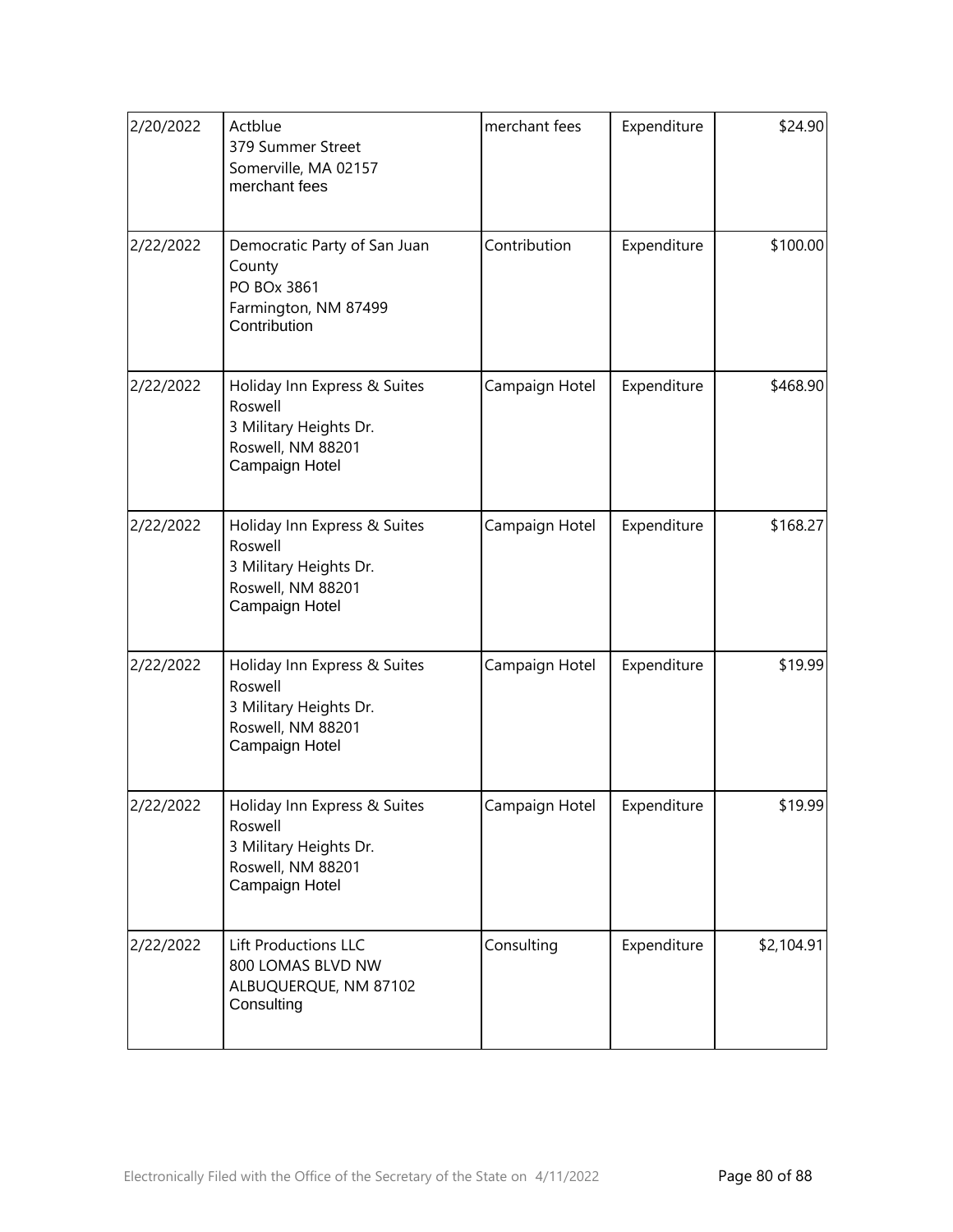| | | | | |
|---|---|---|---|---|
| 2/20/2022 | Actblue<br>379 Summer Street<br>Somerville, MA 02157<br>merchant fees | merchant fees | Expenditure | $24.90 |
| 2/22/2022 | Democratic Party of San Juan County<br>PO BOx 3861<br>Farmington, NM 87499<br>Contribution | Contribution | Expenditure | $100.00 |
| 2/22/2022 | Holiday Inn Express & Suites Roswell<br>3 Military Heights Dr.<br>Roswell, NM 88201<br>Campaign Hotel | Campaign Hotel | Expenditure | $468.90 |
| 2/22/2022 | Holiday Inn Express & Suites Roswell<br>3 Military Heights Dr.<br>Roswell, NM 88201<br>Campaign Hotel | Campaign Hotel | Expenditure | $168.27 |
| 2/22/2022 | Holiday Inn Express & Suites Roswell<br>3 Military Heights Dr.<br>Roswell, NM 88201<br>Campaign Hotel | Campaign Hotel | Expenditure | $19.99 |
| 2/22/2022 | Holiday Inn Express & Suites Roswell<br>3 Military Heights Dr.<br>Roswell, NM 88201<br>Campaign Hotel | Campaign Hotel | Expenditure | $19.99 |
| 2/22/2022 | Lift Productions LLC<br>800 LOMAS BLVD NW<br>ALBUQUERQUE, NM 87102<br>Consulting | Consulting | Expenditure | $2,104.91 |

Electronically Filed with the Office of the Secretary of the State on 4/11/2022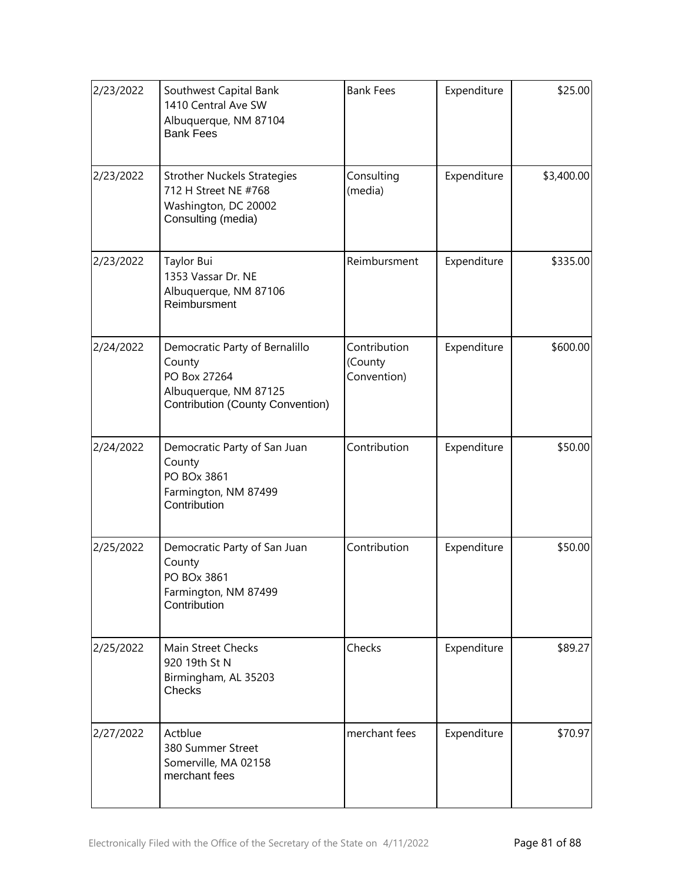| | | | | |
|---|---|---|---|---|
| 2/23/2022 | Southwest Capital Bank<br>1410 Central Ave SW<br>Albuquerque, NM 87104<br>Bank Fees | Bank Fees | Expenditure | $25.00 |
| 2/23/2022 | Strother Nuckels Strategies<br>712 H Street NE #768<br>Washington, DC 20002<br>Consulting (media) | Consulting (media) | Expenditure | $3,400.00 |
| 2/23/2022 | Taylor Bui<br>1353 Vassar Dr. NE<br>Albuquerque, NM 87106<br>Reimbursment | Reimbursment | Expenditure | $335.00 |
| 2/24/2022 | Democratic Party of Bernalillo County<br>PO Box 27264<br>Albuquerque, NM 87125<br>Contribution (County Convention) | Contribution (County Convention) | Expenditure | $600.00 |
| 2/24/2022 | Democratic Party of San Juan County<br>PO BOx 3861<br>Farmington, NM 87499<br>Contribution | Contribution | Expenditure | $50.00 |
| 2/25/2022 | Democratic Party of San Juan County<br>PO BOx 3861<br>Farmington, NM 87499<br>Contribution | Contribution | Expenditure | $50.00 |
| 2/25/2022 | Main Street Checks<br>920 19th St N<br>Birmingham, AL 35203<br>Checks | Checks | Expenditure | $89.27 |
| 2/27/2022 | Actblue<br>380 Summer Street<br>Somerville, MA 02158<br>merchant fees | merchant fees | Expenditure | $70.97 |

Electronically Filed with the Office of the Secretary of the State on 4/11/2022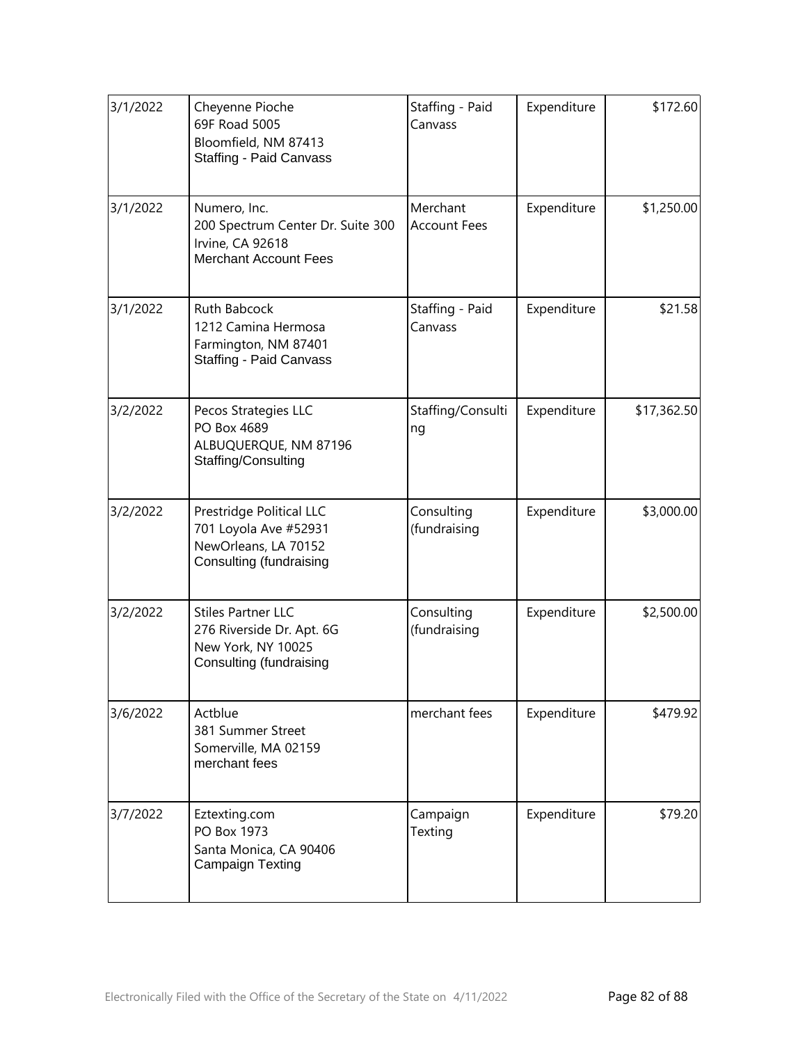| 3/1/2022 | Cheyenne Pioche<br>69F Road 5005<br>Bloomfield, NM 87413<br>Staffing - Paid Canvass | Staffing - Paid Canvass | Expenditure | $172.60 |
|---|---|---|---|---|
| 3/1/2022 | Numero, Inc.<br>200 Spectrum Center Dr. Suite 300<br>Irvine, CA 92618<br>Merchant Account Fees | Merchant Account Fees | Expenditure | $1,250.00 |
| 3/1/2022 | Ruth Babcock<br>1212 Camina Hermosa<br>Farmington, NM 87401<br>Staffing - Paid Canvass | Staffing - Paid Canvass | Expenditure | $21.58 |
| 3/2/2022 | Pecos Strategies LLC<br>PO Box 4689<br>ALBUQUERQUE, NM 87196<br>Staffing/Consulting | Staffing/Consulting | Expenditure | $17,362.50 |
| 3/2/2022 | Prestridge Political LLC<br>701 Loyola Ave #52931<br>NewOrleans, LA 70152<br>Consulting (fundraising | Consulting (fundraising | Expenditure | $3,000.00 |
| 3/2/2022 | Stiles Partner LLC<br>276 Riverside Dr. Apt. 6G<br>New York, NY 10025<br>Consulting (fundraising | Consulting (fundraising | Expenditure | $2,500.00 |
| 3/6/2022 | Actblue<br>381 Summer Street<br>Somerville, MA 02159<br>merchant fees | merchant fees | Expenditure | $479.92 |
| 3/7/2022 | Eztexting.com<br>PO Box 1973<br>Santa Monica, CA 90406<br>Campaign Texting | Campaign Texting | Expenditure | $79.20 |

Electronically Filed with the Office of the Secretary of the State on 4/11/2022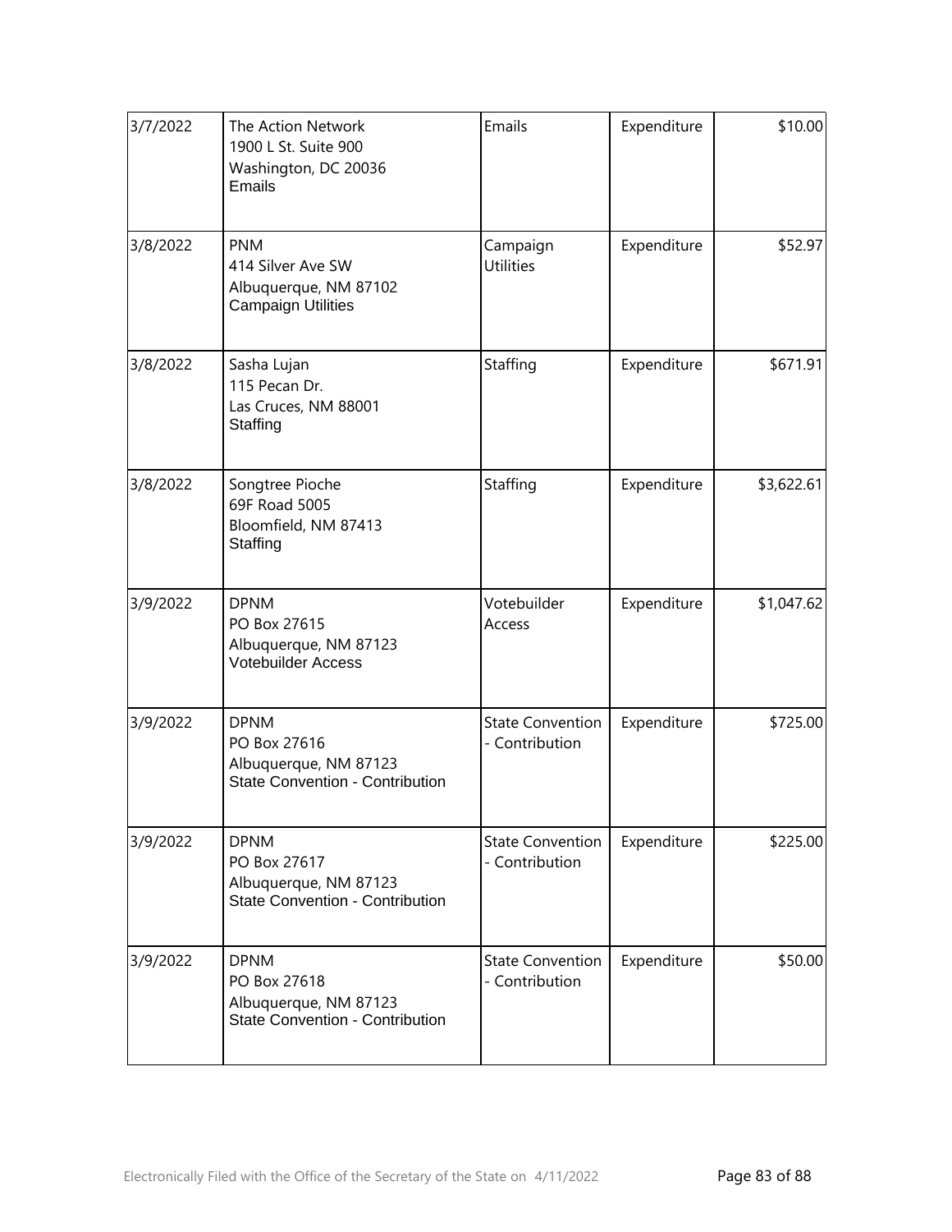| | | | | |
|---|---|---|---|---|
| 3/7/2022 | The Action Network<br>1900 L St. Suite 900<br>Washington, DC 20036<br>Emails | Emails | Expenditure | \$10.00 |
| 3/8/2022 | PNM<br>414 Silver Ave SW<br>Albuquerque, NM 87102<br>Campaign Utilities | Campaign Utilities | Expenditure | \$52.97 |
| 3/8/2022 | Sasha Lujan<br>115 Pecan Dr.<br>Las Cruces, NM 88001<br>Staffing | Staffing | Expenditure | \$671.91 |
| 3/8/2022 | Songtree Pioche<br>69F Road 5005<br>Bloomfield, NM 87413<br>Staffing | Staffing | Expenditure | \$3,622.61 |
| 3/9/2022 | DPNM<br>PO Box 27615<br>Albuquerque, NM 87123<br>Votebuilder Access | Votebuilder Access | Expenditure | \$1,047.62 |
| 3/9/2022 | DPNM<br>PO Box 27616<br>Albuquerque, NM 87123<br>State Convention - Contribution | State Convention - Contribution | Expenditure | \$725.00 |
| 3/9/2022 | DPNM<br>PO Box 27617<br>Albuquerque, NM 87123<br>State Convention - Contribution | State Convention - Contribution | Expenditure | \$225.00 |
| 3/9/2022 | DPNM<br>PO Box 27618<br>Albuquerque, NM 87123<br>State Convention - Contribution | State Convention - Contribution | Expenditure | \$50.00 |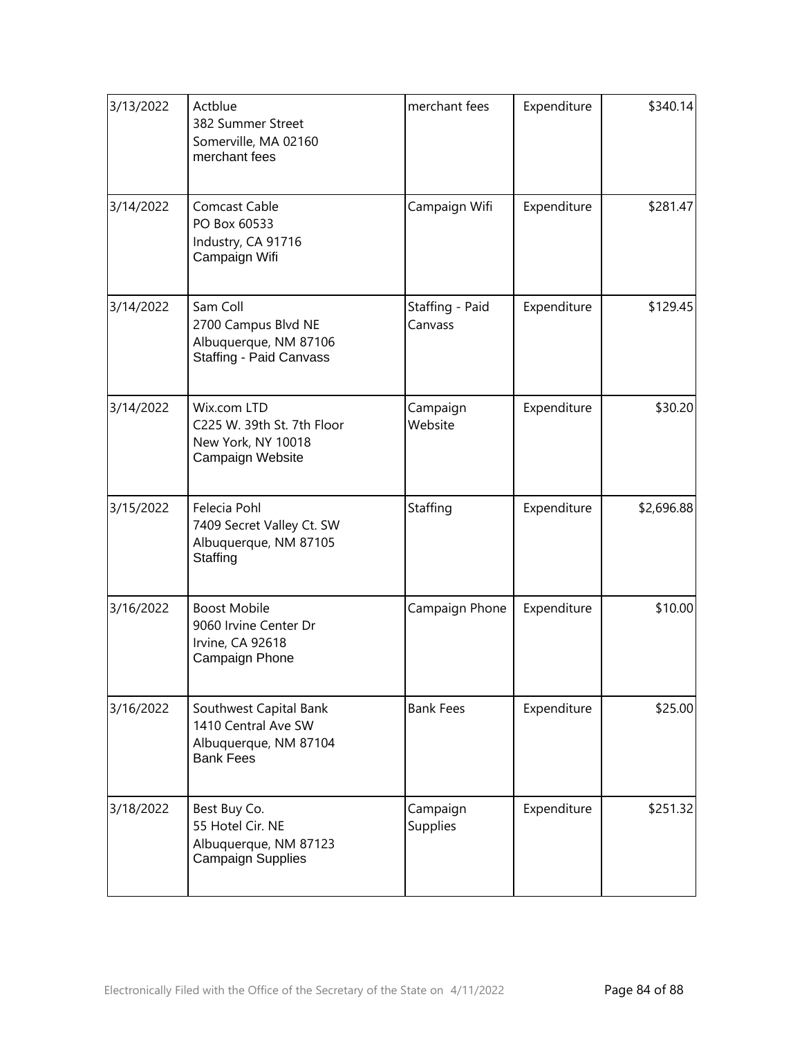| | | | | |
|---|---|---|---|---|
| 3/13/2022 | Actblue<br>382 Summer Street<br>Somerville, MA 02160<br>merchant fees | merchant fees | Expenditure | $340.14 |
| 3/14/2022 | Comcast Cable<br>PO Box 60533<br>Industry, CA 91716<br>Campaign Wifi | Campaign Wifi | Expenditure | $281.47 |
| 3/14/2022 | Sam Coll<br>2700 Campus Blvd NE<br>Albuquerque, NM 87106<br>Staffing - Paid Canvass | Staffing - Paid Canvass | Expenditure | $129.45 |
| 3/14/2022 | Wix.com LTD<br>C225 W. 39th St. 7th Floor<br>New York, NY 10018<br>Campaign Website | Campaign Website | Expenditure | $30.20 |
| 3/15/2022 | Felecia Pohl<br>7409 Secret Valley Ct. SW<br>Albuquerque, NM 87105<br>Staffing | Staffing | Expenditure | $2,696.88 |
| 3/16/2022 | Boost Mobile<br>9060 Irvine Center Dr<br>Irvine, CA 92618<br>Campaign Phone | Campaign Phone | Expenditure | $10.00 |
| 3/16/2022 | Southwest Capital Bank<br>1410 Central Ave SW<br>Albuquerque, NM 87104<br>Bank Fees | Bank Fees | Expenditure | $25.00 |
| 3/18/2022 | Best Buy Co.<br>55 Hotel Cir. NE<br>Albuquerque, NM 87123<br>Campaign Supplies | Campaign Supplies | Expenditure | $251.32 |

Electronically Filed with the Office of the Secretary of the State on 4/11/2022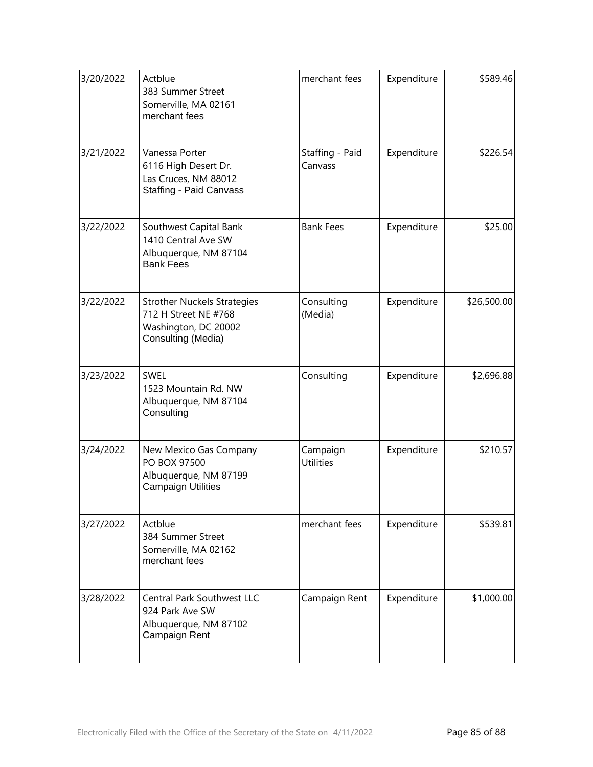| | | | | |
|---|---|---|---|---|
| 3/20/2022 | Actblue<br>383 Summer Street<br>Somerville, MA 02161<br>merchant fees | merchant fees | Expenditure | $589.46 |
| 3/21/2022 | Vanessa Porter<br>6116 High Desert Dr.<br>Las Cruces, NM 88012<br>Staffing - Paid Canvass | Staffing - Paid Canvass | Expenditure | $226.54 |
| 3/22/2022 | Southwest Capital Bank<br>1410 Central Ave SW<br>Albuquerque, NM 87104<br>Bank Fees | Bank Fees | Expenditure | $25.00 |
| 3/22/2022 | Strother Nuckels Strategies<br>712 H Street NE #768<br>Washington, DC 20002<br>Consulting (Media) | Consulting (Media) | Expenditure | $26,500.00 |
| 3/23/2022 | SWEL<br>1523 Mountain Rd. NW<br>Albuquerque, NM 87104<br>Consulting | Consulting | Expenditure | $2,696.88 |
| 3/24/2022 | New Mexico Gas Company<br>PO BOX 97500<br>Albuquerque, NM 87199<br>Campaign Utilities | Campaign Utilities | Expenditure | $210.57 |
| 3/27/2022 | Actblue<br>384 Summer Street<br>Somerville, MA 02162<br>merchant fees | merchant fees | Expenditure | $539.81 |
| 3/28/2022 | Central Park Southwest LLC<br>924 Park Ave SW<br>Albuquerque, NM 87102<br>Campaign Rent | Campaign Rent | Expenditure | $1,000.00 |

Electronically Filed with the Office of the Secretary of the State on 4/11/2022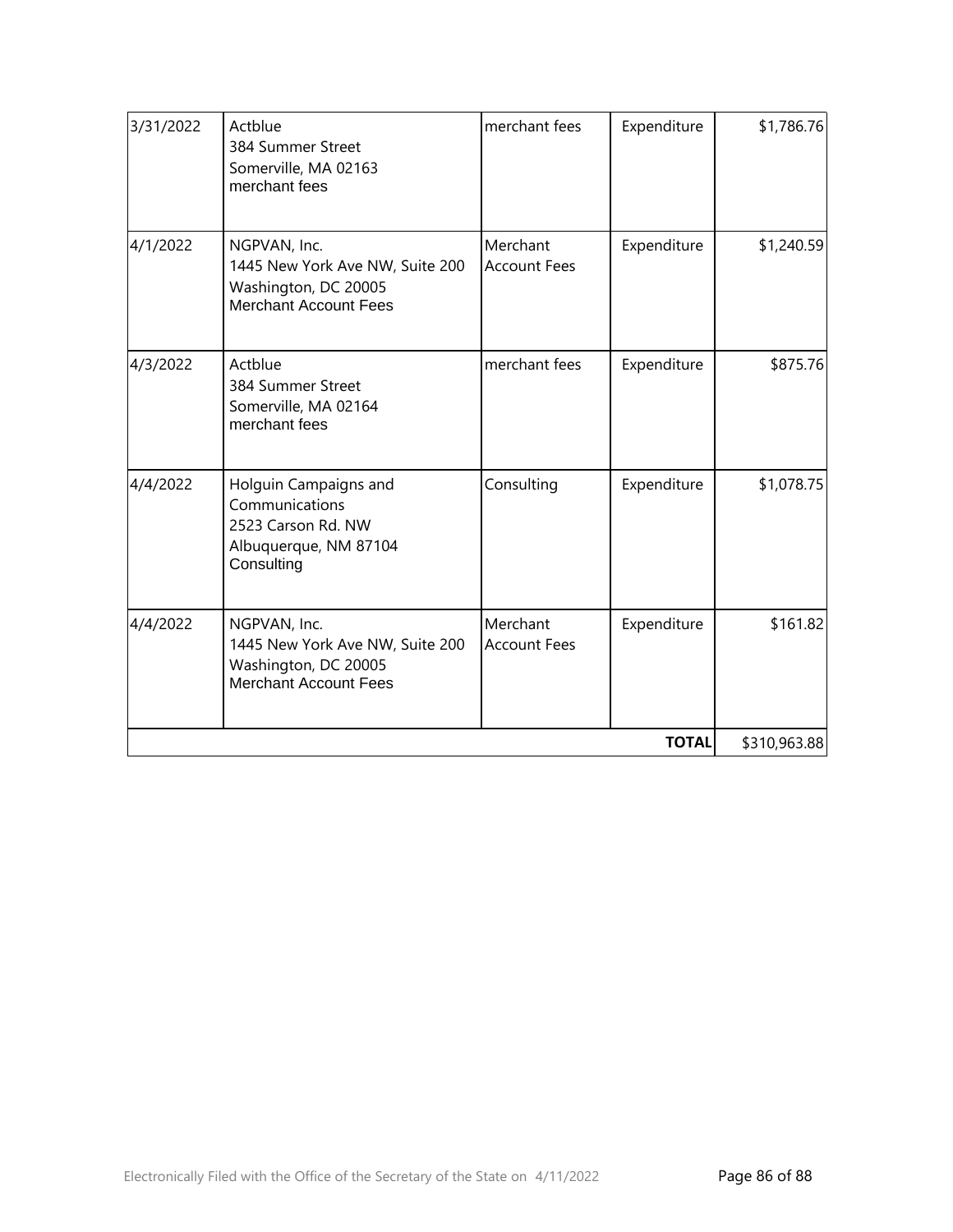| | | | | |
|---|---|---|---|---|
| 3/31/2022 | Actblue<br>384 Summer Street<br>Somerville, MA 02163<br>merchant fees | merchant fees | Expenditure | $1,786.76 |
| 4/1/2022 | NGPVAN, Inc.<br>1445 New York Ave NW, Suite 200<br>Washington, DC 20005<br>Merchant Account Fees | Merchant Account Fees | Expenditure | $1,240.59 |
| 4/3/2022 | Actblue<br>384 Summer Street<br>Somerville, MA 02164<br>merchant fees | merchant fees | Expenditure | $875.76 |
| 4/4/2022 | Holguin Campaigns and Communications<br>2523 Carson Rd. NW<br>Albuquerque, NM 87104<br>Consulting | Consulting | Expenditure | $1,078.75 |
| 4/4/2022 | NGPVAN, Inc.<br>1445 New York Ave NW, Suite 200<br>Washington, DC 20005<br>Merchant Account Fees | Merchant Account Fees | Expenditure | $161.82 |
| | | | **TOTAL** | $310,963.88 |

Electronically Filed with the Office of the Secretary of the State on 4/11/2022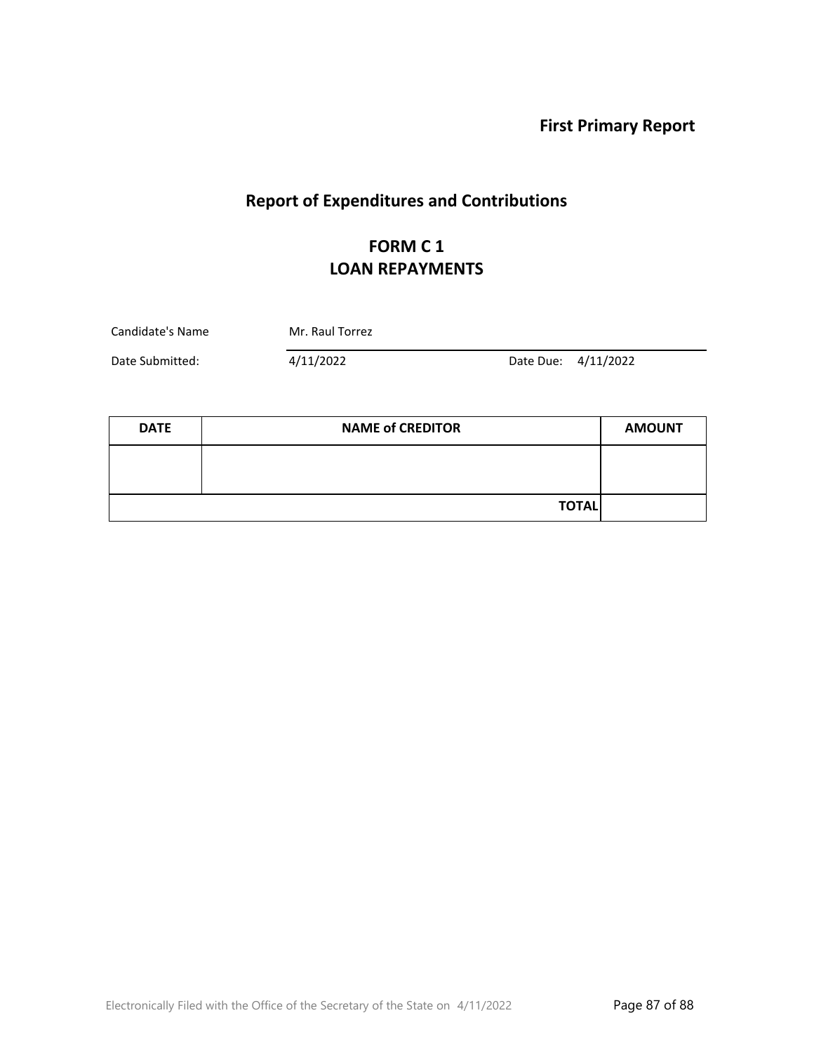**First Primary Report**

## Report of Expenditures and Contributions

## FORM C 1
## LOAN REPAYMENTS

Candidate's Name: Mr. Raul Torrez

Date Submitted: 4/11/2022 Date Due: 4/11/2022

| DATE | NAME of CREDITOR | AMOUNT |
|---|---|---|
| | | |
| | **TOTAL** | |

Electronically Filed with the Office of the Secretary of the State on 4/11/2022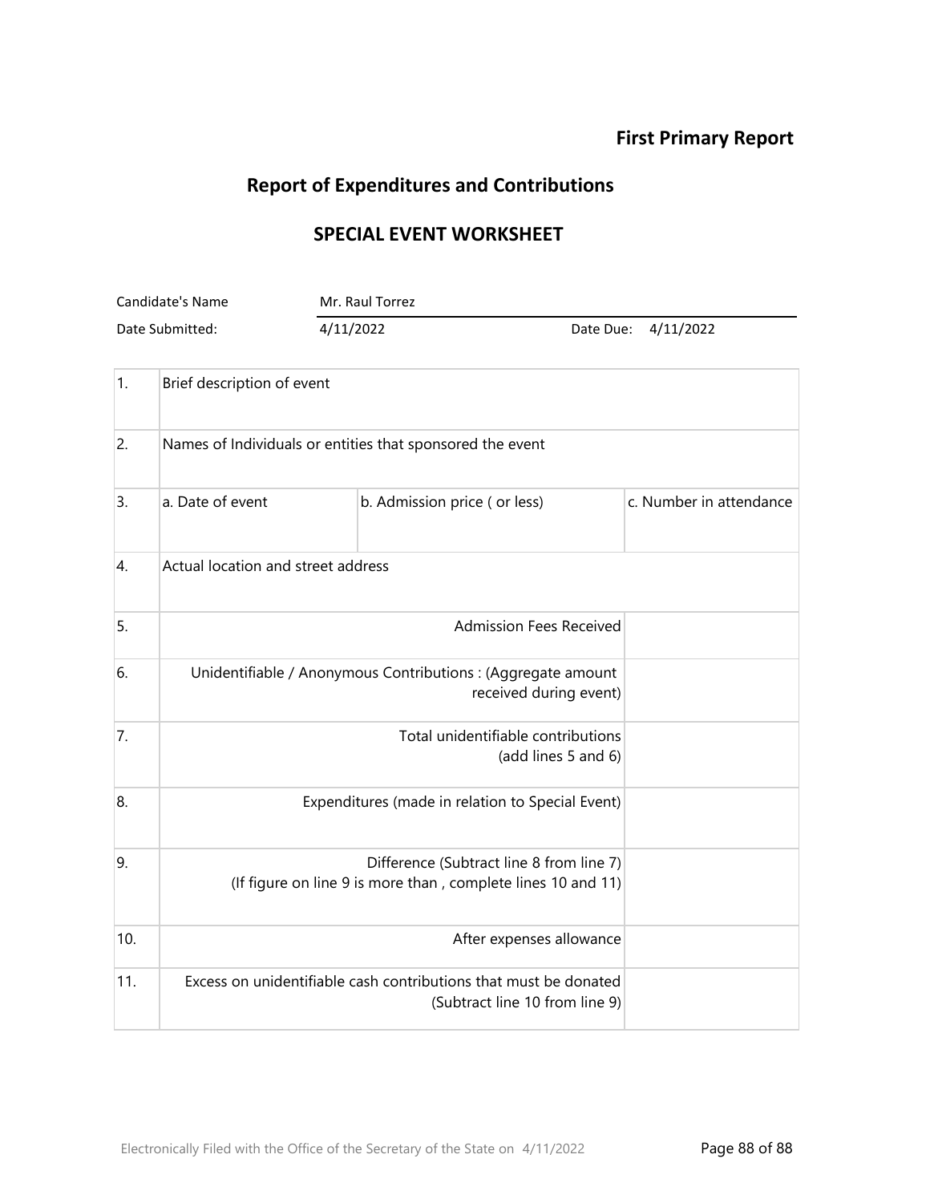**First Primary Report**

## Report of Expenditures and Contributions

### SPECIAL EVENT WORKSHEET

| | | | |
|---|---|---|---|
| Candidate's Name | Mr. Raul Torrez | | |
| Date Submitted: | 4/11/2022 | Date Due: | 4/11/2022 |

| | | | |
|---|---|---|---|
| 1. | Brief description of event | | |
| 2. | Names of Individuals or entities that sponsored the event | | |
| 3. | a. Date of event | b. Admission price ( or less) | c. Number in attendance |
| 4. | Actual location and street address | | |
| 5. | Admission Fees Received | | |
| 6. | Unidentifiable / Anonymous Contributions : (Aggregate amount received during event) | | |
| 7. | Total unidentifiable contributions (add lines 5 and 6) | | |
| 8. | Expenditures (made in relation to Special Event) | | |
| 9. | Difference (Subtract line 8 from line 7) (If figure on line 9 is more than , complete lines 10 and 11) | | |
| 10. | After expenses allowance | | |
| 11. | Excess on unidentifiable cash contributions that must be donated (Subtract line 10 from line 9) | | |

Electronically Filed with the Office of the Secretary of the State on 4/11/2022